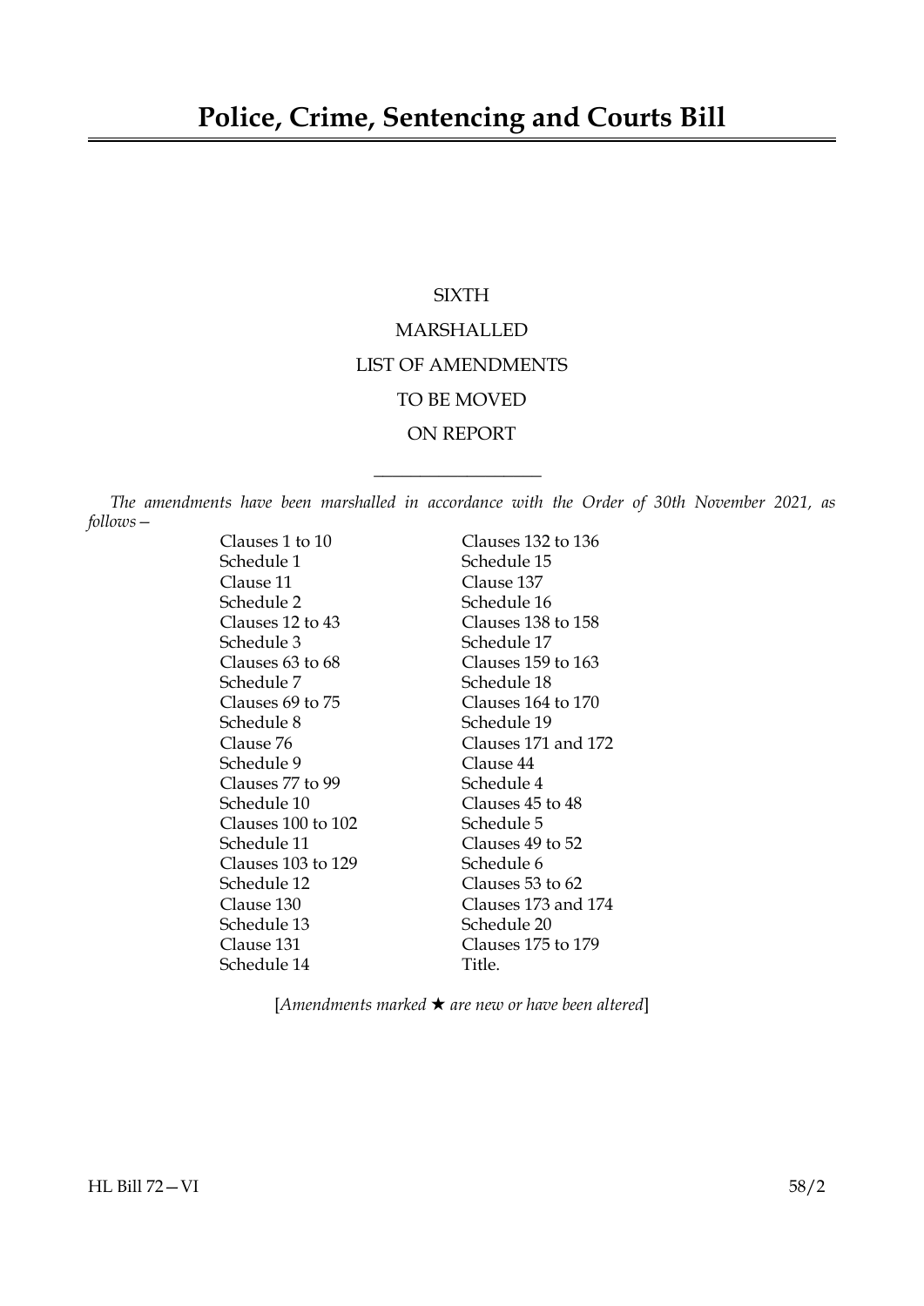# Police, Crime, Sentencing and Courts Bill

SIXTH

MARSHALLED

LIST OF AMENDMENTS

TO BE MOVED

ON REPORT

---

*The amendments have been marshalled in accordance with the Order of 30th November 2021, as follows—*

Clauses 1 to 10
Schedule 1
Clause 11
Schedule 2
Clauses 12 to 43
Schedule 3
Clauses 63 to 68
Schedule 7
Clauses 69 to 75
Schedule 8
Clause 76
Schedule 9
Clauses 77 to 99
Schedule 10
Clauses 100 to 102
Schedule 11
Clauses 103 to 129
Schedule 12
Clause 130
Schedule 13
Clause 131
Schedule 14
Clauses 132 to 136
Schedule 15
Clause 137
Schedule 16
Clauses 138 to 158
Schedule 17
Clauses 159 to 163
Schedule 18
Clauses 164 to 170
Schedule 19
Clauses 171 and 172
Clause 44
Schedule 4
Clauses 45 to 48
Schedule 5
Clauses 49 to 52
Schedule 6
Clauses 53 to 62
Clauses 173 and 174
Schedule 20
Clauses 175 to 179
Title.

[*Amendments marked ★ are new or have been altered*]

HL Bill 72—VI 58/2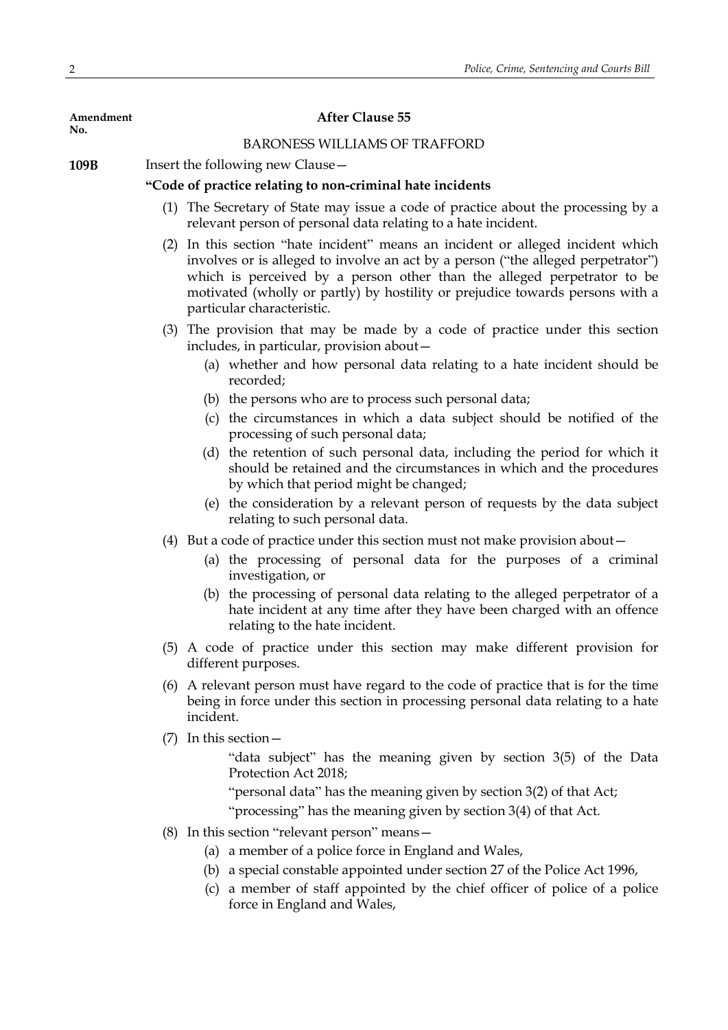Amendment No.

## After Clause 55

BARONESS WILLIAMS OF TRAFFORD

**109B** Insert the following new Clause—

**"Code of practice relating to non-criminal hate incidents**

(1) The Secretary of State may issue a code of practice about the processing by a relevant person of personal data relating to a hate incident.

(2) In this section "hate incident" means an incident or alleged incident which involves or is alleged to involve an act by a person ("the alleged perpetrator") which is perceived by a person other than the alleged perpetrator to be motivated (wholly or partly) by hostility or prejudice towards persons with a particular characteristic.

(3) The provision that may be made by a code of practice under this section includes, in particular, provision about—

- (a) whether and how personal data relating to a hate incident should be recorded;
- (b) the persons who are to process such personal data;
- (c) the circumstances in which a data subject should be notified of the processing of such personal data;
- (d) the retention of such personal data, including the period for which it should be retained and the circumstances in which and the procedures by which that period might be changed;
- (e) the consideration by a relevant person of requests by the data subject relating to such personal data.

(4) But a code of practice under this section must not make provision about—

- (a) the processing of personal data for the purposes of a criminal investigation, or
- (b) the processing of personal data relating to the alleged perpetrator of a hate incident at any time after they have been charged with an offence relating to the hate incident.

(5) A code of practice under this section may make different provision for different purposes.

(6) A relevant person must have regard to the code of practice that is for the time being in force under this section in processing personal data relating to a hate incident.

(7) In this section—

"data subject" has the meaning given by section 3(5) of the Data Protection Act 2018;

"personal data" has the meaning given by section 3(2) of that Act;

"processing" has the meaning given by section 3(4) of that Act.

(8) In this section "relevant person" means—

- (a) a member of a police force in England and Wales,
- (b) a special constable appointed under section 27 of the Police Act 1996,
- (c) a member of staff appointed by the chief officer of police of a police force in England and Wales,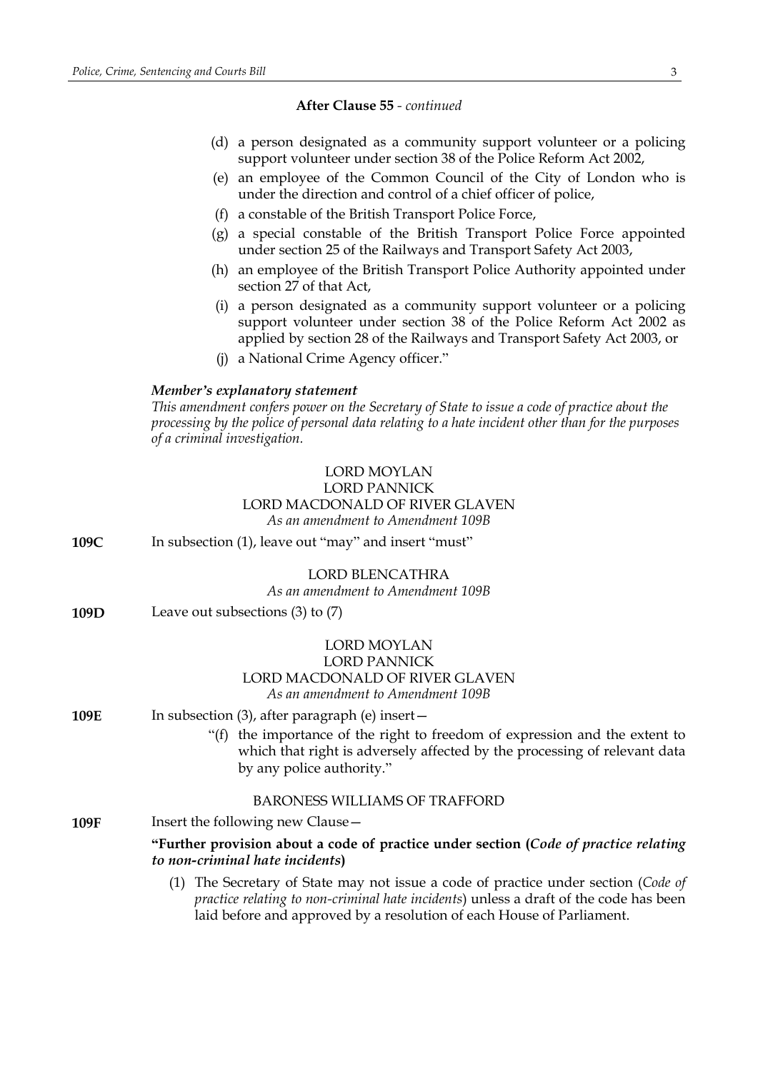**After Clause 55** - *continued*

(d) a person designated as a community support volunteer or a policing support volunteer under section 38 of the Police Reform Act 2002,

(e) an employee of the Common Council of the City of London who is under the direction and control of a chief officer of police,

(f) a constable of the British Transport Police Force,

(g) a special constable of the British Transport Police Force appointed under section 25 of the Railways and Transport Safety Act 2003,

(h) an employee of the British Transport Police Authority appointed under section 27 of that Act,

(i) a person designated as a community support volunteer or a policing support volunteer under section 38 of the Police Reform Act 2002 as applied by section 28 of the Railways and Transport Safety Act 2003, or

(j) a National Crime Agency officer."

***Member's explanatory statement***

*This amendment confers power on the Secretary of State to issue a code of practice about the processing by the police of personal data relating to a hate incident other than for the purposes of a criminal investigation.*

LORD MOYLAN
LORD PANNICK
LORD MACDONALD OF RIVER GLAVEN
*As an amendment to Amendment 109B*

**109C** In subsection (1), leave out "may" and insert "must"

LORD BLENCATHRA
*As an amendment to Amendment 109B*

**109D** Leave out subsections (3) to (7)

LORD MOYLAN
LORD PANNICK
LORD MACDONALD OF RIVER GLAVEN
*As an amendment to Amendment 109B*

**109E** In subsection (3), after paragraph (e) insert—

"(f) the importance of the right to freedom of expression and the extent to which that right is adversely affected by the processing of relevant data by any police authority."

BARONESS WILLIAMS OF TRAFFORD

**109F** Insert the following new Clause—

**"Further provision about a code of practice under section (*Code of practice relating to non-criminal hate incidents*)**

(1) The Secretary of State may not issue a code of practice under section (*Code of practice relating to non-criminal hate incidents*) unless a draft of the code has been laid before and approved by a resolution of each House of Parliament.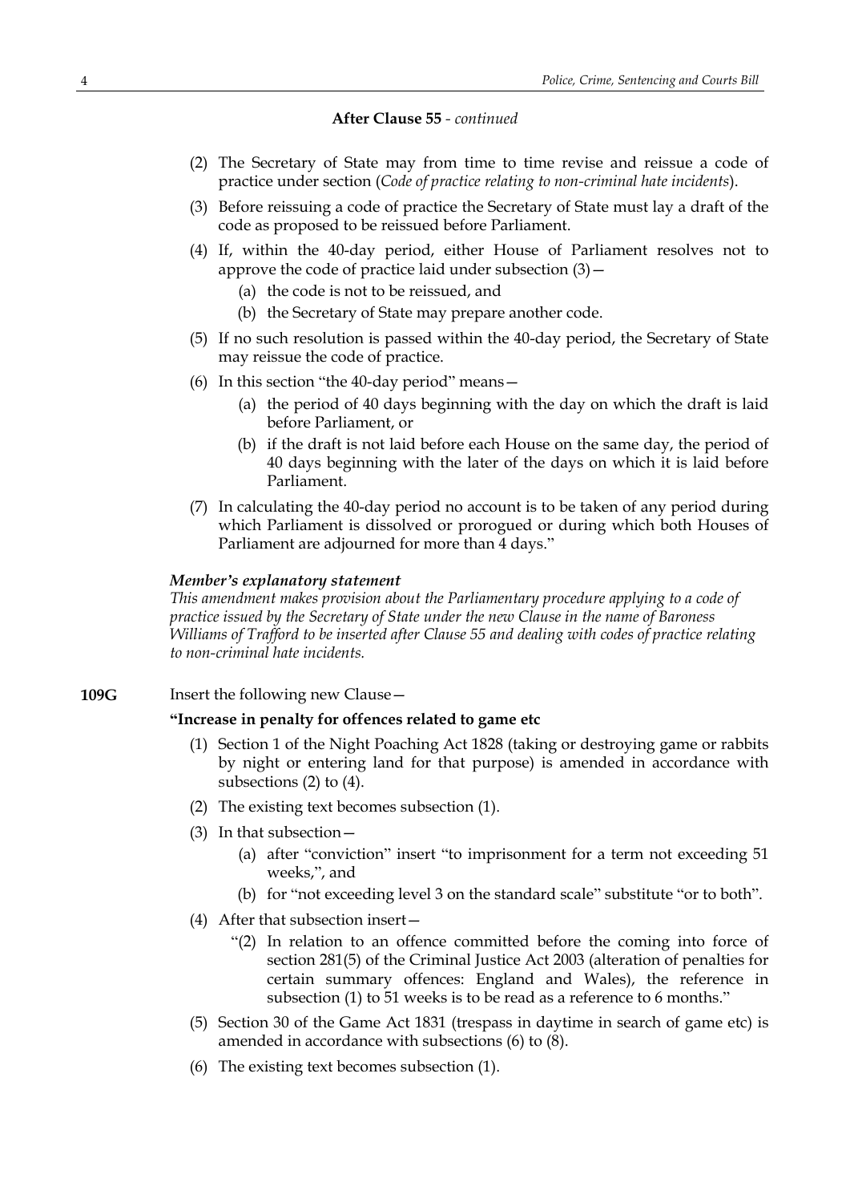**After Clause 55** - *continued*

(2) The Secretary of State may from time to time revise and reissue a code of practice under section (*Code of practice relating to non-criminal hate incidents*).

(3) Before reissuing a code of practice the Secretary of State must lay a draft of the code as proposed to be reissued before Parliament.

(4) If, within the 40-day period, either House of Parliament resolves not to approve the code of practice laid under subsection (3)—

(a) the code is not to be reissued, and

(b) the Secretary of State may prepare another code.

(5) If no such resolution is passed within the 40-day period, the Secretary of State may reissue the code of practice.

(6) In this section "the 40-day period" means—

(a) the period of 40 days beginning with the day on which the draft is laid before Parliament, or

(b) if the draft is not laid before each House on the same day, the period of 40 days beginning with the later of the days on which it is laid before Parliament.

(7) In calculating the 40-day period no account is to be taken of any period during which Parliament is dissolved or prorogued or during which both Houses of Parliament are adjourned for more than 4 days."

***Member's explanatory statement***

*This amendment makes provision about the Parliamentary procedure applying to a code of practice issued by the Secretary of State under the new Clause in the name of Baroness Williams of Trafford to be inserted after Clause 55 and dealing with codes of practice relating to non-criminal hate incidents.*

**109G** Insert the following new Clause—

**"Increase in penalty for offences related to game etc**

(1) Section 1 of the Night Poaching Act 1828 (taking or destroying game or rabbits by night or entering land for that purpose) is amended in accordance with subsections (2) to (4).

(2) The existing text becomes subsection (1).

(3) In that subsection—

(a) after "conviction" insert "to imprisonment for a term not exceeding 51 weeks,", and

(b) for "not exceeding level 3 on the standard scale" substitute "or to both".

(4) After that subsection insert—

"(2) In relation to an offence committed before the coming into force of section 281(5) of the Criminal Justice Act 2003 (alteration of penalties for certain summary offences: England and Wales), the reference in subsection (1) to 51 weeks is to be read as a reference to 6 months."

(5) Section 30 of the Game Act 1831 (trespass in daytime in search of game etc) is amended in accordance with subsections (6) to (8).

(6) The existing text becomes subsection (1).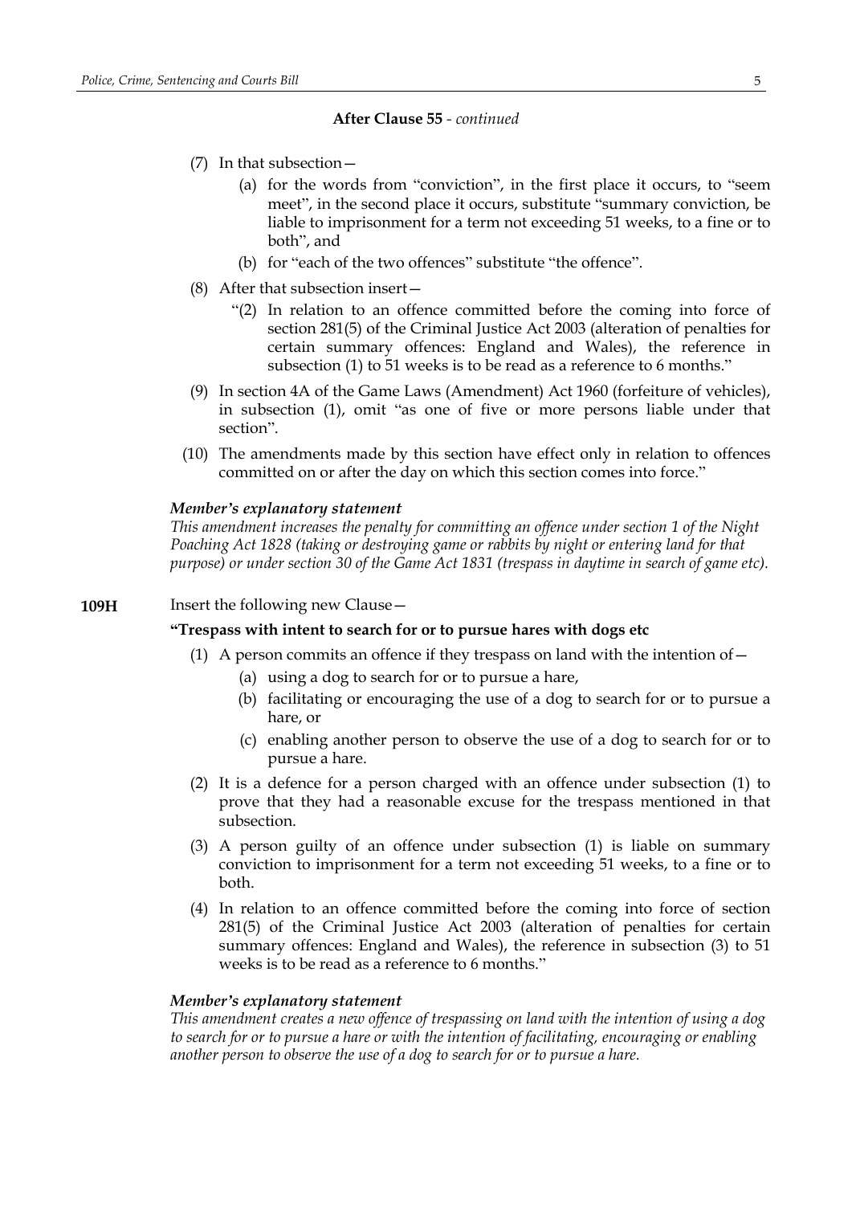**After Clause 55** - *continued*

(7) In that subsection—

(a) for the words from "conviction", in the first place it occurs, to "seem meet", in the second place it occurs, substitute "summary conviction, be liable to imprisonment for a term not exceeding 51 weeks, to a fine or to both", and

(b) for "each of the two offences" substitute "the offence".

(8) After that subsection insert—

"(2) In relation to an offence committed before the coming into force of section 281(5) of the Criminal Justice Act 2003 (alteration of penalties for certain summary offences: England and Wales), the reference in subsection (1) to 51 weeks is to be read as a reference to 6 months."

(9) In section 4A of the Game Laws (Amendment) Act 1960 (forfeiture of vehicles), in subsection (1), omit "as one of five or more persons liable under that section".

(10) The amendments made by this section have effect only in relation to offences committed on or after the day on which this section comes into force."

***Member's explanatory statement***

*This amendment increases the penalty for committing an offence under section 1 of the Night Poaching Act 1828 (taking or destroying game or rabbits by night or entering land for that purpose) or under section 30 of the Game Act 1831 (trespass in daytime in search of game etc).*

**109H** Insert the following new Clause—

**"Trespass with intent to search for or to pursue hares with dogs etc**

(1) A person commits an offence if they trespass on land with the intention of—

(a) using a dog to search for or to pursue a hare,

(b) facilitating or encouraging the use of a dog to search for or to pursue a hare, or

(c) enabling another person to observe the use of a dog to search for or to pursue a hare.

(2) It is a defence for a person charged with an offence under subsection (1) to prove that they had a reasonable excuse for the trespass mentioned in that subsection.

(3) A person guilty of an offence under subsection (1) is liable on summary conviction to imprisonment for a term not exceeding 51 weeks, to a fine or to both.

(4) In relation to an offence committed before the coming into force of section 281(5) of the Criminal Justice Act 2003 (alteration of penalties for certain summary offences: England and Wales), the reference in subsection (3) to 51 weeks is to be read as a reference to 6 months."

***Member's explanatory statement***

*This amendment creates a new offence of trespassing on land with the intention of using a dog to search for or to pursue a hare or with the intention of facilitating, encouraging or enabling another person to observe the use of a dog to search for or to pursue a hare.*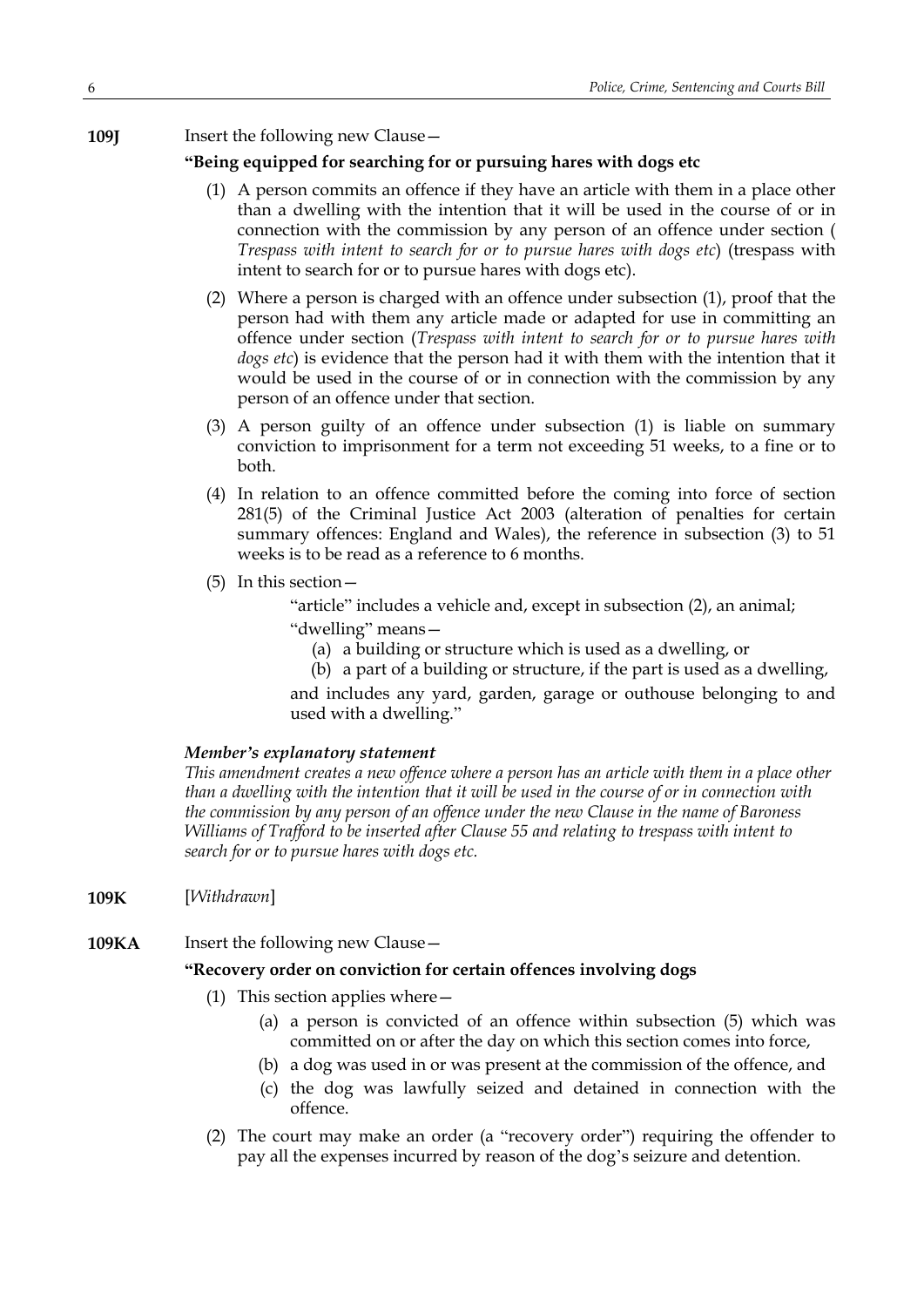**109J** Insert the following new Clause—

**"Being equipped for searching for or pursuing hares with dogs etc**

(1) A person commits an offence if they have an article with them in a place other than a dwelling with the intention that it will be used in the course of or in connection with the commission by any person of an offence under section ( *Trespass with intent to search for or to pursue hares with dogs etc*) (trespass with intent to search for or to pursue hares with dogs etc).

(2) Where a person is charged with an offence under subsection (1), proof that the person had with them any article made or adapted for use in committing an offence under section (*Trespass with intent to search for or to pursue hares with dogs etc*) is evidence that the person had it with them with the intention that it would be used in the course of or in connection with the commission by any person of an offence under that section.

(3) A person guilty of an offence under subsection (1) is liable on summary conviction to imprisonment for a term not exceeding 51 weeks, to a fine or to both.

(4) In relation to an offence committed before the coming into force of section 281(5) of the Criminal Justice Act 2003 (alteration of penalties for certain summary offences: England and Wales), the reference in subsection (3) to 51 weeks is to be read as a reference to 6 months.

(5) In this section—

"article" includes a vehicle and, except in subsection (2), an animal;

"dwelling" means—

(a) a building or structure which is used as a dwelling, or

(b) a part of a building or structure, if the part is used as a dwelling,

and includes any yard, garden, garage or outhouse belonging to and used with a dwelling."

***Member's explanatory statement***

*This amendment creates a new offence where a person has an article with them in a place other than a dwelling with the intention that it will be used in the course of or in connection with the commission by any person of an offence under the new Clause in the name of Baroness Williams of Trafford to be inserted after Clause 55 and relating to trespass with intent to search for or to pursue hares with dogs etc.*

**109K** [*Withdrawn*]

**109KA** Insert the following new Clause—

**"Recovery order on conviction for certain offences involving dogs**

(1) This section applies where—

(a) a person is convicted of an offence within subsection (5) which was committed on or after the day on which this section comes into force,

(b) a dog was used in or was present at the commission of the offence, and

(c) the dog was lawfully seized and detained in connection with the offence.

(2) The court may make an order (a "recovery order") requiring the offender to pay all the expenses incurred by reason of the dog's seizure and detention.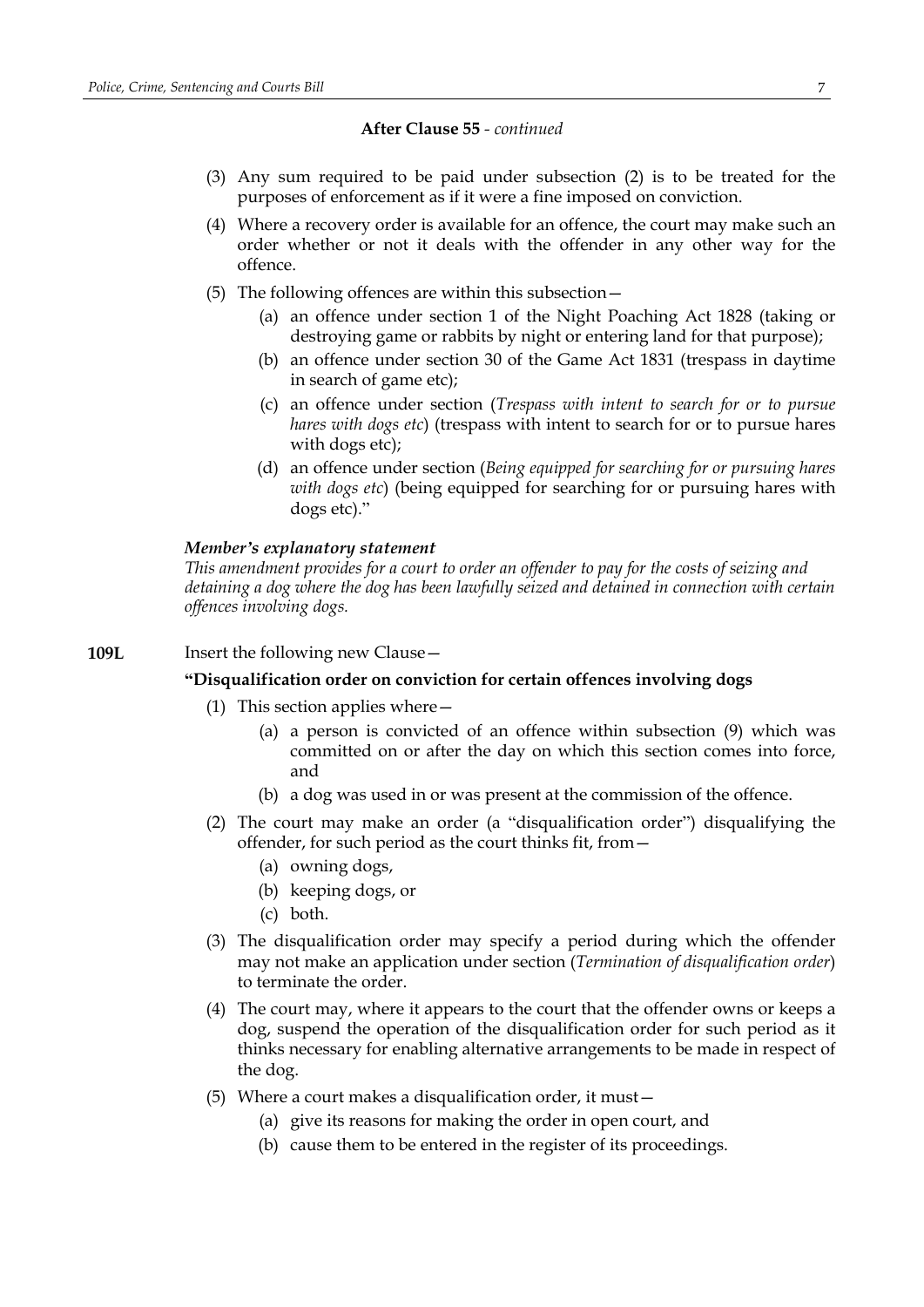**After Clause 55** - *continued*

(3) Any sum required to be paid under subsection (2) is to be treated for the purposes of enforcement as if it were a fine imposed on conviction.

(4) Where a recovery order is available for an offence, the court may make such an order whether or not it deals with the offender in any other way for the offence.

(5) The following offences are within this subsection—

(a) an offence under section 1 of the Night Poaching Act 1828 (taking or destroying game or rabbits by night or entering land for that purpose);

(b) an offence under section 30 of the Game Act 1831 (trespass in daytime in search of game etc);

(c) an offence under section (*Trespass with intent to search for or to pursue hares with dogs etc*) (trespass with intent to search for or to pursue hares with dogs etc);

(d) an offence under section (*Being equipped for searching for or pursuing hares with dogs etc*) (being equipped for searching for or pursuing hares with dogs etc)."

***Member's explanatory statement***

*This amendment provides for a court to order an offender to pay for the costs of seizing and detaining a dog where the dog has been lawfully seized and detained in connection with certain offences involving dogs.*

**109L** Insert the following new Clause—

**"Disqualification order on conviction for certain offences involving dogs**

(1) This section applies where—

(a) a person is convicted of an offence within subsection (9) which was committed on or after the day on which this section comes into force, and

(b) a dog was used in or was present at the commission of the offence.

(2) The court may make an order (a "disqualification order") disqualifying the offender, for such period as the court thinks fit, from—

(a) owning dogs,

(b) keeping dogs, or

(c) both.

(3) The disqualification order may specify a period during which the offender may not make an application under section (*Termination of disqualification order*) to terminate the order.

(4) The court may, where it appears to the court that the offender owns or keeps a dog, suspend the operation of the disqualification order for such period as it thinks necessary for enabling alternative arrangements to be made in respect of the dog.

(5) Where a court makes a disqualification order, it must—

(a) give its reasons for making the order in open court, and

(b) cause them to be entered in the register of its proceedings.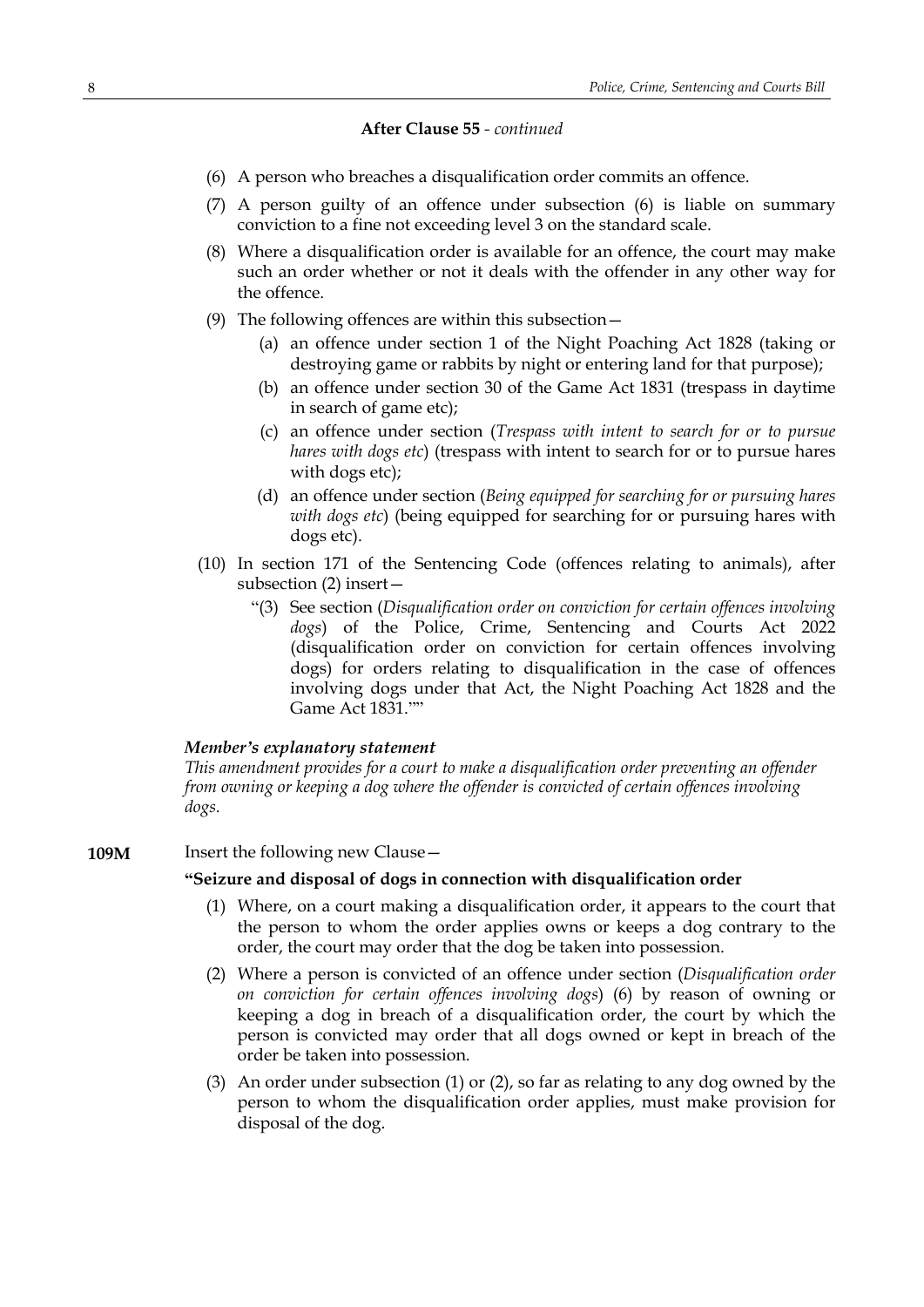**After Clause 55** - *continued*

(6) A person who breaches a disqualification order commits an offence.

(7) A person guilty of an offence under subsection (6) is liable on summary conviction to a fine not exceeding level 3 on the standard scale.

(8) Where a disqualification order is available for an offence, the court may make such an order whether or not it deals with the offender in any other way for the offence.

(9) The following offences are within this subsection—

(a) an offence under section 1 of the Night Poaching Act 1828 (taking or destroying game or rabbits by night or entering land for that purpose);

(b) an offence under section 30 of the Game Act 1831 (trespass in daytime in search of game etc);

(c) an offence under section (*Trespass with intent to search for or to pursue hares with dogs etc*) (trespass with intent to search for or to pursue hares with dogs etc);

(d) an offence under section (*Being equipped for searching for or pursuing hares with dogs etc*) (being equipped for searching for or pursuing hares with dogs etc).

(10) In section 171 of the Sentencing Code (offences relating to animals), after subsection (2) insert—

"(3) See section (*Disqualification order on conviction for certain offences involving dogs*) of the Police, Crime, Sentencing and Courts Act 2022 (disqualification order on conviction for certain offences involving dogs) for orders relating to disqualification in the case of offences involving dogs under that Act, the Night Poaching Act 1828 and the Game Act 1831.""

***Member's explanatory statement***

*This amendment provides for a court to make a disqualification order preventing an offender from owning or keeping a dog where the offender is convicted of certain offences involving dogs.*

**109M** Insert the following new Clause—

**"Seizure and disposal of dogs in connection with disqualification order**

(1) Where, on a court making a disqualification order, it appears to the court that the person to whom the order applies owns or keeps a dog contrary to the order, the court may order that the dog be taken into possession.

(2) Where a person is convicted of an offence under section (*Disqualification order on conviction for certain offences involving dogs*) (6) by reason of owning or keeping a dog in breach of a disqualification order, the court by which the person is convicted may order that all dogs owned or kept in breach of the order be taken into possession.

(3) An order under subsection (1) or (2), so far as relating to any dog owned by the person to whom the disqualification order applies, must make provision for disposal of the dog.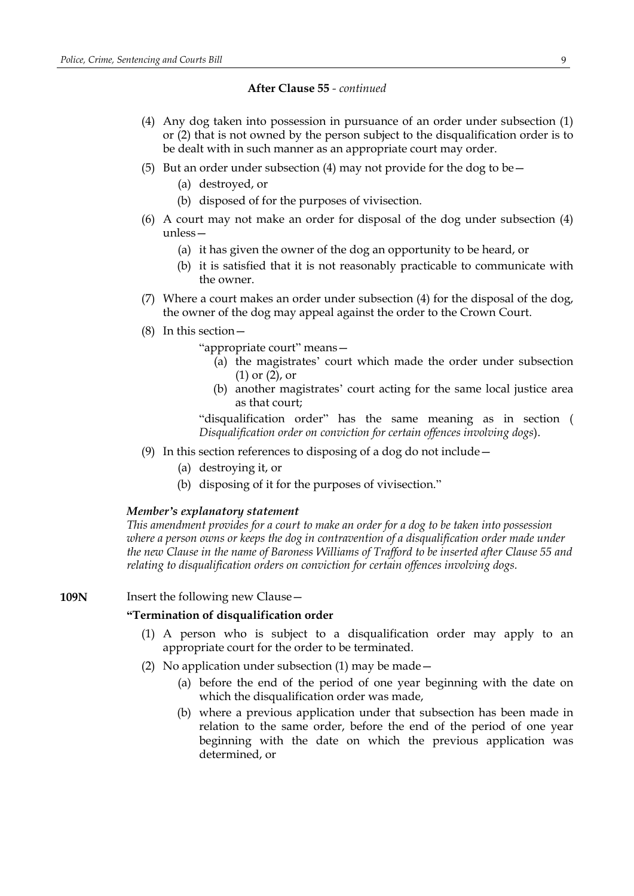**After Clause 55** - *continued*

(4) Any dog taken into possession in pursuance of an order under subsection (1) or (2) that is not owned by the person subject to the disqualification order is to be dealt with in such manner as an appropriate court may order.

(5) But an order under subsection (4) may not provide for the dog to be—

 (a) destroyed, or

 (b) disposed of for the purposes of vivisection.

(6) A court may not make an order for disposal of the dog under subsection (4) unless—

 (a) it has given the owner of the dog an opportunity to be heard, or

 (b) it is satisfied that it is not reasonably practicable to communicate with the owner.

(7) Where a court makes an order under subsection (4) for the disposal of the dog, the owner of the dog may appeal against the order to the Crown Court.

(8) In this section—

 "appropriate court" means—

  (a) the magistrates' court which made the order under subsection (1) or (2), or

  (b) another magistrates' court acting for the same local justice area as that court;

 "disqualification order" has the same meaning as in section ( *Disqualification order on conviction for certain offences involving dogs*).

(9) In this section references to disposing of a dog do not include—

 (a) destroying it, or

 (b) disposing of it for the purposes of vivisection."

***Member's explanatory statement***

*This amendment provides for a court to make an order for a dog to be taken into possession where a person owns or keeps the dog in contravention of a disqualification order made under the new Clause in the name of Baroness Williams of Trafford to be inserted after Clause 55 and relating to disqualification orders on conviction for certain offences involving dogs.*

**109N** Insert the following new Clause—

**"Termination of disqualification order**

(1) A person who is subject to a disqualification order may apply to an appropriate court for the order to be terminated.

(2) No application under subsection (1) may be made—

 (a) before the end of the period of one year beginning with the date on which the disqualification order was made,

 (b) where a previous application under that subsection has been made in relation to the same order, before the end of the period of one year beginning with the date on which the previous application was determined, or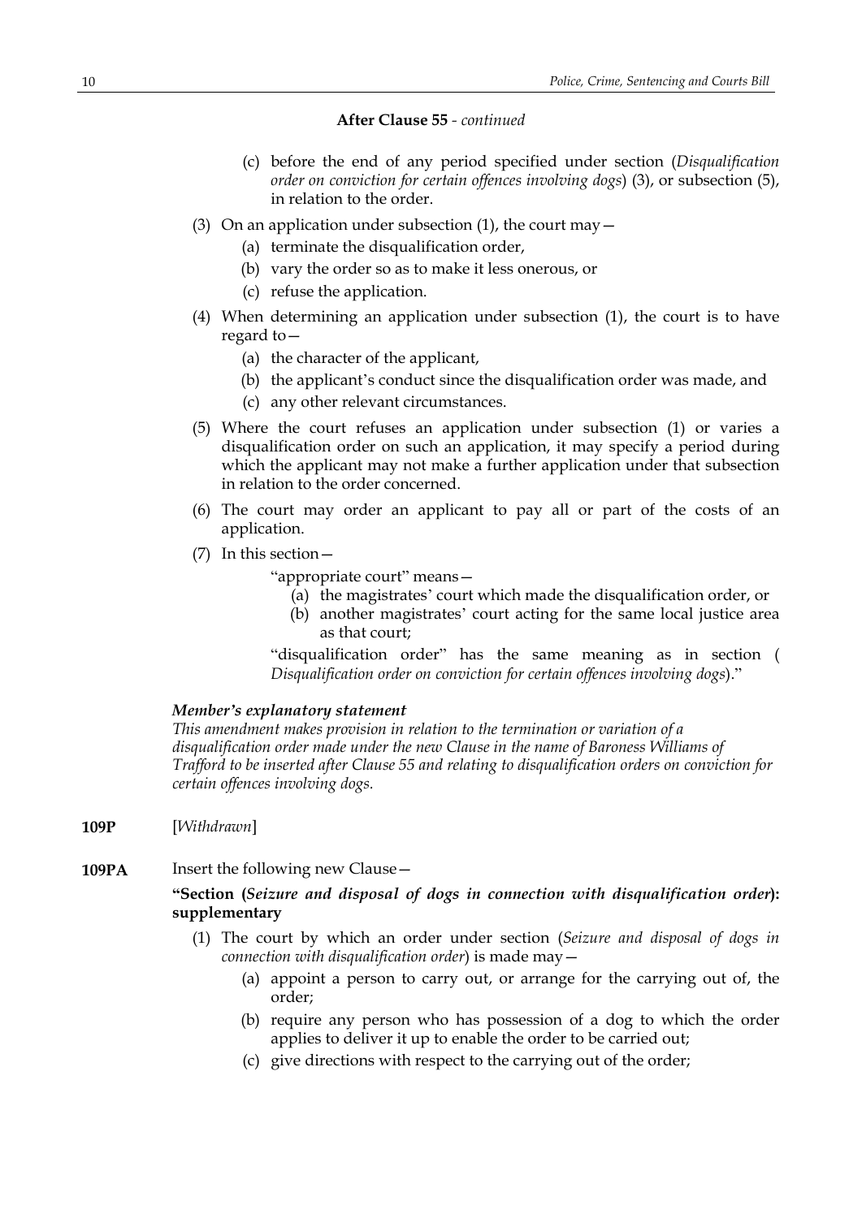**After Clause 55** - *continued*

(c) before the end of any period specified under section (*Disqualification order on conviction for certain offences involving dogs*) (3), or subsection (5), in relation to the order.

(3) On an application under subsection (1), the court may—

(a) terminate the disqualification order,

(b) vary the order so as to make it less onerous, or

(c) refuse the application.

(4) When determining an application under subsection (1), the court is to have regard to—

(a) the character of the applicant,

(b) the applicant's conduct since the disqualification order was made, and

(c) any other relevant circumstances.

(5) Where the court refuses an application under subsection (1) or varies a disqualification order on such an application, it may specify a period during which the applicant may not make a further application under that subsection in relation to the order concerned.

(6) The court may order an applicant to pay all or part of the costs of an application.

(7) In this section—

"appropriate court" means—

(a) the magistrates' court which made the disqualification order, or

(b) another magistrates' court acting for the same local justice area as that court;

"disqualification order" has the same meaning as in section (*Disqualification order on conviction for certain offences involving dogs*)."

***Member's explanatory statement***

*This amendment makes provision in relation to the termination or variation of a disqualification order made under the new Clause in the name of Baroness Williams of Trafford to be inserted after Clause 55 and relating to disqualification orders on conviction for certain offences involving dogs.*

**109P** [*Withdrawn*]

**109PA** Insert the following new Clause—

**"Section (*Seizure and disposal of dogs in connection with disqualification order*): supplementary**

(1) The court by which an order under section (*Seizure and disposal of dogs in connection with disqualification order*) is made may—

(a) appoint a person to carry out, or arrange for the carrying out of, the order;

(b) require any person who has possession of a dog to which the order applies to deliver it up to enable the order to be carried out;

(c) give directions with respect to the carrying out of the order;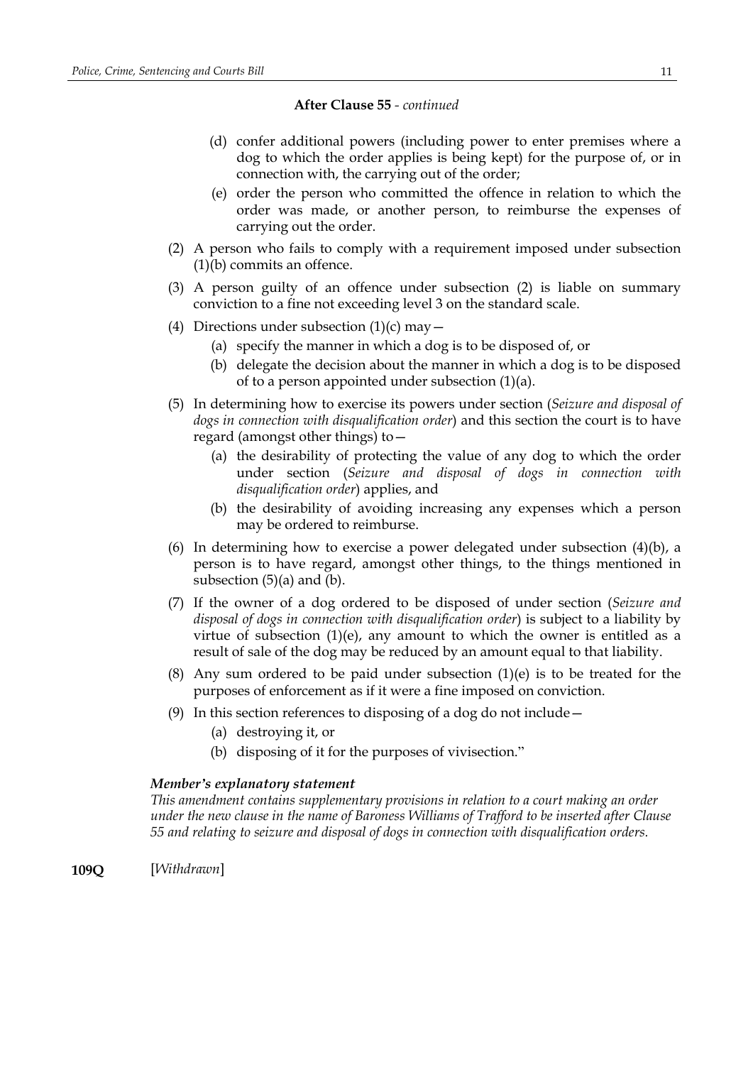**After Clause 55** - *continued*

(d) confer additional powers (including power to enter premises where a dog to which the order applies is being kept) for the purpose of, or in connection with, the carrying out of the order;

(e) order the person who committed the offence in relation to which the order was made, or another person, to reimburse the expenses of carrying out the order.

(2) A person who fails to comply with a requirement imposed under subsection (1)(b) commits an offence.

(3) A person guilty of an offence under subsection (2) is liable on summary conviction to a fine not exceeding level 3 on the standard scale.

(4) Directions under subsection (1)(c) may—

(a) specify the manner in which a dog is to be disposed of, or

(b) delegate the decision about the manner in which a dog is to be disposed of to a person appointed under subsection (1)(a).

(5) In determining how to exercise its powers under section (*Seizure and disposal of dogs in connection with disqualification order*) and this section the court is to have regard (amongst other things) to—

(a) the desirability of protecting the value of any dog to which the order under section (*Seizure and disposal of dogs in connection with disqualification order*) applies, and

(b) the desirability of avoiding increasing any expenses which a person may be ordered to reimburse.

(6) In determining how to exercise a power delegated under subsection (4)(b), a person is to have regard, amongst other things, to the things mentioned in subsection (5)(a) and (b).

(7) If the owner of a dog ordered to be disposed of under section (*Seizure and disposal of dogs in connection with disqualification order*) is subject to a liability by virtue of subsection (1)(e), any amount to which the owner is entitled as a result of sale of the dog may be reduced by an amount equal to that liability.

(8) Any sum ordered to be paid under subsection (1)(e) is to be treated for the purposes of enforcement as if it were a fine imposed on conviction.

(9) In this section references to disposing of a dog do not include—

(a) destroying it, or

(b) disposing of it for the purposes of vivisection."

***Member's explanatory statement***

*This amendment contains supplementary provisions in relation to a court making an order under the new clause in the name of Baroness Williams of Trafford to be inserted after Clause 55 and relating to seizure and disposal of dogs in connection with disqualification orders.*

**109Q** [*Withdrawn*]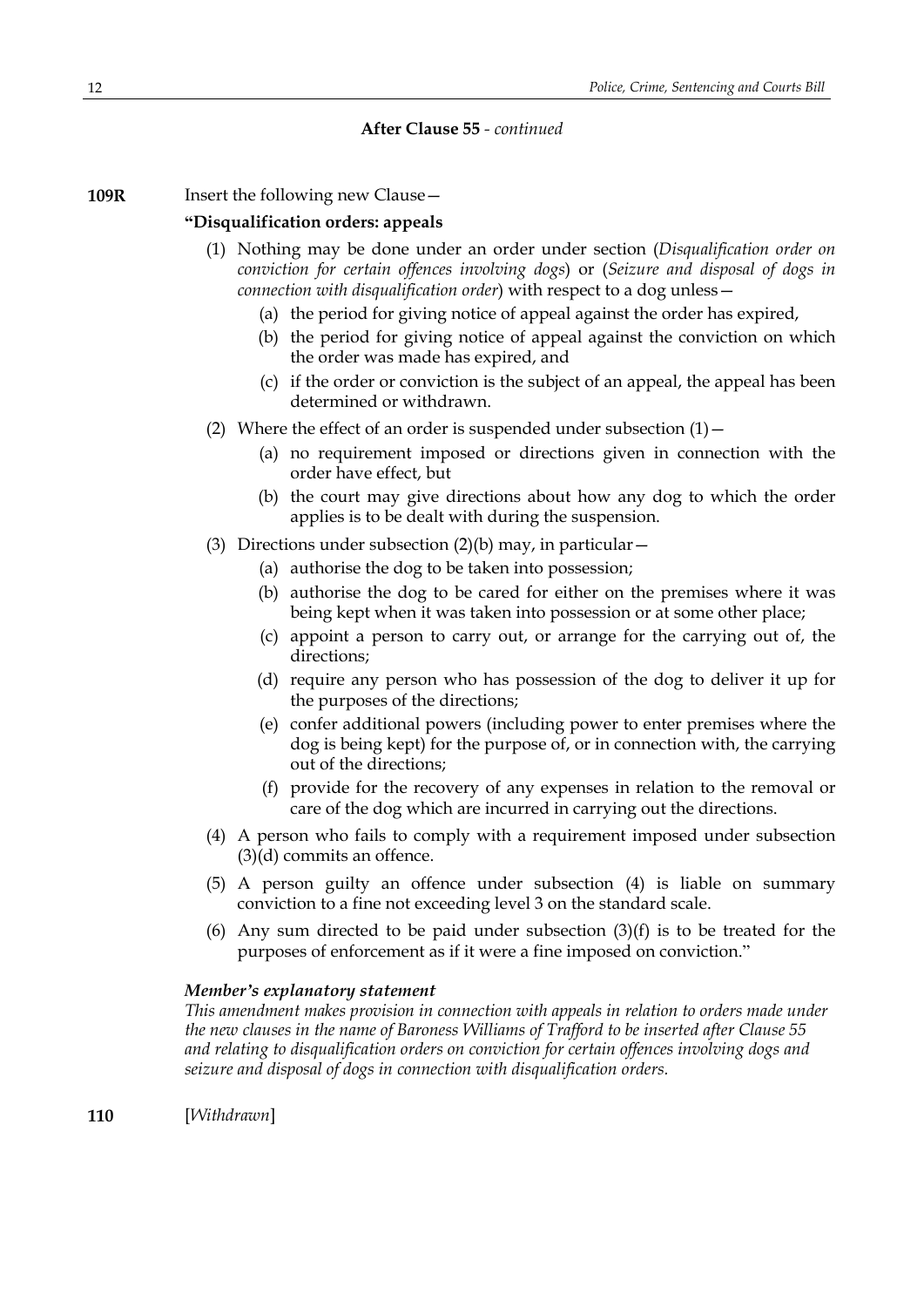**After Clause 55** - *continued*

**109R** Insert the following new Clause—

**"Disqualification orders: appeals**

(1) Nothing may be done under an order under section (*Disqualification order on conviction for certain offences involving dogs*) or (*Seizure and disposal of dogs in connection with disqualification order*) with respect to a dog unless—

(a) the period for giving notice of appeal against the order has expired,

(b) the period for giving notice of appeal against the conviction on which the order was made has expired, and

(c) if the order or conviction is the subject of an appeal, the appeal has been determined or withdrawn.

(2) Where the effect of an order is suspended under subsection (1)—

(a) no requirement imposed or directions given in connection with the order have effect, but

(b) the court may give directions about how any dog to which the order applies is to be dealt with during the suspension.

(3) Directions under subsection (2)(b) may, in particular—

(a) authorise the dog to be taken into possession;

(b) authorise the dog to be cared for either on the premises where it was being kept when it was taken into possession or at some other place;

(c) appoint a person to carry out, or arrange for the carrying out of, the directions;

(d) require any person who has possession of the dog to deliver it up for the purposes of the directions;

(e) confer additional powers (including power to enter premises where the dog is being kept) for the purpose of, or in connection with, the carrying out of the directions;

(f) provide for the recovery of any expenses in relation to the removal or care of the dog which are incurred in carrying out the directions.

(4) A person who fails to comply with a requirement imposed under subsection (3)(d) commits an offence.

(5) A person guilty an offence under subsection (4) is liable on summary conviction to a fine not exceeding level 3 on the standard scale.

(6) Any sum directed to be paid under subsection (3)(f) is to be treated for the purposes of enforcement as if it were a fine imposed on conviction."

***Member's explanatory statement***

*This amendment makes provision in connection with appeals in relation to orders made under the new clauses in the name of Baroness Williams of Trafford to be inserted after Clause 55 and relating to disqualification orders on conviction for certain offences involving dogs and seizure and disposal of dogs in connection with disqualification orders.*

**110** [*Withdrawn*]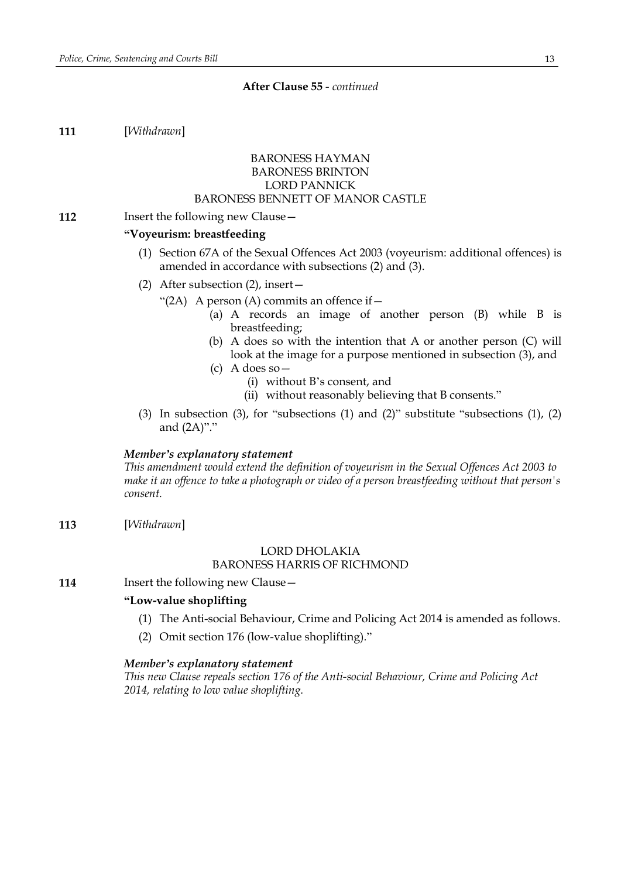**After Clause 55** - *continued*

**111** [*Withdrawn*]

BARONESS HAYMAN
BARONESS BRINTON
LORD PANNICK
BARONESS BENNETT OF MANOR CASTLE

**112** Insert the following new Clause—

**"Voyeurism: breastfeeding**

(1) Section 67A of the Sexual Offences Act 2003 (voyeurism: additional offences) is amended in accordance with subsections (2) and (3).

(2) After subsection (2), insert—

"(2A) A person (A) commits an offence if—

(a) A records an image of another person (B) while B is breastfeeding;

(b) A does so with the intention that A or another person (C) will look at the image for a purpose mentioned in subsection (3), and

(c) A does so—

(i) without B's consent, and

(ii) without reasonably believing that B consents."

(3) In subsection (3), for "subsections (1) and (2)" substitute "subsections (1), (2) and (2A)"."

***Member's explanatory statement***

*This amendment would extend the definition of voyeurism in the Sexual Offences Act 2003 to make it an offence to take a photograph or video of a person breastfeeding without that person's consent.*

**113** [*Withdrawn*]

LORD DHOLAKIA
BARONESS HARRIS OF RICHMOND

**114** Insert the following new Clause—

**"Low-value shoplifting**

(1) The Anti-social Behaviour, Crime and Policing Act 2014 is amended as follows.

(2) Omit section 176 (low-value shoplifting)."

***Member's explanatory statement***

*This new Clause repeals section 176 of the Anti-social Behaviour, Crime and Policing Act 2014, relating to low value shoplifting.*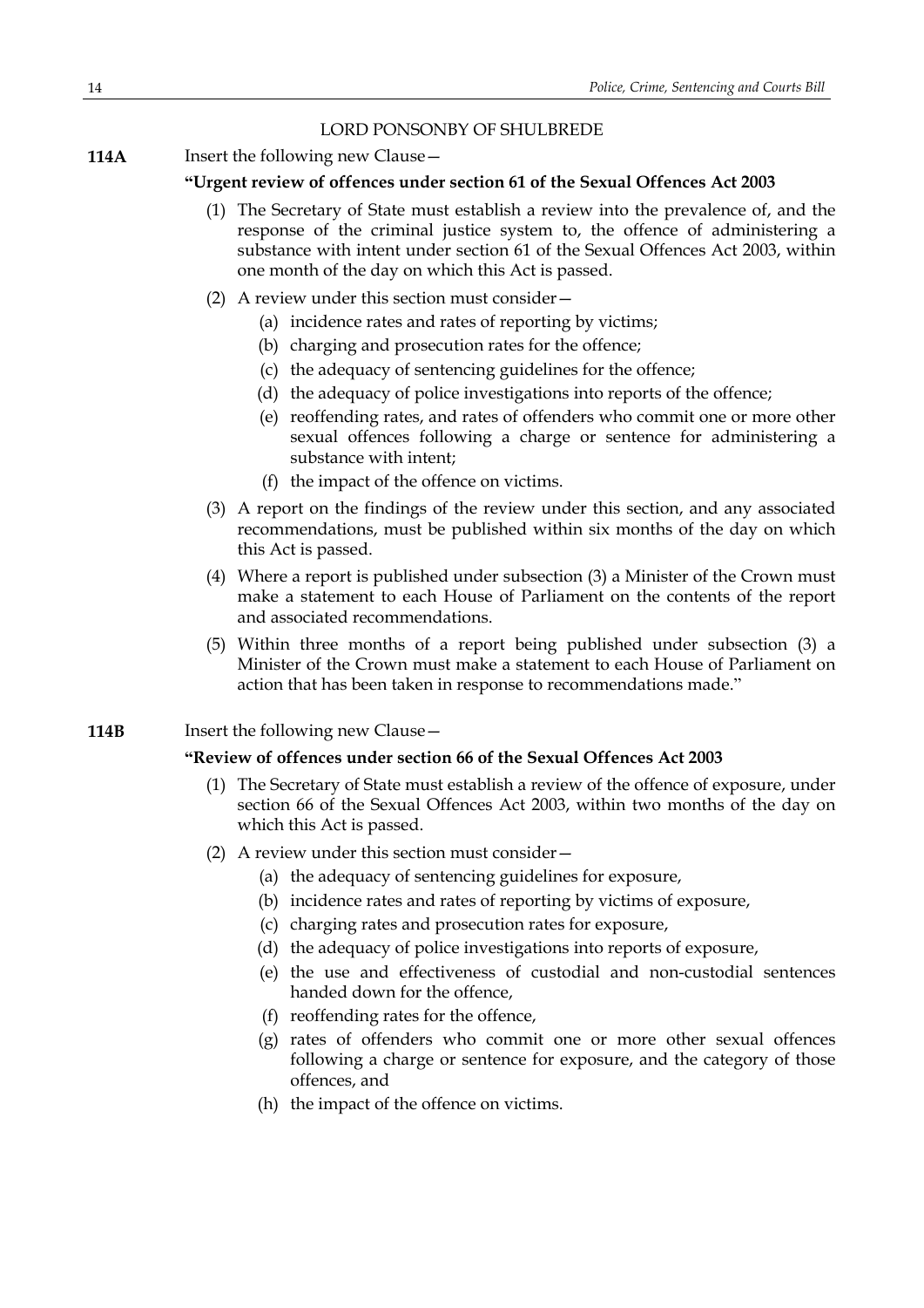LORD PONSONBY OF SHULBREDE

**114A** Insert the following new Clause—

**"Urgent review of offences under section 61 of the Sexual Offences Act 2003**

(1) The Secretary of State must establish a review into the prevalence of, and the response of the criminal justice system to, the offence of administering a substance with intent under section 61 of the Sexual Offences Act 2003, within one month of the day on which this Act is passed.

(2) A review under this section must consider—

(a) incidence rates and rates of reporting by victims;

(b) charging and prosecution rates for the offence;

(c) the adequacy of sentencing guidelines for the offence;

(d) the adequacy of police investigations into reports of the offence;

(e) reoffending rates, and rates of offenders who commit one or more other sexual offences following a charge or sentence for administering a substance with intent;

(f) the impact of the offence on victims.

(3) A report on the findings of the review under this section, and any associated recommendations, must be published within six months of the day on which this Act is passed.

(4) Where a report is published under subsection (3) a Minister of the Crown must make a statement to each House of Parliament on the contents of the report and associated recommendations.

(5) Within three months of a report being published under subsection (3) a Minister of the Crown must make a statement to each House of Parliament on action that has been taken in response to recommendations made."

**114B** Insert the following new Clause—

**"Review of offences under section 66 of the Sexual Offences Act 2003**

(1) The Secretary of State must establish a review of the offence of exposure, under section 66 of the Sexual Offences Act 2003, within two months of the day on which this Act is passed.

(2) A review under this section must consider—

(a) the adequacy of sentencing guidelines for exposure,

(b) incidence rates and rates of reporting by victims of exposure,

(c) charging rates and prosecution rates for exposure,

(d) the adequacy of police investigations into reports of exposure,

(e) the use and effectiveness of custodial and non-custodial sentences handed down for the offence,

(f) reoffending rates for the offence,

(g) rates of offenders who commit one or more other sexual offences following a charge or sentence for exposure, and the category of those offences, and

(h) the impact of the offence on victims.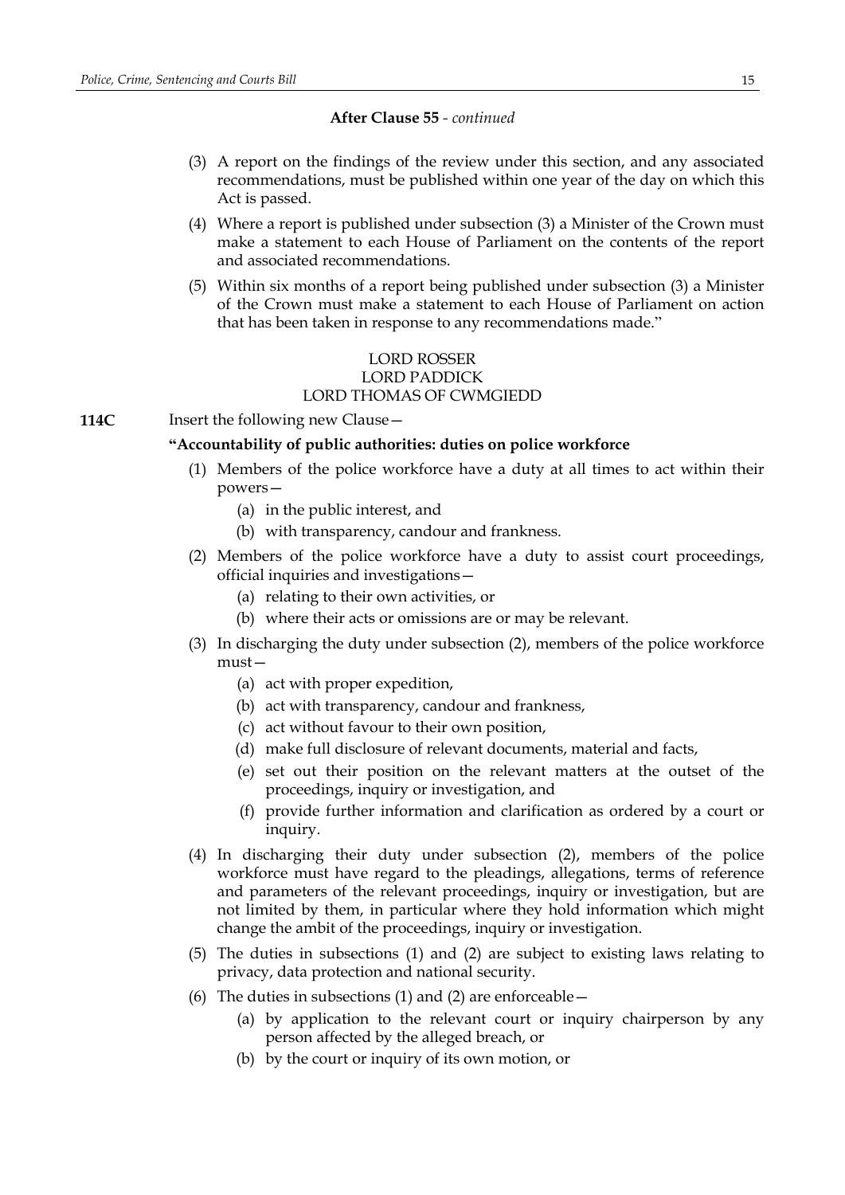**After Clause 55** - *continued*

(3) A report on the findings of the review under this section, and any associated recommendations, must be published within one year of the day on which this Act is passed.

(4) Where a report is published under subsection (3) a Minister of the Crown must make a statement to each House of Parliament on the contents of the report and associated recommendations.

(5) Within six months of a report being published under subsection (3) a Minister of the Crown must make a statement to each House of Parliament on action that has been taken in response to any recommendations made."

LORD ROSSER
LORD PADDICK
LORD THOMAS OF CWMGIEDD

**114C** Insert the following new Clause—

**"Accountability of public authorities: duties on police workforce**

(1) Members of the police workforce have a duty at all times to act within their powers—

(a) in the public interest, and

(b) with transparency, candour and frankness.

(2) Members of the police workforce have a duty to assist court proceedings, official inquiries and investigations—

(a) relating to their own activities, or

(b) where their acts or omissions are or may be relevant.

(3) In discharging the duty under subsection (2), members of the police workforce must—

(a) act with proper expedition,

(b) act with transparency, candour and frankness,

(c) act without favour to their own position,

(d) make full disclosure of relevant documents, material and facts,

(e) set out their position on the relevant matters at the outset of the proceedings, inquiry or investigation, and

(f) provide further information and clarification as ordered by a court or inquiry.

(4) In discharging their duty under subsection (2), members of the police workforce must have regard to the pleadings, allegations, terms of reference and parameters of the relevant proceedings, inquiry or investigation, but are not limited by them, in particular where they hold information which might change the ambit of the proceedings, inquiry or investigation.

(5) The duties in subsections (1) and (2) are subject to existing laws relating to privacy, data protection and national security.

(6) The duties in subsections (1) and (2) are enforceable—

(a) by application to the relevant court or inquiry chairperson by any person affected by the alleged breach, or

(b) by the court or inquiry of its own motion, or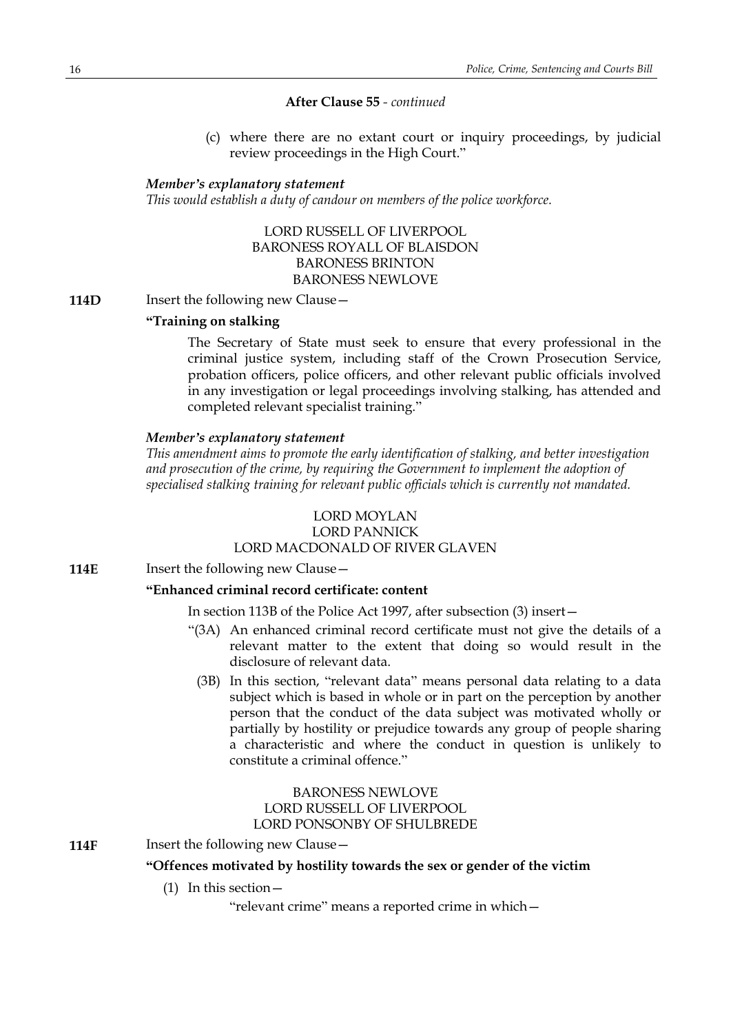**After Clause 55** - *continued*

(c) where there are no extant court or inquiry proceedings, by judicial review proceedings in the High Court."

***Member's explanatory statement***

*This would establish a duty of candour on members of the police workforce.*

LORD RUSSELL OF LIVERPOOL
BARONESS ROYALL OF BLAISDON
BARONESS BRINTON
BARONESS NEWLOVE

**114D** Insert the following new Clause—

**"Training on stalking**

The Secretary of State must seek to ensure that every professional in the criminal justice system, including staff of the Crown Prosecution Service, probation officers, police officers, and other relevant public officials involved in any investigation or legal proceedings involving stalking, has attended and completed relevant specialist training."

***Member's explanatory statement***

*This amendment aims to promote the early identification of stalking, and better investigation and prosecution of the crime, by requiring the Government to implement the adoption of specialised stalking training for relevant public officials which is currently not mandated.*

LORD MOYLAN
LORD PANNICK
LORD MACDONALD OF RIVER GLAVEN

**114E** Insert the following new Clause—

**"Enhanced criminal record certificate: content**

In section 113B of the Police Act 1997, after subsection (3) insert—

"(3A) An enhanced criminal record certificate must not give the details of a relevant matter to the extent that doing so would result in the disclosure of relevant data.

(3B) In this section, "relevant data" means personal data relating to a data subject which is based in whole or in part on the perception by another person that the conduct of the data subject was motivated wholly or partially by hostility or prejudice towards any group of people sharing a characteristic and where the conduct in question is unlikely to constitute a criminal offence."

BARONESS NEWLOVE
LORD RUSSELL OF LIVERPOOL
LORD PONSONBY OF SHULBREDE

**114F** Insert the following new Clause—

**"Offences motivated by hostility towards the sex or gender of the victim**

(1) In this section—

"relevant crime" means a reported crime in which—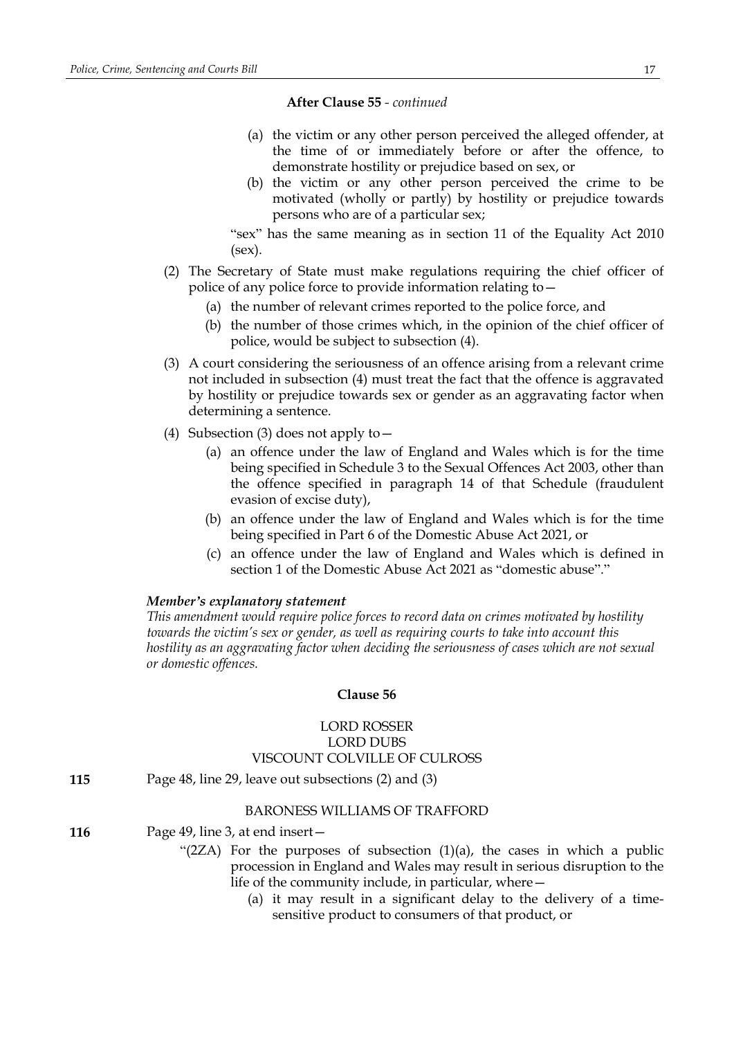**After Clause 55** - *continued*

(a) the victim or any other person perceived the alleged offender, at the time of or immediately before or after the offence, to demonstrate hostility or prejudice based on sex, or

(b) the victim or any other person perceived the crime to be motivated (wholly or partly) by hostility or prejudice towards persons who are of a particular sex;

"sex" has the same meaning as in section 11 of the Equality Act 2010 (sex).

(2) The Secretary of State must make regulations requiring the chief officer of police of any police force to provide information relating to—

(a) the number of relevant crimes reported to the police force, and

(b) the number of those crimes which, in the opinion of the chief officer of police, would be subject to subsection (4).

(3) A court considering the seriousness of an offence arising from a relevant crime not included in subsection (4) must treat the fact that the offence is aggravated by hostility or prejudice towards sex or gender as an aggravating factor when determining a sentence.

(4) Subsection (3) does not apply to—

(a) an offence under the law of England and Wales which is for the time being specified in Schedule 3 to the Sexual Offences Act 2003, other than the offence specified in paragraph 14 of that Schedule (fraudulent evasion of excise duty),

(b) an offence under the law of England and Wales which is for the time being specified in Part 6 of the Domestic Abuse Act 2021, or

(c) an offence under the law of England and Wales which is defined in section 1 of the Domestic Abuse Act 2021 as "domestic abuse"."

***Member's explanatory statement***

*This amendment would require police forces to record data on crimes motivated by hostility towards the victim's sex or gender, as well as requiring courts to take into account this hostility as an aggravating factor when deciding the seriousness of cases which are not sexual or domestic offences.*

**Clause 56**

LORD ROSSER
LORD DUBS
VISCOUNT COLVILLE OF CULROSS

**115** Page 48, line 29, leave out subsections (2) and (3)

BARONESS WILLIAMS OF TRAFFORD

**116** Page 49, line 3, at end insert—

"(2ZA) For the purposes of subsection (1)(a), the cases in which a public procession in England and Wales may result in serious disruption to the life of the community include, in particular, where—

(a) it may result in a significant delay to the delivery of a time-sensitive product to consumers of that product, or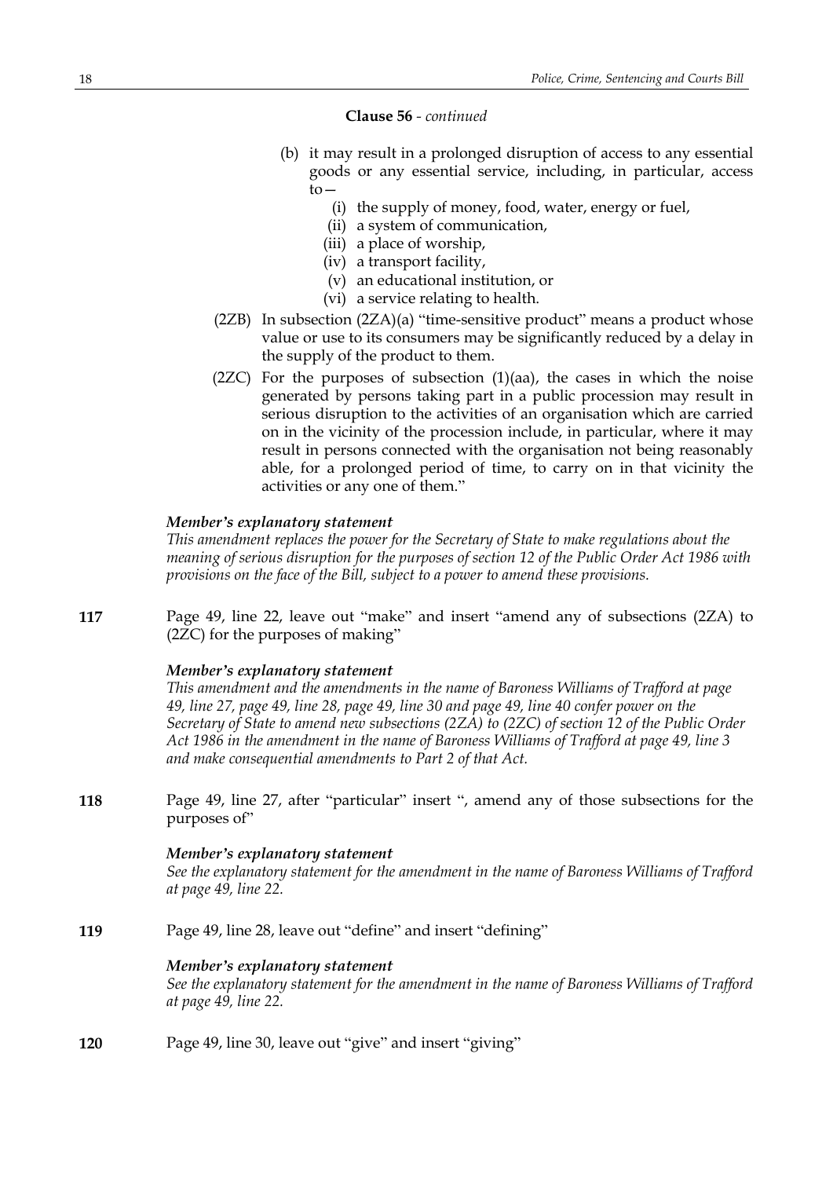**Clause 56** - *continued*

(b) it may result in a prolonged disruption of access to any essential goods or any essential service, including, in particular, access to—

(i) the supply of money, food, water, energy or fuel,

(ii) a system of communication,

(iii) a place of worship,

(iv) a transport facility,

(v) an educational institution, or

(vi) a service relating to health.

(2ZB) In subsection (2ZA)(a) "time-sensitive product" means a product whose value or use to its consumers may be significantly reduced by a delay in the supply of the product to them.

(2ZC) For the purposes of subsection (1)(aa), the cases in which the noise generated by persons taking part in a public procession may result in serious disruption to the activities of an organisation which are carried on in the vicinity of the procession include, in particular, where it may result in persons connected with the organisation not being reasonably able, for a prolonged period of time, to carry on in that vicinity the activities or any one of them."

***Member's explanatory statement***

*This amendment replaces the power for the Secretary of State to make regulations about the meaning of serious disruption for the purposes of section 12 of the Public Order Act 1986 with provisions on the face of the Bill, subject to a power to amend these provisions.*

**117** Page 49, line 22, leave out "make" and insert "amend any of subsections (2ZA) to (2ZC) for the purposes of making"

***Member's explanatory statement***

*This amendment and the amendments in the name of Baroness Williams of Trafford at page 49, line 27, page 49, line 28, page 49, line 30 and page 49, line 40 confer power on the Secretary of State to amend new subsections (2ZA) to (2ZC) of section 12 of the Public Order Act 1986 in the amendment in the name of Baroness Williams of Trafford at page 49, line 3 and make consequential amendments to Part 2 of that Act.*

**118** Page 49, line 27, after "particular" insert ", amend any of those subsections for the purposes of"

***Member's explanatory statement***

*See the explanatory statement for the amendment in the name of Baroness Williams of Trafford at page 49, line 22.*

**119** Page 49, line 28, leave out "define" and insert "defining"

***Member's explanatory statement***

*See the explanatory statement for the amendment in the name of Baroness Williams of Trafford at page 49, line 22.*

**120** Page 49, line 30, leave out "give" and insert "giving"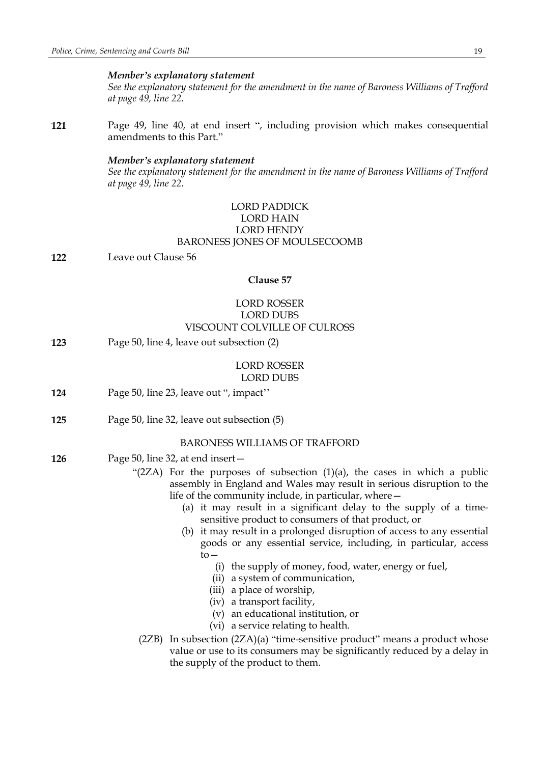***Member's explanatory statement***
*See the explanatory statement for the amendment in the name of Baroness Williams of Trafford at page 49, line 22.*

**121** Page 49, line 40, at end insert ", including provision which makes consequential amendments to this Part."

***Member's explanatory statement***
*See the explanatory statement for the amendment in the name of Baroness Williams of Trafford at page 49, line 22.*

LORD PADDICK
LORD HAIN
LORD HENDY
BARONESS JONES OF MOULSECOOMB

**122** Leave out Clause 56

**Clause 57**

LORD ROSSER
LORD DUBS
VISCOUNT COLVILLE OF CULROSS

**123** Page 50, line 4, leave out subsection (2)

LORD ROSSER
LORD DUBS

**124** Page 50, line 23, leave out ", impact''

**125** Page 50, line 32, leave out subsection (5)

BARONESS WILLIAMS OF TRAFFORD

**126** Page 50, line 32, at end insert—

"(2ZA) For the purposes of subsection (1)(a), the cases in which a public assembly in England and Wales may result in serious disruption to the life of the community include, in particular, where—

(a) it may result in a significant delay to the supply of a time-sensitive product to consumers of that product, or

(b) it may result in a prolonged disruption of access to any essential goods or any essential service, including, in particular, access to—

(i) the supply of money, food, water, energy or fuel,

(ii) a system of communication,

(iii) a place of worship,

(iv) a transport facility,

(v) an educational institution, or

(vi) a service relating to health.

(2ZB) In subsection (2ZA)(a) "time-sensitive product" means a product whose value or use to its consumers may be significantly reduced by a delay in the supply of the product to them.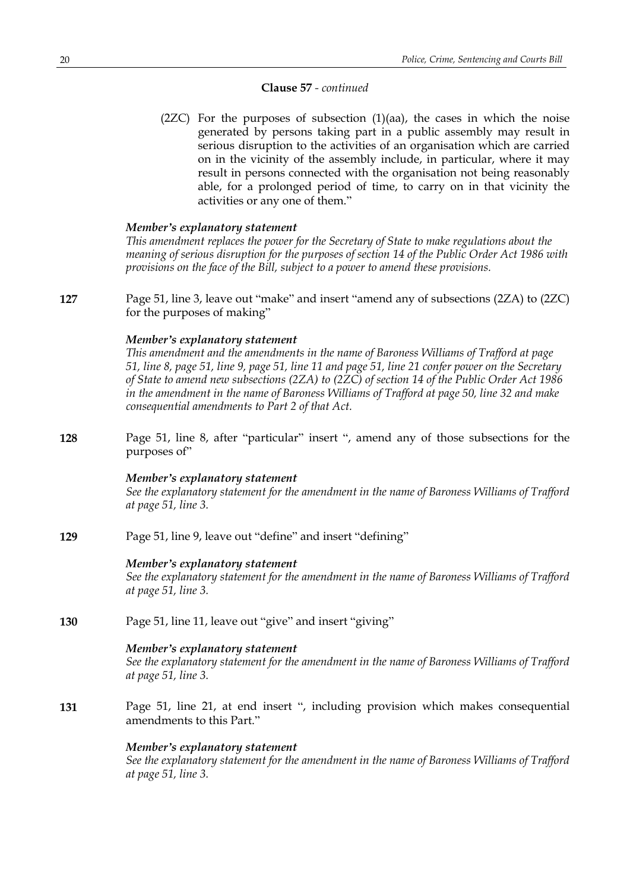**Clause 57** - *continued*

(2ZC) For the purposes of subsection (1)(aa), the cases in which the noise generated by persons taking part in a public assembly may result in serious disruption to the activities of an organisation which are carried on in the vicinity of the assembly include, in particular, where it may result in persons connected with the organisation not being reasonably able, for a prolonged period of time, to carry on in that vicinity the activities or any one of them."

***Member's explanatory statement***

*This amendment replaces the power for the Secretary of State to make regulations about the meaning of serious disruption for the purposes of section 14 of the Public Order Act 1986 with provisions on the face of the Bill, subject to a power to amend these provisions.*

**127** Page 51, line 3, leave out "make" and insert "amend any of subsections (2ZA) to (2ZC) for the purposes of making"

***Member's explanatory statement***

*This amendment and the amendments in the name of Baroness Williams of Trafford at page 51, line 8, page 51, line 9, page 51, line 11 and page 51, line 21 confer power on the Secretary of State to amend new subsections (2ZA) to (2ZC) of section 14 of the Public Order Act 1986 in the amendment in the name of Baroness Williams of Trafford at page 50, line 32 and make consequential amendments to Part 2 of that Act.*

**128** Page 51, line 8, after "particular" insert ", amend any of those subsections for the purposes of"

***Member's explanatory statement***

*See the explanatory statement for the amendment in the name of Baroness Williams of Trafford at page 51, line 3.*

**129** Page 51, line 9, leave out "define" and insert "defining"

***Member's explanatory statement***

*See the explanatory statement for the amendment in the name of Baroness Williams of Trafford at page 51, line 3.*

**130** Page 51, line 11, leave out "give" and insert "giving"

***Member's explanatory statement***

*See the explanatory statement for the amendment in the name of Baroness Williams of Trafford at page 51, line 3.*

**131** Page 51, line 21, at end insert ", including provision which makes consequential amendments to this Part."

***Member's explanatory statement***

*See the explanatory statement for the amendment in the name of Baroness Williams of Trafford at page 51, line 3.*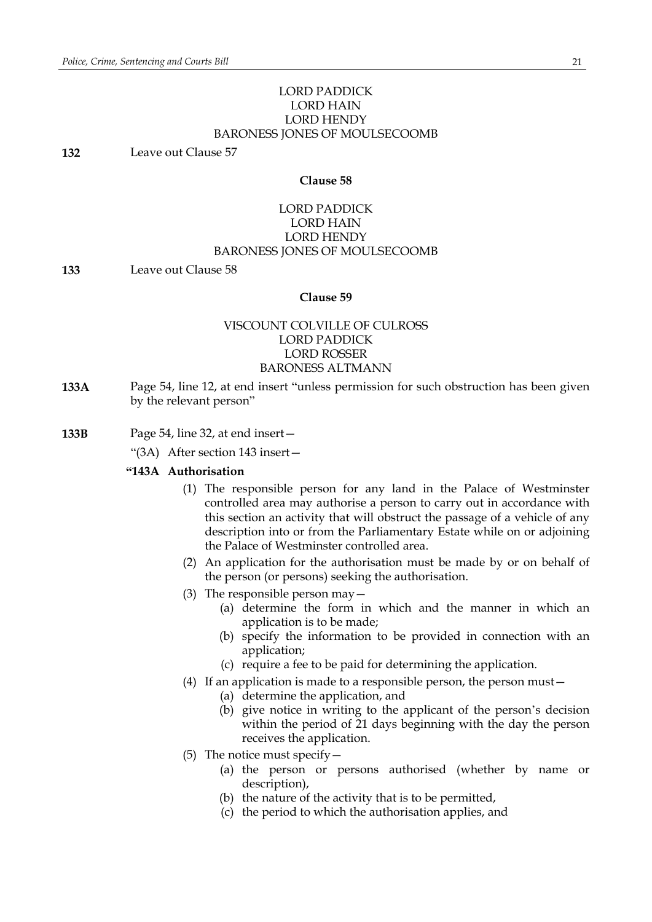LORD PADDICK
LORD HAIN
LORD HENDY
BARONESS JONES OF MOULSECOOMB

**132** Leave out Clause 57

**Clause 58**

LORD PADDICK
LORD HAIN
LORD HENDY
BARONESS JONES OF MOULSECOOMB

**133** Leave out Clause 58

**Clause 59**

VISCOUNT COLVILLE OF CULROSS
LORD PADDICK
LORD ROSSER
BARONESS ALTMANN

**133A** Page 54, line 12, at end insert "unless permission for such obstruction has been given by the relevant person"

**133B** Page 54, line 32, at end insert—

"(3A) After section 143 insert—

**"143A Authorisation**

(1) The responsible person for any land in the Palace of Westminster controlled area may authorise a person to carry out in accordance with this section an activity that will obstruct the passage of a vehicle of any description into or from the Parliamentary Estate while on or adjoining the Palace of Westminster controlled area.

(2) An application for the authorisation must be made by or on behalf of the person (or persons) seeking the authorisation.

(3) The responsible person may—
   (a) determine the form in which and the manner in which an application is to be made;
   (b) specify the information to be provided in connection with an application;
   (c) require a fee to be paid for determining the application.

(4) If an application is made to a responsible person, the person must—
   (a) determine the application, and
   (b) give notice in writing to the applicant of the person's decision within the period of 21 days beginning with the day the person receives the application.

(5) The notice must specify—
   (a) the person or persons authorised (whether by name or description),
   (b) the nature of the activity that is to be permitted,
   (c) the period to which the authorisation applies, and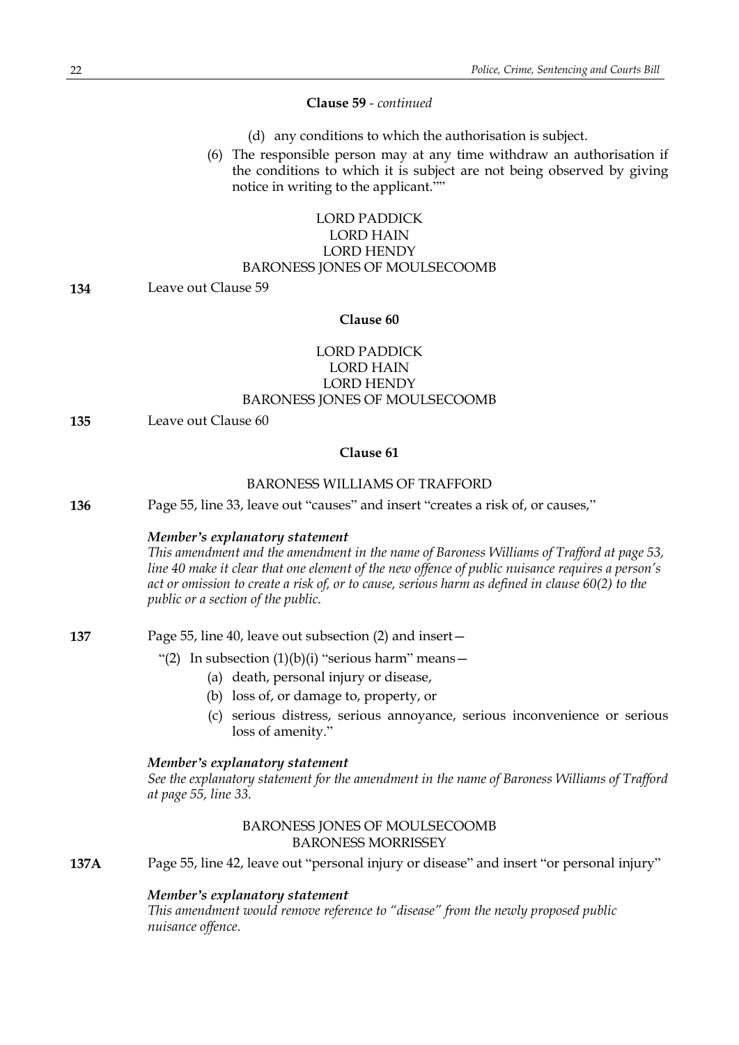**Clause 59** - *continued*

(d) any conditions to which the authorisation is subject.

(6) The responsible person may at any time withdraw an authorisation if the conditions to which it is subject are not being observed by giving notice in writing to the applicant.""

LORD PADDICK
LORD HAIN
LORD HENDY
BARONESS JONES OF MOULSECOOMB

**134** Leave out Clause 59

**Clause 60**

LORD PADDICK
LORD HAIN
LORD HENDY
BARONESS JONES OF MOULSECOOMB

**135** Leave out Clause 60

**Clause 61**

BARONESS WILLIAMS OF TRAFFORD

**136** Page 55, line 33, leave out "causes" and insert "creates a risk of, or causes,"

***Member's explanatory statement***
*This amendment and the amendment in the name of Baroness Williams of Trafford at page 53, line 40 make it clear that one element of the new offence of public nuisance requires a person's act or omission to create a risk of, or to cause, serious harm as defined in clause 60(2) to the public or a section of the public.*

**137** Page 55, line 40, leave out subsection (2) and insert—

"(2) In subsection (1)(b)(i) "serious harm" means—

(a) death, personal injury or disease,

(b) loss of, or damage to, property, or

(c) serious distress, serious annoyance, serious inconvenience or serious loss of amenity."

***Member's explanatory statement***
*See the explanatory statement for the amendment in the name of Baroness Williams of Trafford at page 55, line 33.*

BARONESS JONES OF MOULSECOOMB
BARONESS MORRISSEY

**137A** Page 55, line 42, leave out "personal injury or disease" and insert "or personal injury"

***Member's explanatory statement***
*This amendment would remove reference to "disease" from the newly proposed public nuisance offence.*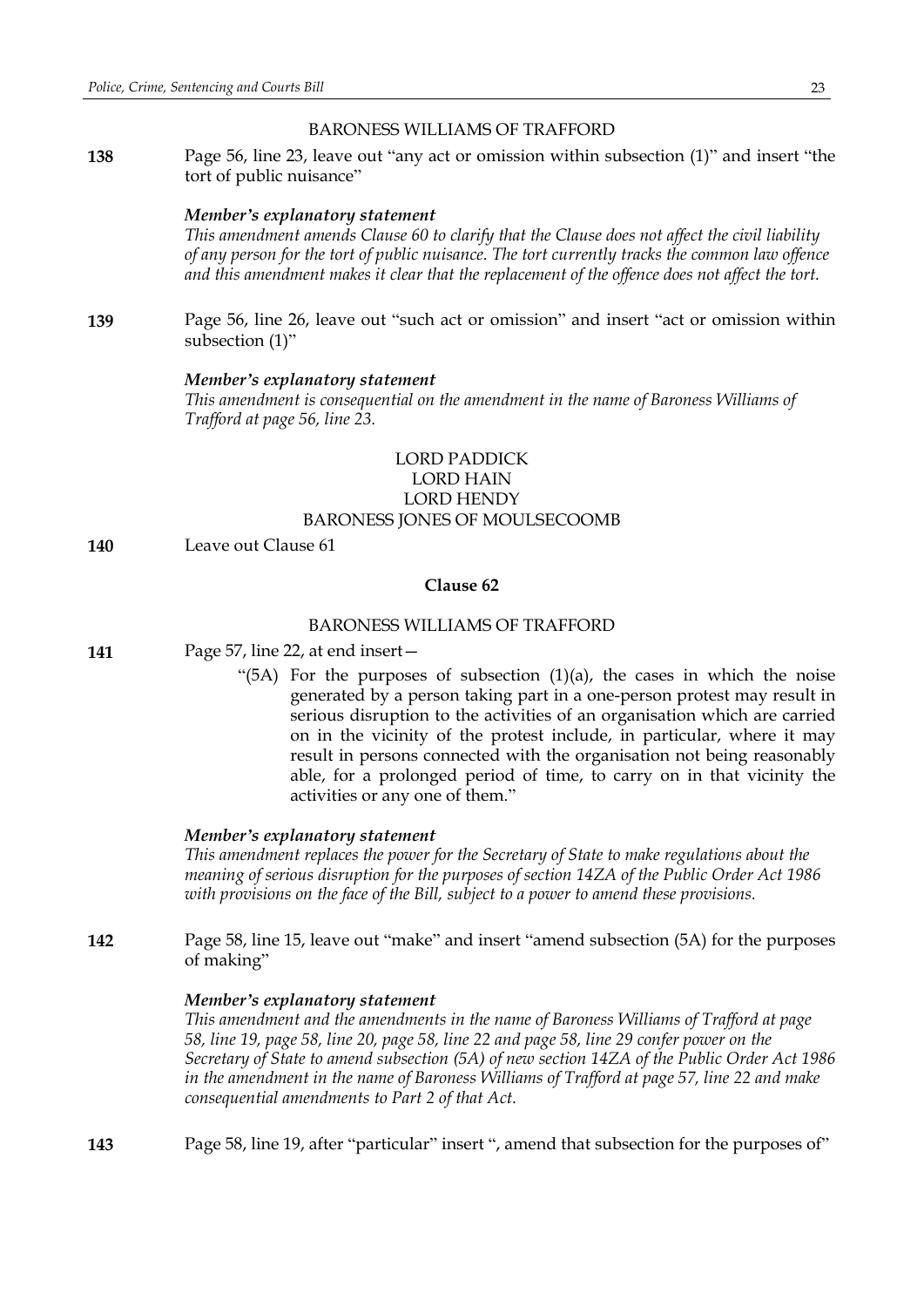BARONESS WILLIAMS OF TRAFFORD

**138** Page 56, line 23, leave out "any act or omission within subsection (1)" and insert "the tort of public nuisance"

***Member's explanatory statement***

*This amendment amends Clause 60 to clarify that the Clause does not affect the civil liability of any person for the tort of public nuisance. The tort currently tracks the common law offence and this amendment makes it clear that the replacement of the offence does not affect the tort.*

**139** Page 56, line 26, leave out "such act or omission" and insert "act or omission within subsection (1)"

***Member's explanatory statement***

*This amendment is consequential on the amendment in the name of Baroness Williams of Trafford at page 56, line 23.*

LORD PADDICK
LORD HAIN
LORD HENDY
BARONESS JONES OF MOULSECOOMB

**140** Leave out Clause 61

**Clause 62**

BARONESS WILLIAMS OF TRAFFORD

**141** Page 57, line 22, at end insert—

"(5A) For the purposes of subsection (1)(a), the cases in which the noise generated by a person taking part in a one-person protest may result in serious disruption to the activities of an organisation which are carried on in the vicinity of the protest include, in particular, where it may result in persons connected with the organisation not being reasonably able, for a prolonged period of time, to carry on in that vicinity the activities or any one of them."

***Member's explanatory statement***

*This amendment replaces the power for the Secretary of State to make regulations about the meaning of serious disruption for the purposes of section 14ZA of the Public Order Act 1986 with provisions on the face of the Bill, subject to a power to amend these provisions.*

**142** Page 58, line 15, leave out "make" and insert "amend subsection (5A) for the purposes of making"

***Member's explanatory statement***

*This amendment and the amendments in the name of Baroness Williams of Trafford at page 58, line 19, page 58, line 20, page 58, line 22 and page 58, line 29 confer power on the Secretary of State to amend subsection (5A) of new section 14ZA of the Public Order Act 1986 in the amendment in the name of Baroness Williams of Trafford at page 57, line 22 and make consequential amendments to Part 2 of that Act.*

**143** Page 58, line 19, after "particular" insert ", amend that subsection for the purposes of"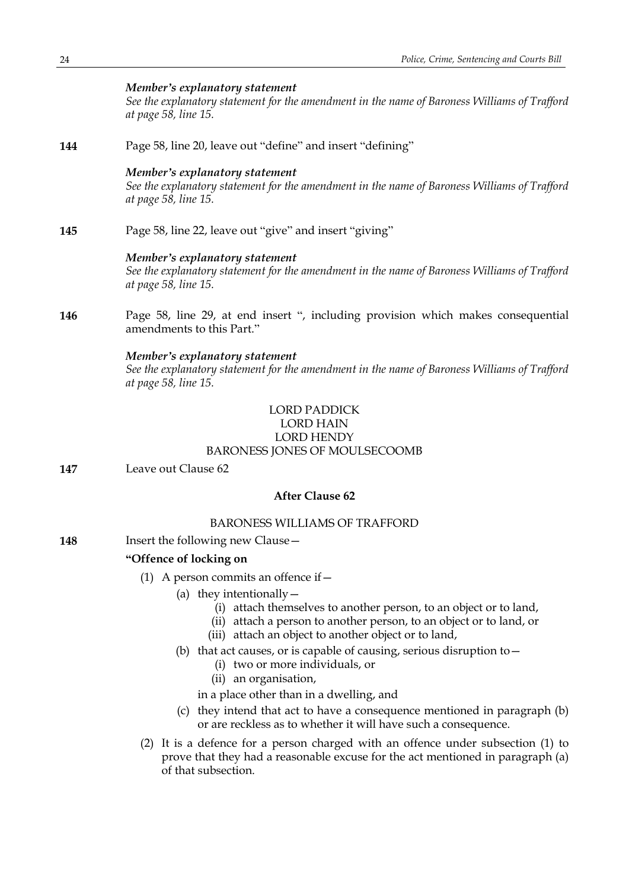*Member's explanatory statement*
*See the explanatory statement for the amendment in the name of Baroness Williams of Trafford at page 58, line 15.*

**144** Page 58, line 20, leave out "define" and insert "defining"

*Member's explanatory statement*
*See the explanatory statement for the amendment in the name of Baroness Williams of Trafford at page 58, line 15.*

**145** Page 58, line 22, leave out "give" and insert "giving"

*Member's explanatory statement*
*See the explanatory statement for the amendment in the name of Baroness Williams of Trafford at page 58, line 15.*

**146** Page 58, line 29, at end insert ", including provision which makes consequential amendments to this Part."

*Member's explanatory statement*
*See the explanatory statement for the amendment in the name of Baroness Williams of Trafford at page 58, line 15.*

LORD PADDICK
LORD HAIN
LORD HENDY
BARONESS JONES OF MOULSECOOMB

**147** Leave out Clause 62

**After Clause 62**

BARONESS WILLIAMS OF TRAFFORD

**148** Insert the following new Clause—

**"Offence of locking on**

(1) A person commits an offence if—
   (a) they intentionally—
      (i) attach themselves to another person, to an object or to land,
      (ii) attach a person to another person, to an object or to land, or
      (iii) attach an object to another object or to land,
   (b) that act causes, or is capable of causing, serious disruption to—
      (i) two or more individuals, or
      (ii) an organisation,
   in a place other than in a dwelling, and
   (c) they intend that act to have a consequence mentioned in paragraph (b) or are reckless as to whether it will have such a consequence.

(2) It is a defence for a person charged with an offence under subsection (1) to prove that they had a reasonable excuse for the act mentioned in paragraph (a) of that subsection.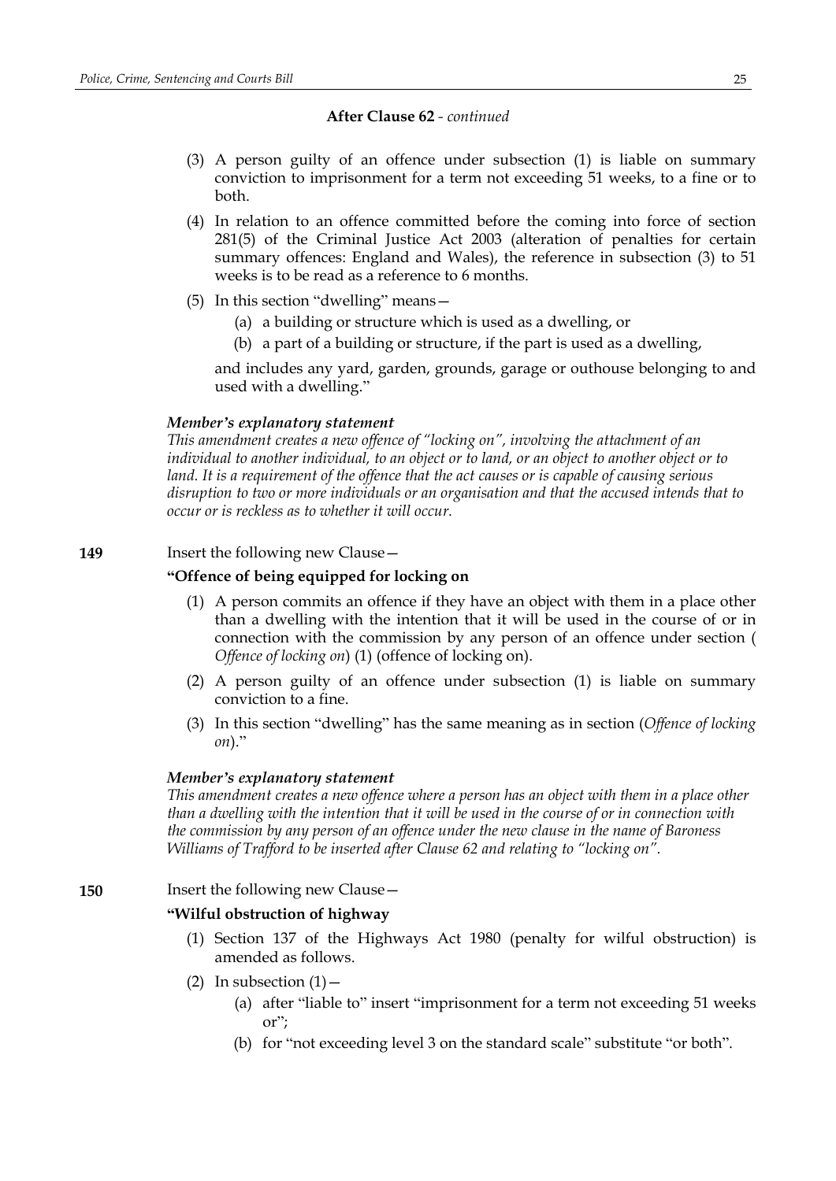**After Clause 62** - *continued*

(3) A person guilty of an offence under subsection (1) is liable on summary conviction to imprisonment for a term not exceeding 51 weeks, to a fine or to both.

(4) In relation to an offence committed before the coming into force of section 281(5) of the Criminal Justice Act 2003 (alteration of penalties for certain summary offences: England and Wales), the reference in subsection (3) to 51 weeks is to be read as a reference to 6 months.

(5) In this section "dwelling" means—

(a) a building or structure which is used as a dwelling, or

(b) a part of a building or structure, if the part is used as a dwelling,

and includes any yard, garden, grounds, garage or outhouse belonging to and used with a dwelling."

***Member's explanatory statement***

*This amendment creates a new offence of "locking on", involving the attachment of an individual to another individual, to an object or to land, or an object to another object or to land. It is a requirement of the offence that the act causes or is capable of causing serious disruption to two or more individuals or an organisation and that the accused intends that to occur or is reckless as to whether it will occur.*

**149** Insert the following new Clause—

**"Offence of being equipped for locking on**

(1) A person commits an offence if they have an object with them in a place other than a dwelling with the intention that it will be used in the course of or in connection with the commission by any person of an offence under section (*Offence of locking on*) (1) (offence of locking on).

(2) A person guilty of an offence under subsection (1) is liable on summary conviction to a fine.

(3) In this section "dwelling" has the same meaning as in section (*Offence of locking on*)."

***Member's explanatory statement***

*This amendment creates a new offence where a person has an object with them in a place other than a dwelling with the intention that it will be used in the course of or in connection with the commission by any person of an offence under the new clause in the name of Baroness Williams of Trafford to be inserted after Clause 62 and relating to "locking on".*

**150** Insert the following new Clause—

**"Wilful obstruction of highway**

(1) Section 137 of the Highways Act 1980 (penalty for wilful obstruction) is amended as follows.

(2) In subsection (1)—

(a) after "liable to" insert "imprisonment for a term not exceeding 51 weeks or";

(b) for "not exceeding level 3 on the standard scale" substitute "or both".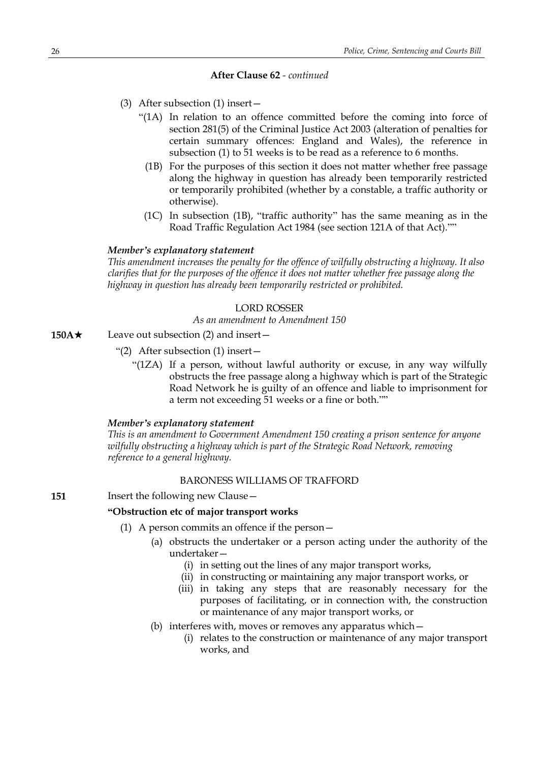**After Clause 62** - *continued*

(3) After subsection (1) insert—

"(1A) In relation to an offence committed before the coming into force of section 281(5) of the Criminal Justice Act 2003 (alteration of penalties for certain summary offences: England and Wales), the reference in subsection (1) to 51 weeks is to be read as a reference to 6 months.

(1B) For the purposes of this section it does not matter whether free passage along the highway in question has already been temporarily restricted or temporarily prohibited (whether by a constable, a traffic authority or otherwise).

(1C) In subsection (1B), "traffic authority" has the same meaning as in the Road Traffic Regulation Act 1984 (see section 121A of that Act).""

***Member's explanatory statement***

*This amendment increases the penalty for the offence of wilfully obstructing a highway. It also clarifies that for the purposes of the offence it does not matter whether free passage along the highway in question has already been temporarily restricted or prohibited.*

LORD ROSSER

*As an amendment to Amendment 150*

**150A★** Leave out subsection (2) and insert—

"(2) After subsection (1) insert—

"(1ZA) If a person, without lawful authority or excuse, in any way wilfully obstructs the free passage along a highway which is part of the Strategic Road Network he is guilty of an offence and liable to imprisonment for a term not exceeding 51 weeks or a fine or both.""

***Member's explanatory statement***

*This is an amendment to Government Amendment 150 creating a prison sentence for anyone wilfully obstructing a highway which is part of the Strategic Road Network, removing reference to a general highway.*

BARONESS WILLIAMS OF TRAFFORD

**151** Insert the following new Clause—

**"Obstruction etc of major transport works**

(1) A person commits an offence if the person—

(a) obstructs the undertaker or a person acting under the authority of the undertaker—

(i) in setting out the lines of any major transport works,

(ii) in constructing or maintaining any major transport works, or

(iii) in taking any steps that are reasonably necessary for the purposes of facilitating, or in connection with, the construction or maintenance of any major transport works, or

(b) interferes with, moves or removes any apparatus which—

(i) relates to the construction or maintenance of any major transport works, and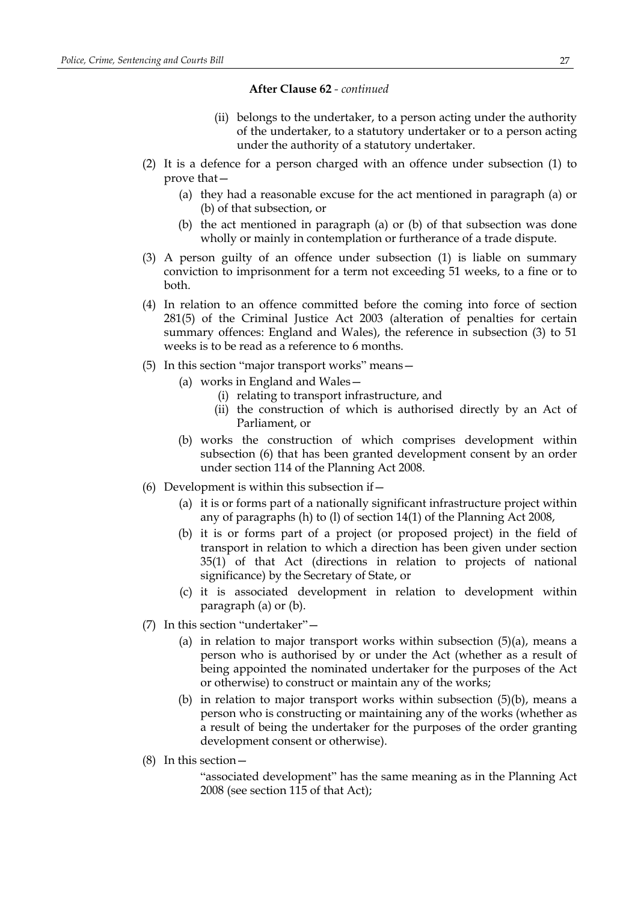**After Clause 62** - *continued*

(ii) belongs to the undertaker, to a person acting under the authority of the undertaker, to a statutory undertaker or to a person acting under the authority of a statutory undertaker.

(2) It is a defence for a person charged with an offence under subsection (1) to prove that—

(a) they had a reasonable excuse for the act mentioned in paragraph (a) or (b) of that subsection, or

(b) the act mentioned in paragraph (a) or (b) of that subsection was done wholly or mainly in contemplation or furtherance of a trade dispute.

(3) A person guilty of an offence under subsection (1) is liable on summary conviction to imprisonment for a term not exceeding 51 weeks, to a fine or to both.

(4) In relation to an offence committed before the coming into force of section 281(5) of the Criminal Justice Act 2003 (alteration of penalties for certain summary offences: England and Wales), the reference in subsection (3) to 51 weeks is to be read as a reference to 6 months.

(5) In this section "major transport works" means—

(a) works in England and Wales—

(i) relating to transport infrastructure, and

(ii) the construction of which is authorised directly by an Act of Parliament, or

(b) works the construction of which comprises development within subsection (6) that has been granted development consent by an order under section 114 of the Planning Act 2008.

(6) Development is within this subsection if—

(a) it is or forms part of a nationally significant infrastructure project within any of paragraphs (h) to (l) of section 14(1) of the Planning Act 2008,

(b) it is or forms part of a project (or proposed project) in the field of transport in relation to which a direction has been given under section 35(1) of that Act (directions in relation to projects of national significance) by the Secretary of State, or

(c) it is associated development in relation to development within paragraph (a) or (b).

(7) In this section "undertaker"—

(a) in relation to major transport works within subsection (5)(a), means a person who is authorised by or under the Act (whether as a result of being appointed the nominated undertaker for the purposes of the Act or otherwise) to construct or maintain any of the works;

(b) in relation to major transport works within subsection (5)(b), means a person who is constructing or maintaining any of the works (whether as a result of being the undertaker for the purposes of the order granting development consent or otherwise).

(8) In this section—

"associated development" has the same meaning as in the Planning Act 2008 (see section 115 of that Act);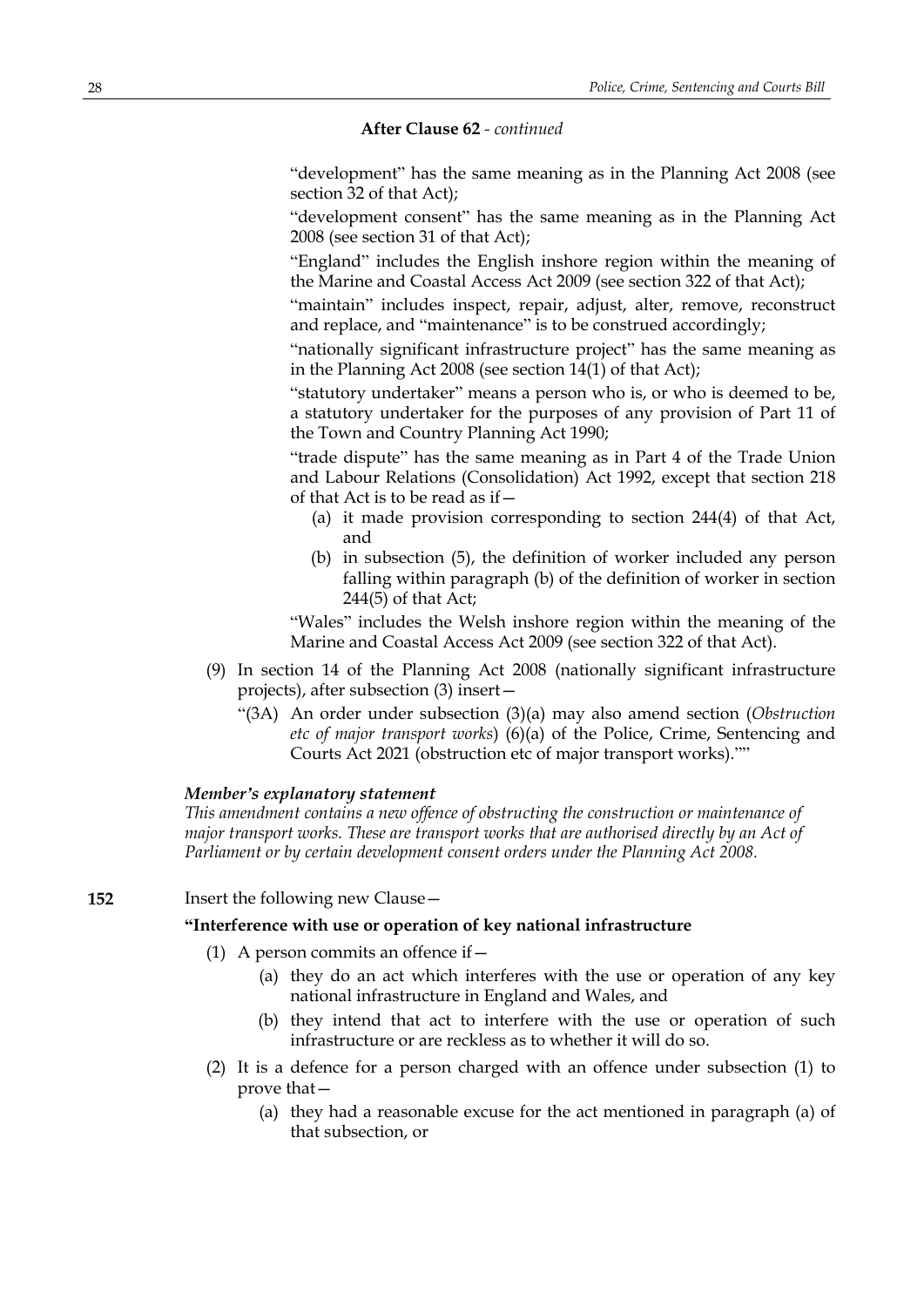**After Clause 62** - *continued*

"development" has the same meaning as in the Planning Act 2008 (see section 32 of that Act);

"development consent" has the same meaning as in the Planning Act 2008 (see section 31 of that Act);

"England" includes the English inshore region within the meaning of the Marine and Coastal Access Act 2009 (see section 322 of that Act);

"maintain" includes inspect, repair, adjust, alter, remove, reconstruct and replace, and "maintenance" is to be construed accordingly;

"nationally significant infrastructure project" has the same meaning as in the Planning Act 2008 (see section 14(1) of that Act);

"statutory undertaker" means a person who is, or who is deemed to be, a statutory undertaker for the purposes of any provision of Part 11 of the Town and Country Planning Act 1990;

"trade dispute" has the same meaning as in Part 4 of the Trade Union and Labour Relations (Consolidation) Act 1992, except that section 218 of that Act is to be read as if—

(a) it made provision corresponding to section 244(4) of that Act, and

(b) in subsection (5), the definition of worker included any person falling within paragraph (b) of the definition of worker in section 244(5) of that Act;

"Wales" includes the Welsh inshore region within the meaning of the Marine and Coastal Access Act 2009 (see section 322 of that Act).

(9) In section 14 of the Planning Act 2008 (nationally significant infrastructure projects), after subsection (3) insert—

"(3A) An order under subsection (3)(a) may also amend section (*Obstruction etc of major transport works*) (6)(a) of the Police, Crime, Sentencing and Courts Act 2021 (obstruction etc of major transport works).""

***Member's explanatory statement***

*This amendment contains a new offence of obstructing the construction or maintenance of major transport works. These are transport works that are authorised directly by an Act of Parliament or by certain development consent orders under the Planning Act 2008.*

**152** Insert the following new Clause—

**"Interference with use or operation of key national infrastructure**

(1) A person commits an offence if—

(a) they do an act which interferes with the use or operation of any key national infrastructure in England and Wales, and

(b) they intend that act to interfere with the use or operation of such infrastructure or are reckless as to whether it will do so.

(2) It is a defence for a person charged with an offence under subsection (1) to prove that—

(a) they had a reasonable excuse for the act mentioned in paragraph (a) of that subsection, or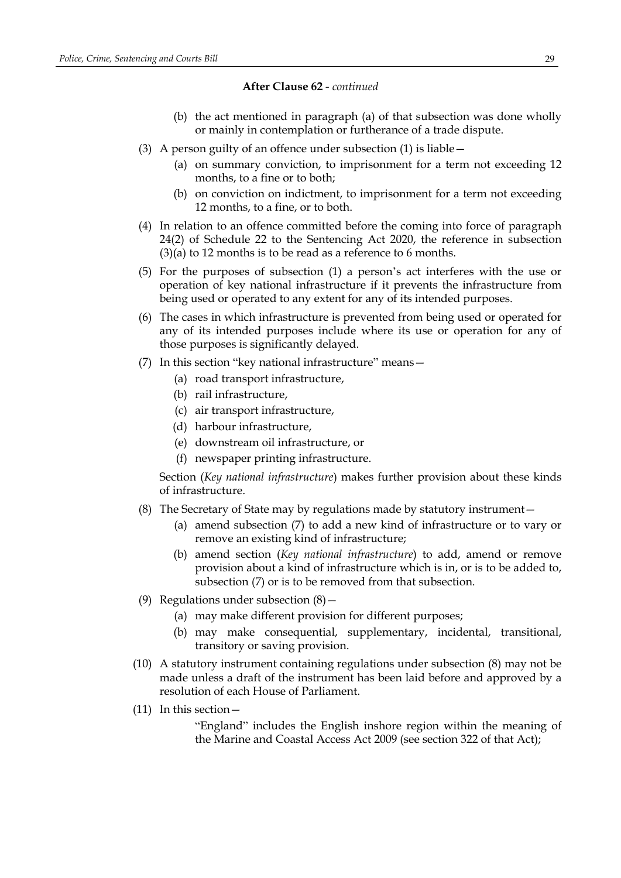**After Clause 62** - *continued*

(b) the act mentioned in paragraph (a) of that subsection was done wholly or mainly in contemplation or furtherance of a trade dispute.

(3) A person guilty of an offence under subsection (1) is liable—

(a) on summary conviction, to imprisonment for a term not exceeding 12 months, to a fine or to both;

(b) on conviction on indictment, to imprisonment for a term not exceeding 12 months, to a fine, or to both.

(4) In relation to an offence committed before the coming into force of paragraph 24(2) of Schedule 22 to the Sentencing Act 2020, the reference in subsection (3)(a) to 12 months is to be read as a reference to 6 months.

(5) For the purposes of subsection (1) a person's act interferes with the use or operation of key national infrastructure if it prevents the infrastructure from being used or operated to any extent for any of its intended purposes.

(6) The cases in which infrastructure is prevented from being used or operated for any of its intended purposes include where its use or operation for any of those purposes is significantly delayed.

(7) In this section "key national infrastructure" means—

(a) road transport infrastructure,

(b) rail infrastructure,

(c) air transport infrastructure,

(d) harbour infrastructure,

(e) downstream oil infrastructure, or

(f) newspaper printing infrastructure.

Section (*Key national infrastructure*) makes further provision about these kinds of infrastructure.

(8) The Secretary of State may by regulations made by statutory instrument—

(a) amend subsection (7) to add a new kind of infrastructure or to vary or remove an existing kind of infrastructure;

(b) amend section (*Key national infrastructure*) to add, amend or remove provision about a kind of infrastructure which is in, or is to be added to, subsection (7) or is to be removed from that subsection.

(9) Regulations under subsection (8)—

(a) may make different provision for different purposes;

(b) may make consequential, supplementary, incidental, transitional, transitory or saving provision.

(10) A statutory instrument containing regulations under subsection (8) may not be made unless a draft of the instrument has been laid before and approved by a resolution of each House of Parliament.

(11) In this section—

"England" includes the English inshore region within the meaning of the Marine and Coastal Access Act 2009 (see section 322 of that Act);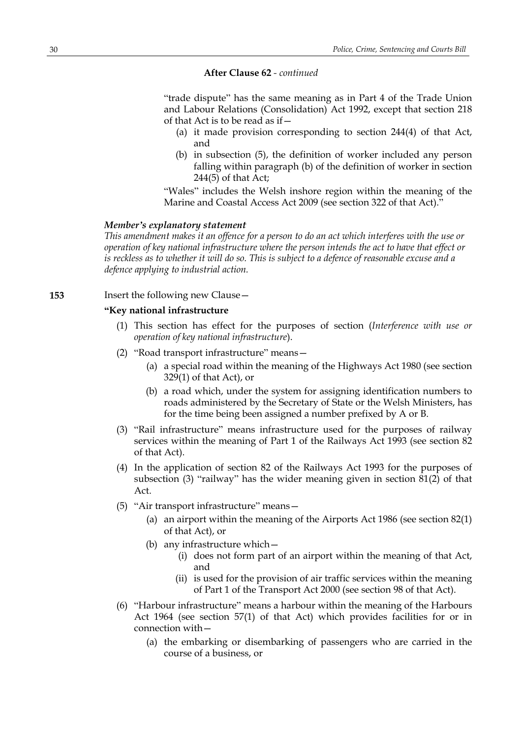**After Clause 62** - *continued*

"trade dispute" has the same meaning as in Part 4 of the Trade Union and Labour Relations (Consolidation) Act 1992, except that section 218 of that Act is to be read as if—

(a) it made provision corresponding to section 244(4) of that Act, and

(b) in subsection (5), the definition of worker included any person falling within paragraph (b) of the definition of worker in section 244(5) of that Act;

"Wales" includes the Welsh inshore region within the meaning of the Marine and Coastal Access Act 2009 (see section 322 of that Act)."

***Member's explanatory statement***

*This amendment makes it an offence for a person to do an act which interferes with the use or operation of key national infrastructure where the person intends the act to have that effect or is reckless as to whether it will do so. This is subject to a defence of reasonable excuse and a defence applying to industrial action.*

**153** Insert the following new Clause—

**"Key national infrastructure**

(1) This section has effect for the purposes of section (*Interference with use or operation of key national infrastructure*).

(2) "Road transport infrastructure" means—

(a) a special road within the meaning of the Highways Act 1980 (see section 329(1) of that Act), or

(b) a road which, under the system for assigning identification numbers to roads administered by the Secretary of State or the Welsh Ministers, has for the time being been assigned a number prefixed by A or B.

(3) "Rail infrastructure" means infrastructure used for the purposes of railway services within the meaning of Part 1 of the Railways Act 1993 (see section 82 of that Act).

(4) In the application of section 82 of the Railways Act 1993 for the purposes of subsection (3) "railway" has the wider meaning given in section 81(2) of that Act.

(5) "Air transport infrastructure" means—

(a) an airport within the meaning of the Airports Act 1986 (see section 82(1) of that Act), or

(b) any infrastructure which—

(i) does not form part of an airport within the meaning of that Act, and

(ii) is used for the provision of air traffic services within the meaning of Part 1 of the Transport Act 2000 (see section 98 of that Act).

(6) "Harbour infrastructure" means a harbour within the meaning of the Harbours Act 1964 (see section 57(1) of that Act) which provides facilities for or in connection with—

(a) the embarking or disembarking of passengers who are carried in the course of a business, or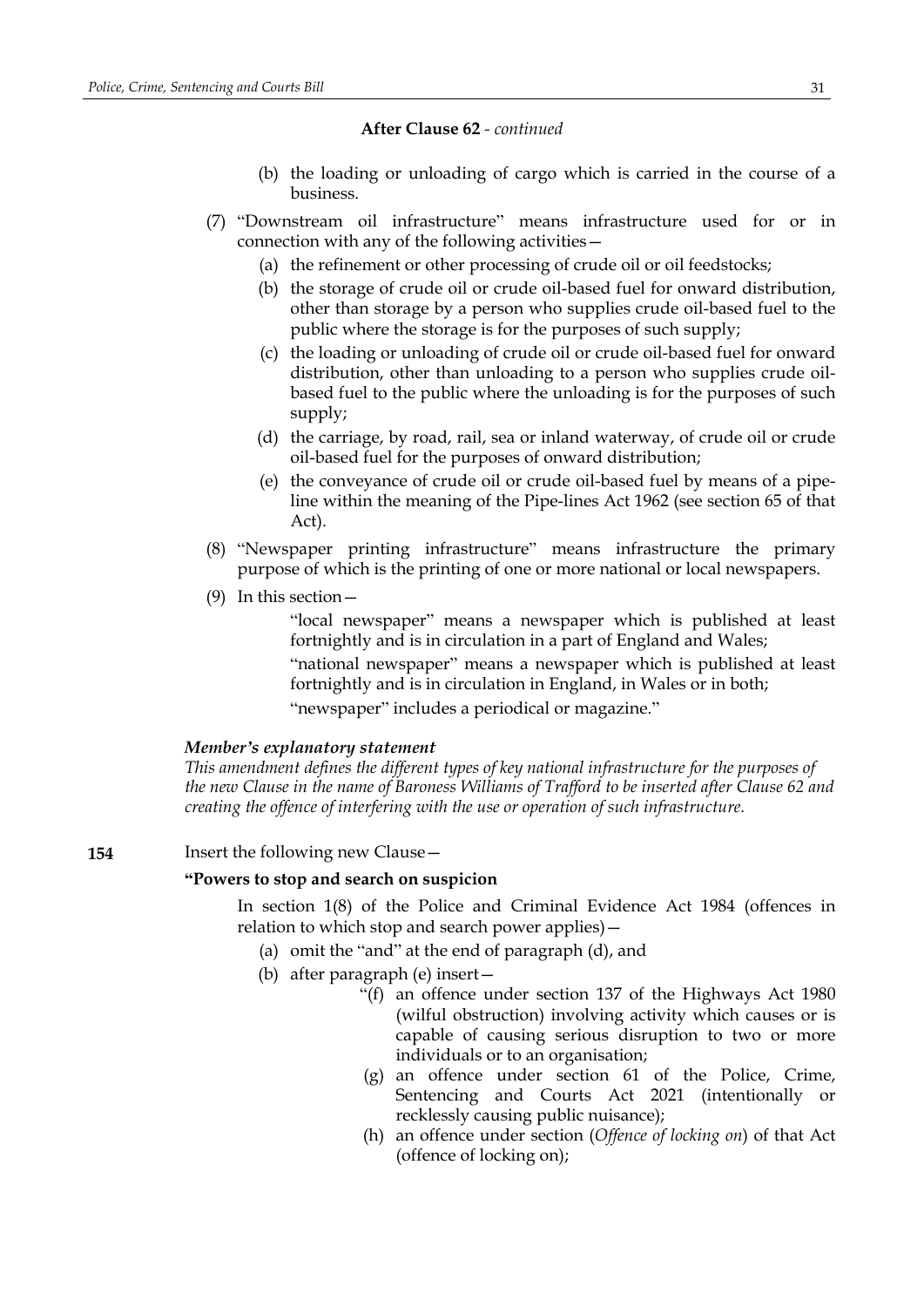**After Clause 62** - *continued*

(b) the loading or unloading of cargo which is carried in the course of a business.

(7) "Downstream oil infrastructure" means infrastructure used for or in connection with any of the following activities—

(a) the refinement or other processing of crude oil or oil feedstocks;

(b) the storage of crude oil or crude oil-based fuel for onward distribution, other than storage by a person who supplies crude oil-based fuel to the public where the storage is for the purposes of such supply;

(c) the loading or unloading of crude oil or crude oil-based fuel for onward distribution, other than unloading to a person who supplies crude oil-based fuel to the public where the unloading is for the purposes of such supply;

(d) the carriage, by road, rail, sea or inland waterway, of crude oil or crude oil-based fuel for the purposes of onward distribution;

(e) the conveyance of crude oil or crude oil-based fuel by means of a pipe-line within the meaning of the Pipe-lines Act 1962 (see section 65 of that Act).

(8) "Newspaper printing infrastructure" means infrastructure the primary purpose of which is the printing of one or more national or local newspapers.

(9) In this section—

"local newspaper" means a newspaper which is published at least fortnightly and is in circulation in a part of England and Wales;

"national newspaper" means a newspaper which is published at least fortnightly and is in circulation in England, in Wales or in both;

"newspaper" includes a periodical or magazine."

***Member's explanatory statement***

*This amendment defines the different types of key national infrastructure for the purposes of the new Clause in the name of Baroness Williams of Trafford to be inserted after Clause 62 and creating the offence of interfering with the use or operation of such infrastructure.*

**154** Insert the following new Clause—

**"Powers to stop and search on suspicion**

In section 1(8) of the Police and Criminal Evidence Act 1984 (offences in relation to which stop and search power applies)—

(a) omit the "and" at the end of paragraph (d), and

(b) after paragraph (e) insert—

"(f) an offence under section 137 of the Highways Act 1980 (wilful obstruction) involving activity which causes or is capable of causing serious disruption to two or more individuals or to an organisation;

(g) an offence under section 61 of the Police, Crime, Sentencing and Courts Act 2021 (intentionally or recklessly causing public nuisance);

(h) an offence under section (*Offence of locking on*) of that Act (offence of locking on);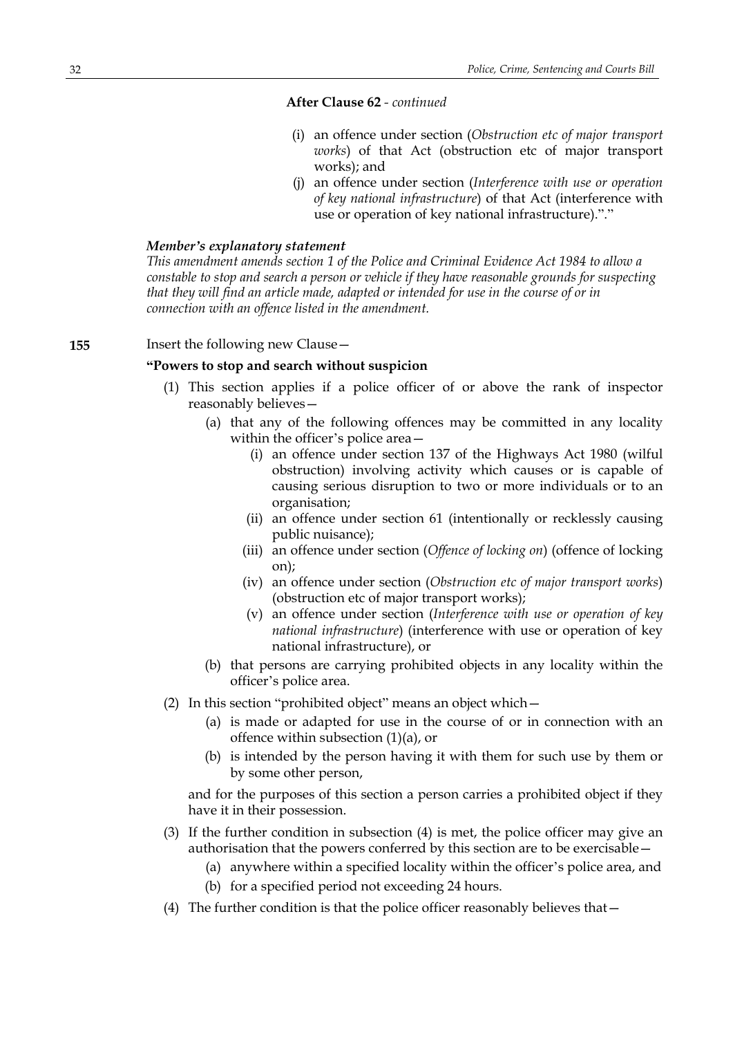**After Clause 62** - *continued*

(i) an offence under section (*Obstruction etc of major transport works*) of that Act (obstruction etc of major transport works); and

(j) an offence under section (*Interference with use or operation of key national infrastructure*) of that Act (interference with use or operation of key national infrastructure).”.”

***Member’s explanatory statement***

*This amendment amends section 1 of the Police and Criminal Evidence Act 1984 to allow a constable to stop and search a person or vehicle if they have reasonable grounds for suspecting that they will find an article made, adapted or intended for use in the course of or in connection with an offence listed in the amendment.*

**155** Insert the following new Clause—

**“Powers to stop and search without suspicion**

(1) This section applies if a police officer of or above the rank of inspector reasonably believes—

(a) that any of the following offences may be committed in any locality within the officer’s police area—

(i) an offence under section 137 of the Highways Act 1980 (wilful obstruction) involving activity which causes or is capable of causing serious disruption to two or more individuals or to an organisation;

(ii) an offence under section 61 (intentionally or recklessly causing public nuisance);

(iii) an offence under section (*Offence of locking on*) (offence of locking on);

(iv) an offence under section (*Obstruction etc of major transport works*) (obstruction etc of major transport works);

(v) an offence under section (*Interference with use or operation of key national infrastructure*) (interference with use or operation of key national infrastructure), or

(b) that persons are carrying prohibited objects in any locality within the officer’s police area.

(2) In this section “prohibited object” means an object which—

(a) is made or adapted for use in the course of or in connection with an offence within subsection (1)(a), or

(b) is intended by the person having it with them for such use by them or by some other person,

and for the purposes of this section a person carries a prohibited object if they have it in their possession.

(3) If the further condition in subsection (4) is met, the police officer may give an authorisation that the powers conferred by this section are to be exercisable—

(a) anywhere within a specified locality within the officer’s police area, and

(b) for a specified period not exceeding 24 hours.

(4) The further condition is that the police officer reasonably believes that—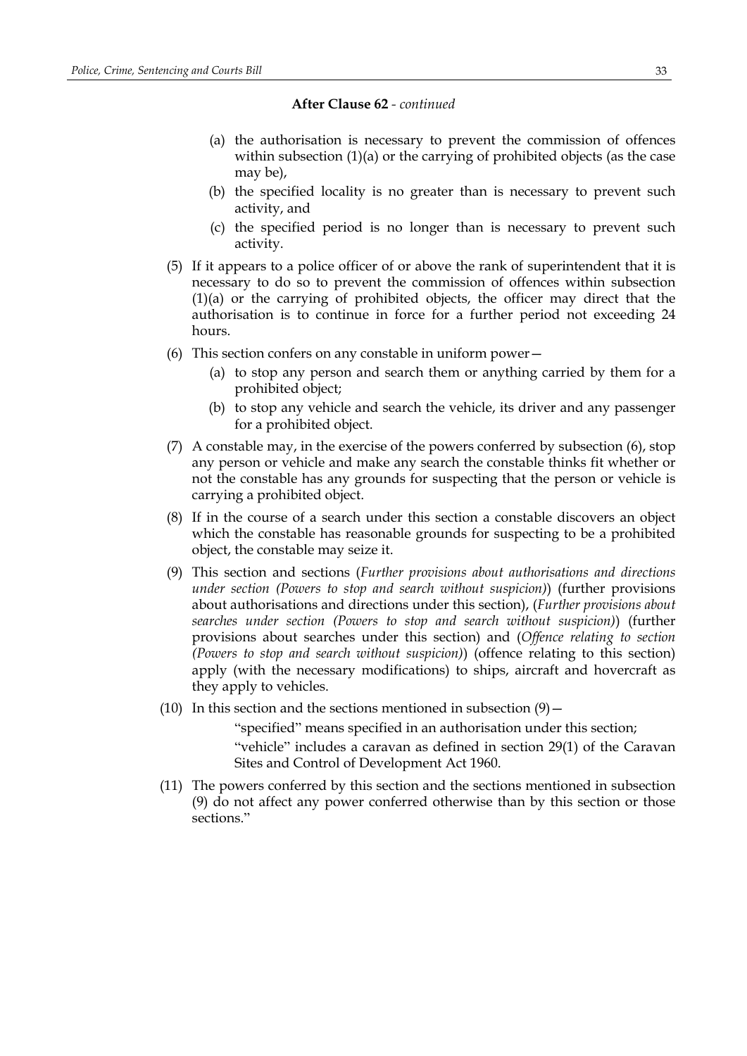**After Clause 62** - *continued*

(a) the authorisation is necessary to prevent the commission of offences within subsection (1)(a) or the carrying of prohibited objects (as the case may be),

(b) the specified locality is no greater than is necessary to prevent such activity, and

(c) the specified period is no longer than is necessary to prevent such activity.

(5) If it appears to a police officer of or above the rank of superintendent that it is necessary to do so to prevent the commission of offences within subsection (1)(a) or the carrying of prohibited objects, the officer may direct that the authorisation is to continue in force for a further period not exceeding 24 hours.

(6) This section confers on any constable in uniform power—

(a) to stop any person and search them or anything carried by them for a prohibited object;

(b) to stop any vehicle and search the vehicle, its driver and any passenger for a prohibited object.

(7) A constable may, in the exercise of the powers conferred by subsection (6), stop any person or vehicle and make any search the constable thinks fit whether or not the constable has any grounds for suspecting that the person or vehicle is carrying a prohibited object.

(8) If in the course of a search under this section a constable discovers an object which the constable has reasonable grounds for suspecting to be a prohibited object, the constable may seize it.

(9) This section and sections (*Further provisions about authorisations and directions under section (Powers to stop and search without suspicion)*) (further provisions about authorisations and directions under this section), (*Further provisions about searches under section (Powers to stop and search without suspicion)*) (further provisions about searches under this section) and (*Offence relating to section (Powers to stop and search without suspicion)*) (offence relating to this section) apply (with the necessary modifications) to ships, aircraft and hovercraft as they apply to vehicles.

(10) In this section and the sections mentioned in subsection (9)—

"specified" means specified in an authorisation under this section;

"vehicle" includes a caravan as defined in section 29(1) of the Caravan Sites and Control of Development Act 1960.

(11) The powers conferred by this section and the sections mentioned in subsection (9) do not affect any power conferred otherwise than by this section or those sections."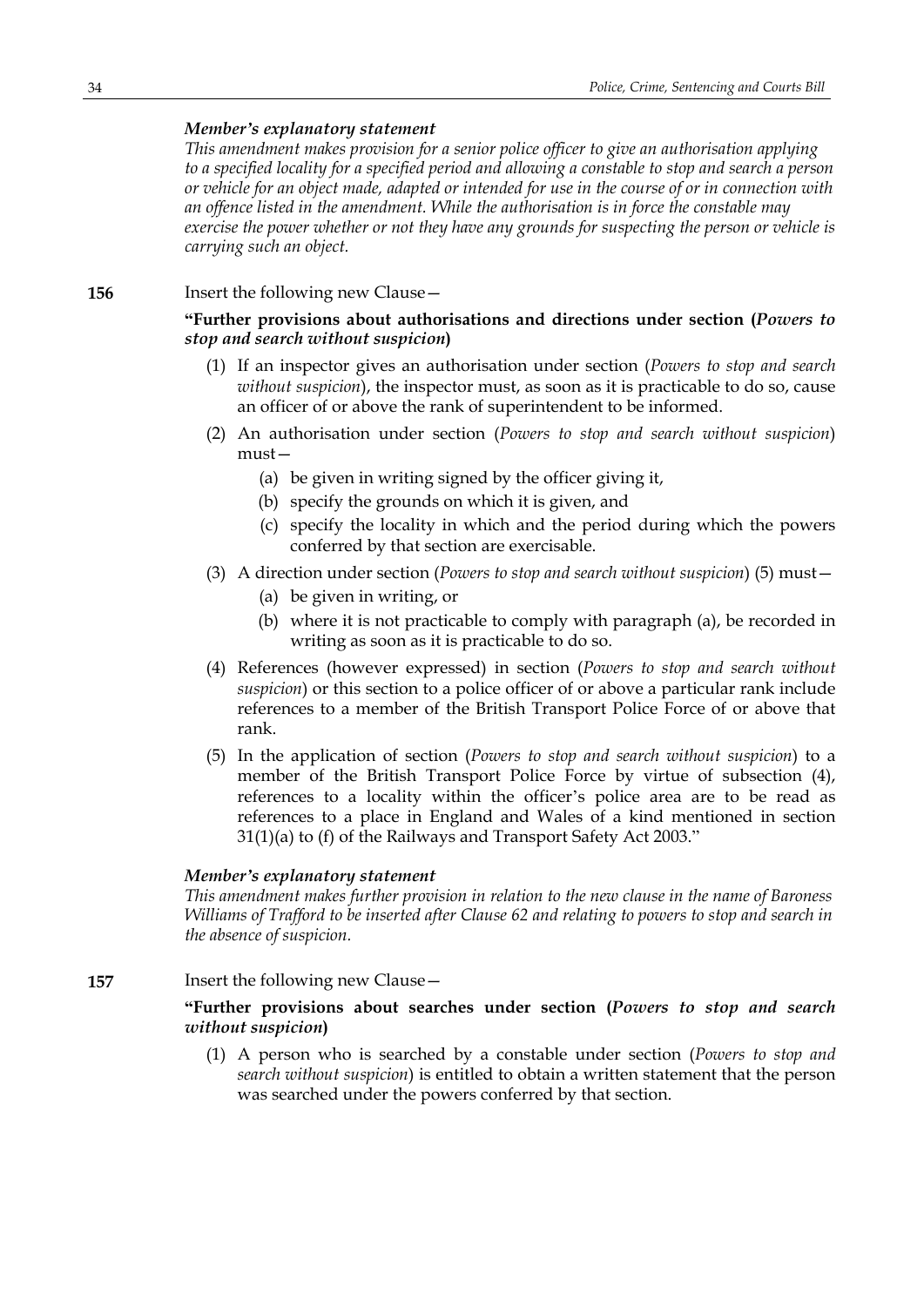*Member's explanatory statement*

*This amendment makes provision for a senior police officer to give an authorisation applying to a specified locality for a specified period and allowing a constable to stop and search a person or vehicle for an object made, adapted or intended for use in the course of or in connection with an offence listed in the amendment. While the authorisation is in force the constable may exercise the power whether or not they have any grounds for suspecting the person or vehicle is carrying such an object.*

**156** Insert the following new Clause—

**"Further provisions about authorisations and directions under section (*Powers to stop and search without suspicion*)**

(1) If an inspector gives an authorisation under section (*Powers to stop and search without suspicion*), the inspector must, as soon as it is practicable to do so, cause an officer of or above the rank of superintendent to be informed.

(2) An authorisation under section (*Powers to stop and search without suspicion*) must—

   (a) be given in writing signed by the officer giving it,

   (b) specify the grounds on which it is given, and

   (c) specify the locality in which and the period during which the powers conferred by that section are exercisable.

(3) A direction under section (*Powers to stop and search without suspicion*) (5) must—

   (a) be given in writing, or

   (b) where it is not practicable to comply with paragraph (a), be recorded in writing as soon as it is practicable to do so.

(4) References (however expressed) in section (*Powers to stop and search without suspicion*) or this section to a police officer of or above a particular rank include references to a member of the British Transport Police Force of or above that rank.

(5) In the application of section (*Powers to stop and search without suspicion*) to a member of the British Transport Police Force by virtue of subsection (4), references to a locality within the officer's police area are to be read as references to a place in England and Wales of a kind mentioned in section 31(1)(a) to (f) of the Railways and Transport Safety Act 2003."

*Member's explanatory statement*

*This amendment makes further provision in relation to the new clause in the name of Baroness Williams of Trafford to be inserted after Clause 62 and relating to powers to stop and search in the absence of suspicion.*

**157** Insert the following new Clause—

**"Further provisions about searches under section (*Powers to stop and search without suspicion*)**

(1) A person who is searched by a constable under section (*Powers to stop and search without suspicion*) is entitled to obtain a written statement that the person was searched under the powers conferred by that section.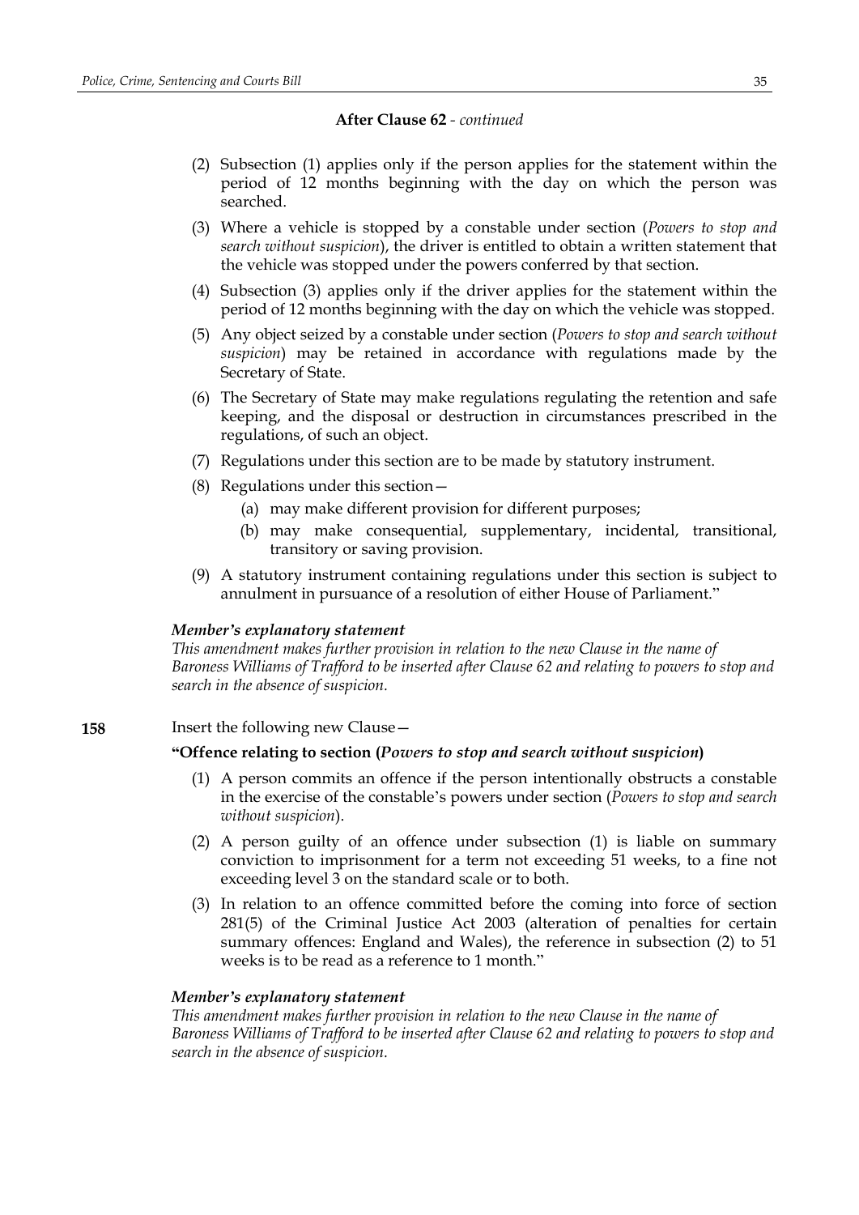**After Clause 62** - *continued*

(2) Subsection (1) applies only if the person applies for the statement within the period of 12 months beginning with the day on which the person was searched.

(3) Where a vehicle is stopped by a constable under section (*Powers to stop and search without suspicion*), the driver is entitled to obtain a written statement that the vehicle was stopped under the powers conferred by that section.

(4) Subsection (3) applies only if the driver applies for the statement within the period of 12 months beginning with the day on which the vehicle was stopped.

(5) Any object seized by a constable under section (*Powers to stop and search without suspicion*) may be retained in accordance with regulations made by the Secretary of State.

(6) The Secretary of State may make regulations regulating the retention and safe keeping, and the disposal or destruction in circumstances prescribed in the regulations, of such an object.

(7) Regulations under this section are to be made by statutory instrument.

(8) Regulations under this section—

(a) may make different provision for different purposes;

(b) may make consequential, supplementary, incidental, transitional, transitory or saving provision.

(9) A statutory instrument containing regulations under this section is subject to annulment in pursuance of a resolution of either House of Parliament."

***Member's explanatory statement***

*This amendment makes further provision in relation to the new Clause in the name of Baroness Williams of Trafford to be inserted after Clause 62 and relating to powers to stop and search in the absence of suspicion.*

**158** Insert the following new Clause—

**"Offence relating to section (*Powers to stop and search without suspicion*)**

(1) A person commits an offence if the person intentionally obstructs a constable in the exercise of the constable's powers under section (*Powers to stop and search without suspicion*).

(2) A person guilty of an offence under subsection (1) is liable on summary conviction to imprisonment for a term not exceeding 51 weeks, to a fine not exceeding level 3 on the standard scale or to both.

(3) In relation to an offence committed before the coming into force of section 281(5) of the Criminal Justice Act 2003 (alteration of penalties for certain summary offences: England and Wales), the reference in subsection (2) to 51 weeks is to be read as a reference to 1 month."

***Member's explanatory statement***

*This amendment makes further provision in relation to the new Clause in the name of Baroness Williams of Trafford to be inserted after Clause 62 and relating to powers to stop and search in the absence of suspicion.*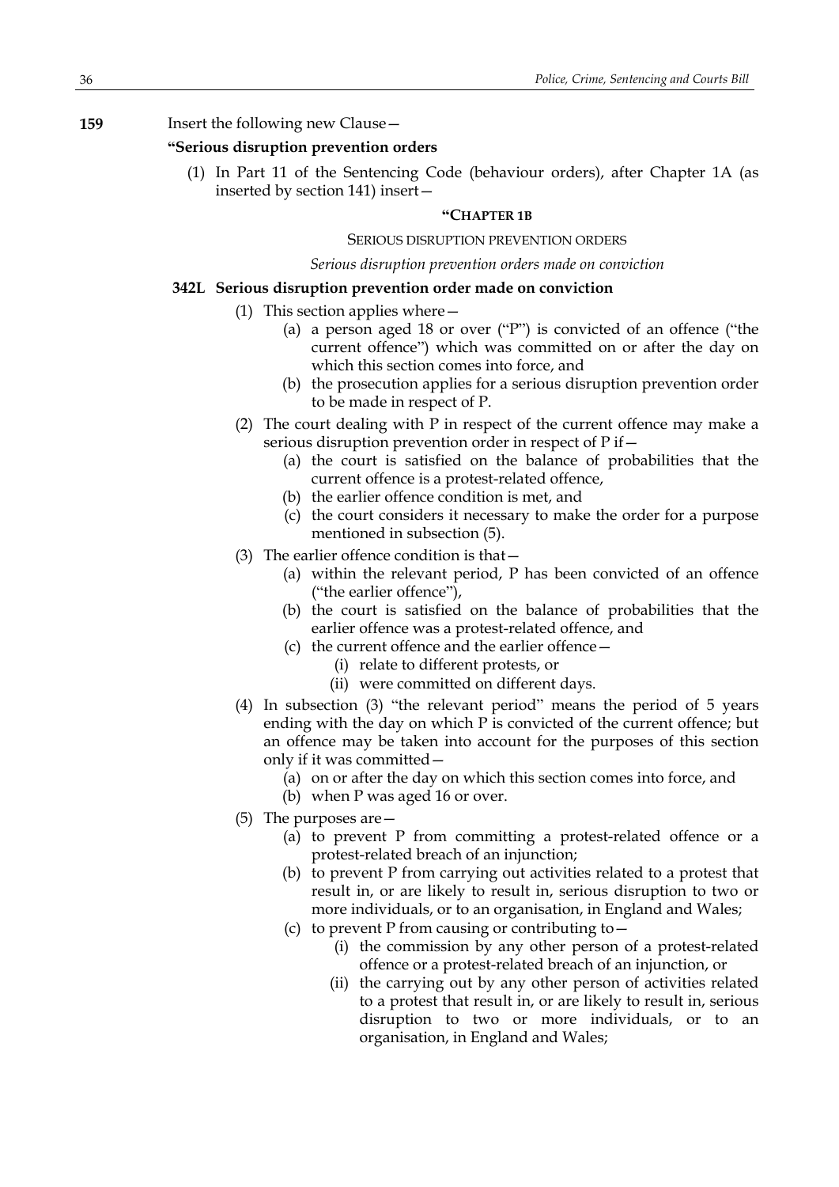**159** Insert the following new Clause—

**"Serious disruption prevention orders**

(1) In Part 11 of the Sentencing Code (behaviour orders), after Chapter 1A (as inserted by section 141) insert—

**"CHAPTER 1B**

SERIOUS DISRUPTION PREVENTION ORDERS

*Serious disruption prevention orders made on conviction*

**342L Serious disruption prevention order made on conviction**

(1) This section applies where—

(a) a person aged 18 or over ("P") is convicted of an offence ("the current offence") which was committed on or after the day on which this section comes into force, and

(b) the prosecution applies for a serious disruption prevention order to be made in respect of P.

(2) The court dealing with P in respect of the current offence may make a serious disruption prevention order in respect of P if—

(a) the court is satisfied on the balance of probabilities that the current offence is a protest-related offence,

(b) the earlier offence condition is met, and

(c) the court considers it necessary to make the order for a purpose mentioned in subsection (5).

(3) The earlier offence condition is that—

(a) within the relevant period, P has been convicted of an offence ("the earlier offence"),

(b) the court is satisfied on the balance of probabilities that the earlier offence was a protest-related offence, and

(c) the current offence and the earlier offence—

(i) relate to different protests, or

(ii) were committed on different days.

(4) In subsection (3) "the relevant period" means the period of 5 years ending with the day on which P is convicted of the current offence; but an offence may be taken into account for the purposes of this section only if it was committed—

(a) on or after the day on which this section comes into force, and

(b) when P was aged 16 or over.

(5) The purposes are—

(a) to prevent P from committing a protest-related offence or a protest-related breach of an injunction;

(b) to prevent P from carrying out activities related to a protest that result in, or are likely to result in, serious disruption to two or more individuals, or to an organisation, in England and Wales;

(c) to prevent P from causing or contributing to—

(i) the commission by any other person of a protest-related offence or a protest-related breach of an injunction, or

(ii) the carrying out by any other person of activities related to a protest that result in, or are likely to result in, serious disruption to two or more individuals, or to an organisation, in England and Wales;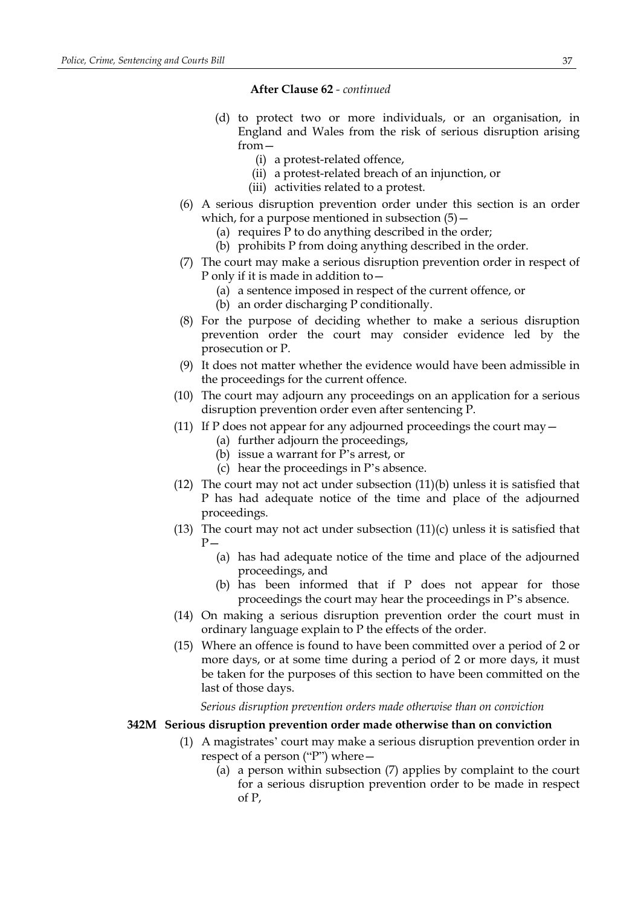**After Clause 62** - *continued*

(d) to protect two or more individuals, or an organisation, in England and Wales from the risk of serious disruption arising from—

(i) a protest-related offence,

(ii) a protest-related breach of an injunction, or

(iii) activities related to a protest.

(6) A serious disruption prevention order under this section is an order which, for a purpose mentioned in subsection (5)—

(a) requires P to do anything described in the order;

(b) prohibits P from doing anything described in the order.

(7) The court may make a serious disruption prevention order in respect of P only if it is made in addition to—

(a) a sentence imposed in respect of the current offence, or

(b) an order discharging P conditionally.

(8) For the purpose of deciding whether to make a serious disruption prevention order the court may consider evidence led by the prosecution or P.

(9) It does not matter whether the evidence would have been admissible in the proceedings for the current offence.

(10) The court may adjourn any proceedings on an application for a serious disruption prevention order even after sentencing P.

(11) If P does not appear for any adjourned proceedings the court may—

(a) further adjourn the proceedings,

(b) issue a warrant for P's arrest, or

(c) hear the proceedings in P's absence.

(12) The court may not act under subsection (11)(b) unless it is satisfied that P has had adequate notice of the time and place of the adjourned proceedings.

(13) The court may not act under subsection (11)(c) unless it is satisfied that P—

(a) has had adequate notice of the time and place of the adjourned proceedings, and

(b) has been informed that if P does not appear for those proceedings the court may hear the proceedings in P's absence.

(14) On making a serious disruption prevention order the court must in ordinary language explain to P the effects of the order.

(15) Where an offence is found to have been committed over a period of 2 or more days, or at some time during a period of 2 or more days, it must be taken for the purposes of this section to have been committed on the last of those days.

*Serious disruption prevention orders made otherwise than on conviction*

**342M Serious disruption prevention order made otherwise than on conviction**

(1) A magistrates' court may make a serious disruption prevention order in respect of a person ("P") where—

(a) a person within subsection (7) applies by complaint to the court for a serious disruption prevention order to be made in respect of P,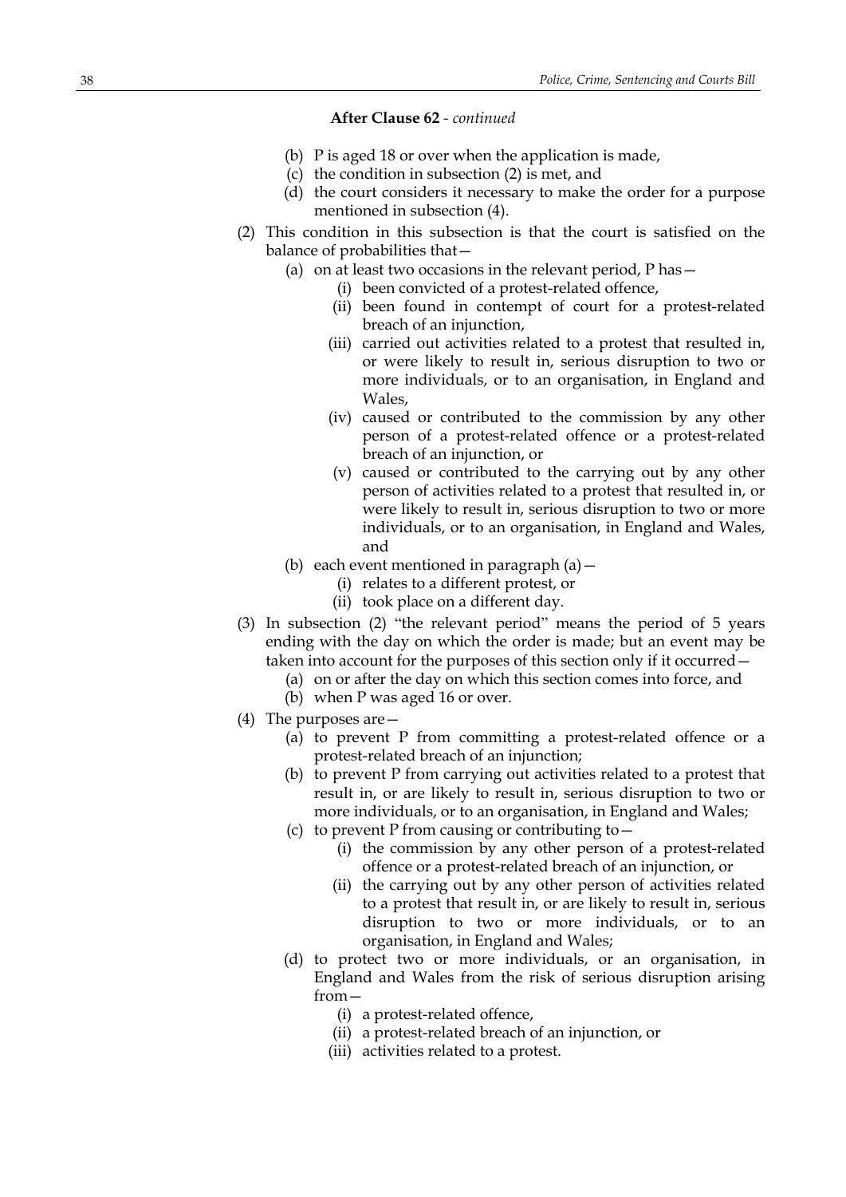**After Clause 62** - *continued*

- (b) P is aged 18 or over when the application is made,
- (c) the condition in subsection (2) is met, and
- (d) the court considers it necessary to make the order for a purpose mentioned in subsection (4).

(2) This condition in this subsection is that the court is satisfied on the balance of probabilities that—

- (a) on at least two occasions in the relevant period, P has—
  - (i) been convicted of a protest-related offence,
  - (ii) been found in contempt of court for a protest-related breach of an injunction,
  - (iii) carried out activities related to a protest that resulted in, or were likely to result in, serious disruption to two or more individuals, or to an organisation, in England and Wales,
  - (iv) caused or contributed to the commission by any other person of a protest-related offence or a protest-related breach of an injunction, or
  - (v) caused or contributed to the carrying out by any other person of activities related to a protest that resulted in, or were likely to result in, serious disruption to two or more individuals, or to an organisation, in England and Wales, and
- (b) each event mentioned in paragraph (a)—
  - (i) relates to a different protest, or
  - (ii) took place on a different day.

(3) In subsection (2) "the relevant period" means the period of 5 years ending with the day on which the order is made; but an event may be taken into account for the purposes of this section only if it occurred—

- (a) on or after the day on which this section comes into force, and
- (b) when P was aged 16 or over.

(4) The purposes are—

- (a) to prevent P from committing a protest-related offence or a protest-related breach of an injunction;
- (b) to prevent P from carrying out activities related to a protest that result in, or are likely to result in, serious disruption to two or more individuals, or to an organisation, in England and Wales;
- (c) to prevent P from causing or contributing to—
  - (i) the commission by any other person of a protest-related offence or a protest-related breach of an injunction, or
  - (ii) the carrying out by any other person of activities related to a protest that result in, or are likely to result in, serious disruption to two or more individuals, or to an organisation, in England and Wales;
- (d) to protect two or more individuals, or an organisation, in England and Wales from the risk of serious disruption arising from—
  - (i) a protest-related offence,
  - (ii) a protest-related breach of an injunction, or
  - (iii) activities related to a protest.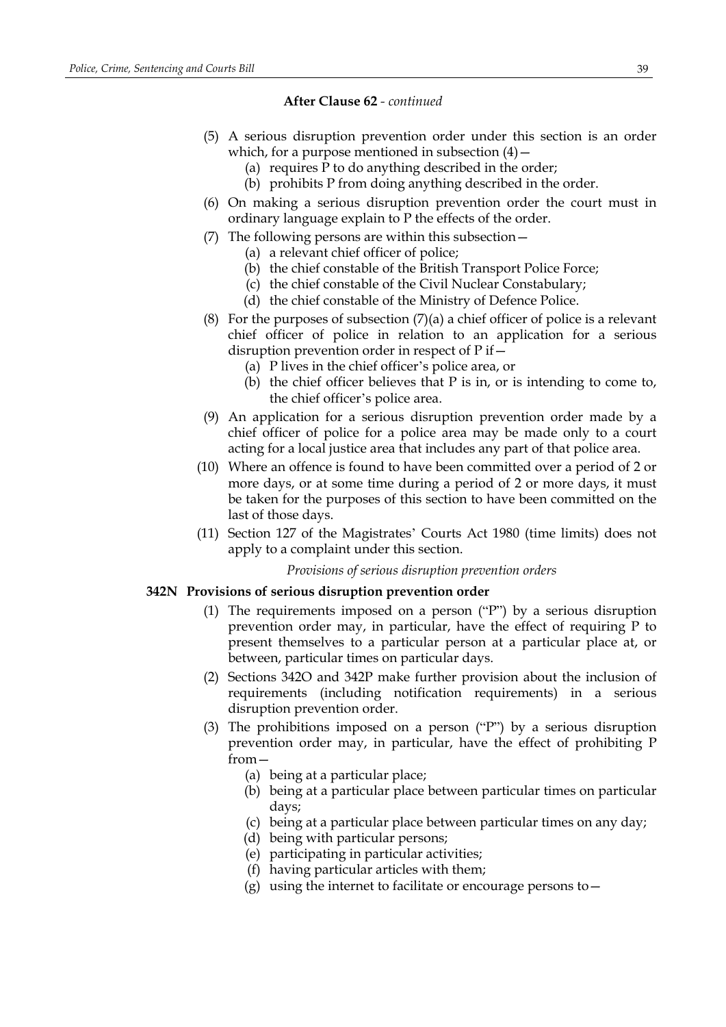**After Clause 62** - *continued*

(5) A serious disruption prevention order under this section is an order which, for a purpose mentioned in subsection (4)—

(a) requires P to do anything described in the order;

(b) prohibits P from doing anything described in the order.

(6) On making a serious disruption prevention order the court must in ordinary language explain to P the effects of the order.

(7) The following persons are within this subsection—

(a) a relevant chief officer of police;

(b) the chief constable of the British Transport Police Force;

(c) the chief constable of the Civil Nuclear Constabulary;

(d) the chief constable of the Ministry of Defence Police.

(8) For the purposes of subsection (7)(a) a chief officer of police is a relevant chief officer of police in relation to an application for a serious disruption prevention order in respect of P if—

(a) P lives in the chief officer's police area, or

(b) the chief officer believes that P is in, or is intending to come to, the chief officer's police area.

(9) An application for a serious disruption prevention order made by a chief officer of police for a police area may be made only to a court acting for a local justice area that includes any part of that police area.

(10) Where an offence is found to have been committed over a period of 2 or more days, or at some time during a period of 2 or more days, it must be taken for the purposes of this section to have been committed on the last of those days.

(11) Section 127 of the Magistrates' Courts Act 1980 (time limits) does not apply to a complaint under this section.

*Provisions of serious disruption prevention orders*

**342N Provisions of serious disruption prevention order**

(1) The requirements imposed on a person ("P") by a serious disruption prevention order may, in particular, have the effect of requiring P to present themselves to a particular person at a particular place at, or between, particular times on particular days.

(2) Sections 342O and 342P make further provision about the inclusion of requirements (including notification requirements) in a serious disruption prevention order.

(3) The prohibitions imposed on a person ("P") by a serious disruption prevention order may, in particular, have the effect of prohibiting P from—

(a) being at a particular place;

(b) being at a particular place between particular times on particular days;

(c) being at a particular place between particular times on any day;

(d) being with particular persons;

(e) participating in particular activities;

(f) having particular articles with them;

(g) using the internet to facilitate or encourage persons to—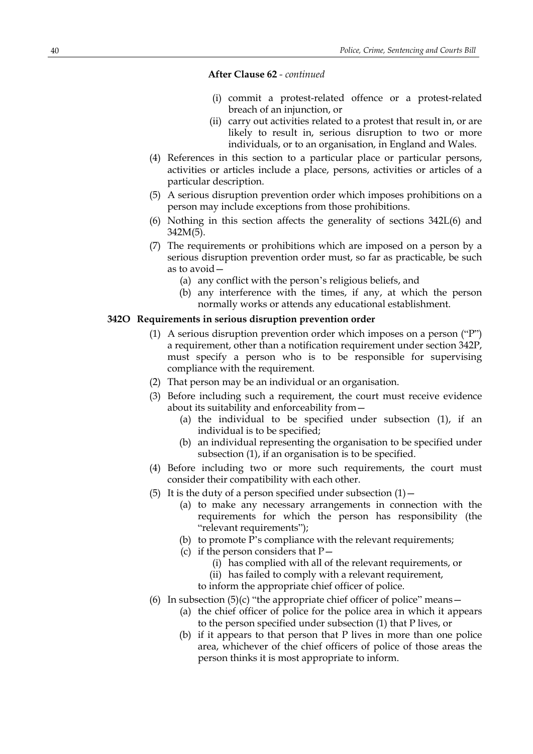**After Clause 62** - *continued*

(i) commit a protest-related offence or a protest-related breach of an injunction, or

(ii) carry out activities related to a protest that result in, or are likely to result in, serious disruption to two or more individuals, or to an organisation, in England and Wales.

(4) References in this section to a particular place or particular persons, activities or articles include a place, persons, activities or articles of a particular description.

(5) A serious disruption prevention order which imposes prohibitions on a person may include exceptions from those prohibitions.

(6) Nothing in this section affects the generality of sections 342L(6) and 342M(5).

(7) The requirements or prohibitions which are imposed on a person by a serious disruption prevention order must, so far as practicable, be such as to avoid—

(a) any conflict with the person's religious beliefs, and

(b) any interference with the times, if any, at which the person normally works or attends any educational establishment.

**342O Requirements in serious disruption prevention order**

(1) A serious disruption prevention order which imposes on a person ("P") a requirement, other than a notification requirement under section 342P, must specify a person who is to be responsible for supervising compliance with the requirement.

(2) That person may be an individual or an organisation.

(3) Before including such a requirement, the court must receive evidence about its suitability and enforceability from—

(a) the individual to be specified under subsection (1), if an individual is to be specified;

(b) an individual representing the organisation to be specified under subsection (1), if an organisation is to be specified.

(4) Before including two or more such requirements, the court must consider their compatibility with each other.

(5) It is the duty of a person specified under subsection (1)—

(a) to make any necessary arrangements in connection with the requirements for which the person has responsibility (the "relevant requirements");

(b) to promote P's compliance with the relevant requirements;

(c) if the person considers that P—

(i) has complied with all of the relevant requirements, or

(ii) has failed to comply with a relevant requirement,

to inform the appropriate chief officer of police.

(6) In subsection (5)(c) "the appropriate chief officer of police" means—

(a) the chief officer of police for the police area in which it appears to the person specified under subsection (1) that P lives, or

(b) if it appears to that person that P lives in more than one police area, whichever of the chief officers of police of those areas the person thinks it is most appropriate to inform.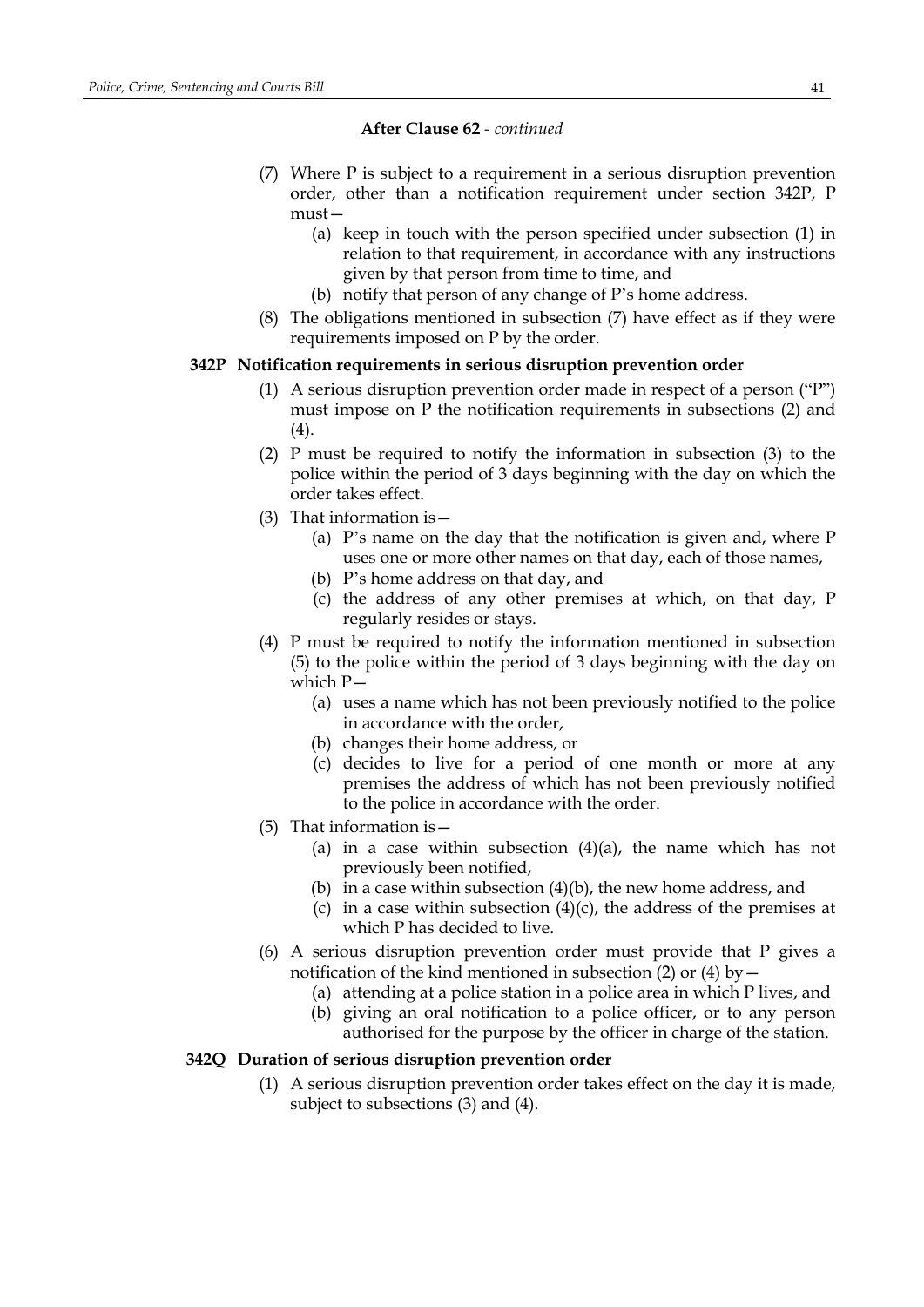**After Clause 62** - *continued*

(7) Where P is subject to a requirement in a serious disruption prevention order, other than a notification requirement under section 342P, P must—

  (a) keep in touch with the person specified under subsection (1) in relation to that requirement, in accordance with any instructions given by that person from time to time, and

  (b) notify that person of any change of P's home address.

(8) The obligations mentioned in subsection (7) have effect as if they were requirements imposed on P by the order.

**342P Notification requirements in serious disruption prevention order**

(1) A serious disruption prevention order made in respect of a person ("P") must impose on P the notification requirements in subsections (2) and (4).

(2) P must be required to notify the information in subsection (3) to the police within the period of 3 days beginning with the day on which the order takes effect.

(3) That information is—

  (a) P's name on the day that the notification is given and, where P uses one or more other names on that day, each of those names,

  (b) P's home address on that day, and

  (c) the address of any other premises at which, on that day, P regularly resides or stays.

(4) P must be required to notify the information mentioned in subsection (5) to the police within the period of 3 days beginning with the day on which P—

  (a) uses a name which has not been previously notified to the police in accordance with the order,

  (b) changes their home address, or

  (c) decides to live for a period of one month or more at any premises the address of which has not been previously notified to the police in accordance with the order.

(5) That information is—

  (a) in a case within subsection (4)(a), the name which has not previously been notified,

  (b) in a case within subsection (4)(b), the new home address, and

  (c) in a case within subsection (4)(c), the address of the premises at which P has decided to live.

(6) A serious disruption prevention order must provide that P gives a notification of the kind mentioned in subsection (2) or (4) by—

  (a) attending at a police station in a police area in which P lives, and

  (b) giving an oral notification to a police officer, or to any person authorised for the purpose by the officer in charge of the station.

**342Q Duration of serious disruption prevention order**

(1) A serious disruption prevention order takes effect on the day it is made, subject to subsections (3) and (4).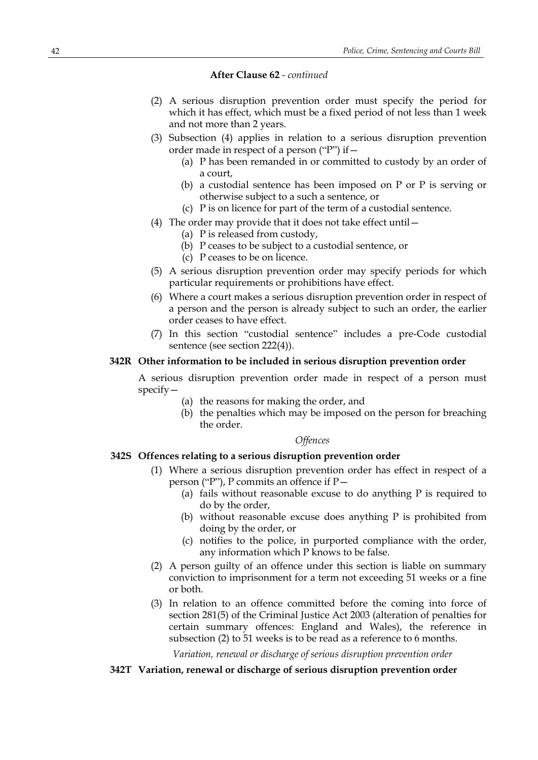**After Clause 62** - *continued*

(2) A serious disruption prevention order must specify the period for which it has effect, which must be a fixed period of not less than 1 week and not more than 2 years.

(3) Subsection (4) applies in relation to a serious disruption prevention order made in respect of a person ("P") if—

  (a) P has been remanded in or committed to custody by an order of a court,

  (b) a custodial sentence has been imposed on P or P is serving or otherwise subject to a such a sentence, or

  (c) P is on licence for part of the term of a custodial sentence.

(4) The order may provide that it does not take effect until—

  (a) P is released from custody,

  (b) P ceases to be subject to a custodial sentence, or

  (c) P ceases to be on licence.

(5) A serious disruption prevention order may specify periods for which particular requirements or prohibitions have effect.

(6) Where a court makes a serious disruption prevention order in respect of a person and the person is already subject to such an order, the earlier order ceases to have effect.

(7) In this section "custodial sentence" includes a pre-Code custodial sentence (see section 222(4)).

**342R Other information to be included in serious disruption prevention order**

A serious disruption prevention order made in respect of a person must specify—

  (a) the reasons for making the order, and

  (b) the penalties which may be imposed on the person for breaching the order.

*Offences*

**342S Offences relating to a serious disruption prevention order**

(1) Where a serious disruption prevention order has effect in respect of a person ("P"), P commits an offence if P—

  (a) fails without reasonable excuse to do anything P is required to do by the order,

  (b) without reasonable excuse does anything P is prohibited from doing by the order, or

  (c) notifies to the police, in purported compliance with the order, any information which P knows to be false.

(2) A person guilty of an offence under this section is liable on summary conviction to imprisonment for a term not exceeding 51 weeks or a fine or both.

(3) In relation to an offence committed before the coming into force of section 281(5) of the Criminal Justice Act 2003 (alteration of penalties for certain summary offences: England and Wales), the reference in subsection (2) to 51 weeks is to be read as a reference to 6 months.

*Variation, renewal or discharge of serious disruption prevention order*

**342T Variation, renewal or discharge of serious disruption prevention order**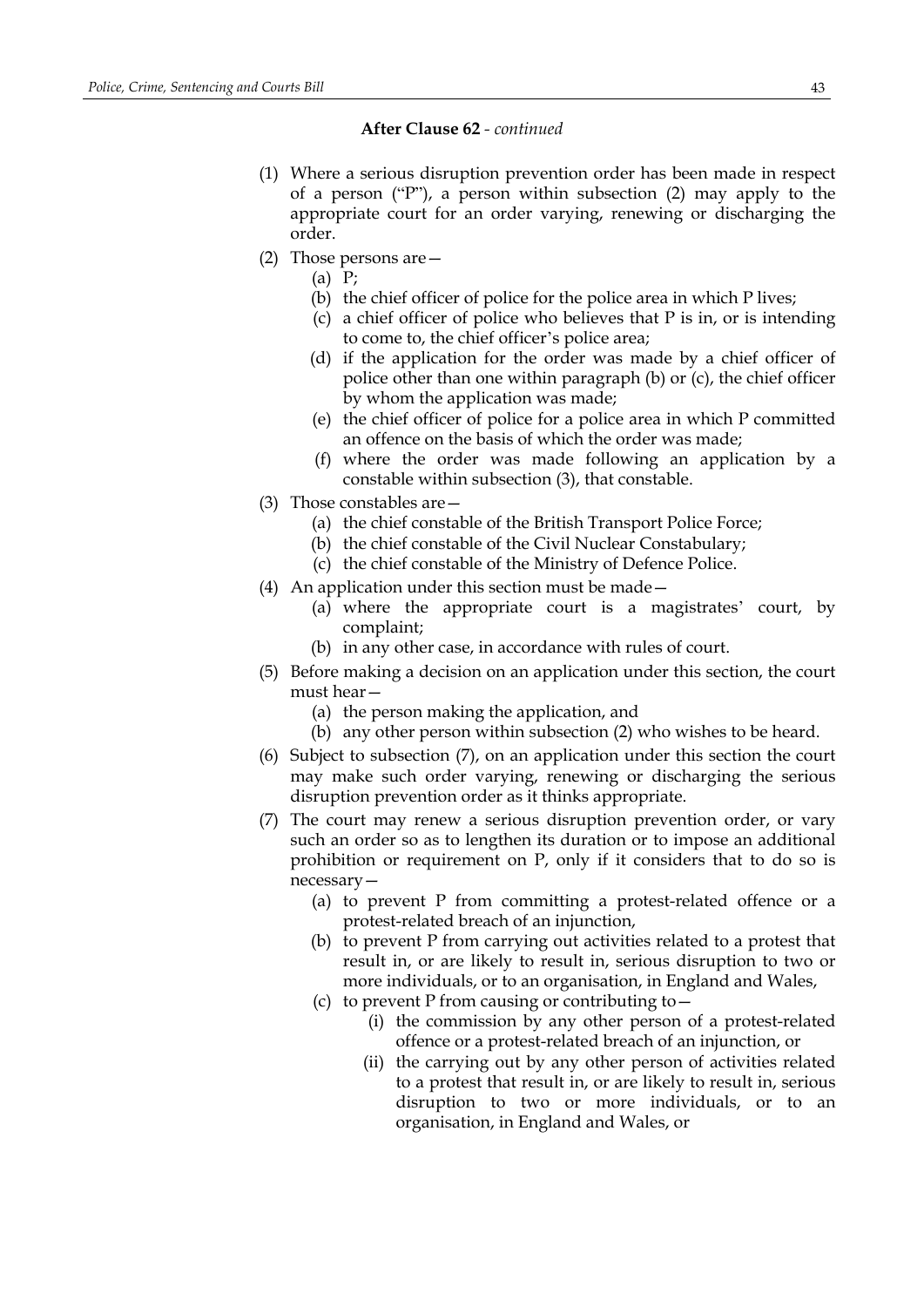**After Clause 62** - *continued*

(1) Where a serious disruption prevention order has been made in respect of a person ("P"), a person within subsection (2) may apply to the appropriate court for an order varying, renewing or discharging the order.

(2) Those persons are—

(a) P;

(b) the chief officer of police for the police area in which P lives;

(c) a chief officer of police who believes that P is in, or is intending to come to, the chief officer's police area;

(d) if the application for the order was made by a chief officer of police other than one within paragraph (b) or (c), the chief officer by whom the application was made;

(e) the chief officer of police for a police area in which P committed an offence on the basis of which the order was made;

(f) where the order was made following an application by a constable within subsection (3), that constable.

(3) Those constables are—

(a) the chief constable of the British Transport Police Force;

(b) the chief constable of the Civil Nuclear Constabulary;

(c) the chief constable of the Ministry of Defence Police.

(4) An application under this section must be made—

(a) where the appropriate court is a magistrates' court, by complaint;

(b) in any other case, in accordance with rules of court.

(5) Before making a decision on an application under this section, the court must hear—

(a) the person making the application, and

(b) any other person within subsection (2) who wishes to be heard.

(6) Subject to subsection (7), on an application under this section the court may make such order varying, renewing or discharging the serious disruption prevention order as it thinks appropriate.

(7) The court may renew a serious disruption prevention order, or vary such an order so as to lengthen its duration or to impose an additional prohibition or requirement on P, only if it considers that to do so is necessary—

(a) to prevent P from committing a protest-related offence or a protest-related breach of an injunction,

(b) to prevent P from carrying out activities related to a protest that result in, or are likely to result in, serious disruption to two or more individuals, or to an organisation, in England and Wales,

(c) to prevent P from causing or contributing to—

(i) the commission by any other person of a protest-related offence or a protest-related breach of an injunction, or

(ii) the carrying out by any other person of activities related to a protest that result in, or are likely to result in, serious disruption to two or more individuals, or to an organisation, in England and Wales, or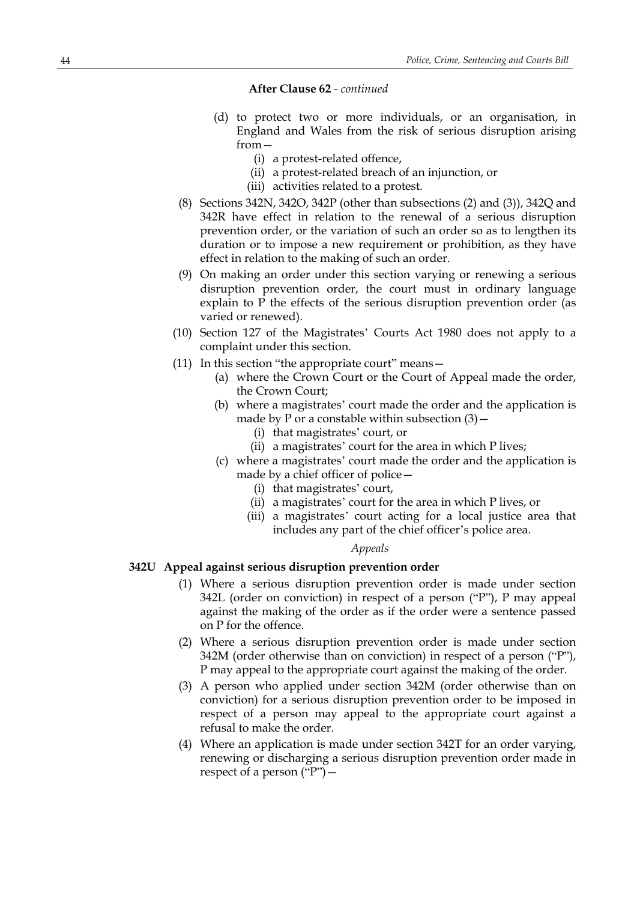**After Clause 62** - *continued*

(d) to protect two or more individuals, or an organisation, in England and Wales from the risk of serious disruption arising from—

(i) a protest-related offence,

(ii) a protest-related breach of an injunction, or

(iii) activities related to a protest.

(8) Sections 342N, 342O, 342P (other than subsections (2) and (3)), 342Q and 342R have effect in relation to the renewal of a serious disruption prevention order, or the variation of such an order so as to lengthen its duration or to impose a new requirement or prohibition, as they have effect in relation to the making of such an order.

(9) On making an order under this section varying or renewing a serious disruption prevention order, the court must in ordinary language explain to P the effects of the serious disruption prevention order (as varied or renewed).

(10) Section 127 of the Magistrates' Courts Act 1980 does not apply to a complaint under this section.

(11) In this section "the appropriate court" means—

(a) where the Crown Court or the Court of Appeal made the order, the Crown Court;

(b) where a magistrates' court made the order and the application is made by P or a constable within subsection (3)—

(i) that magistrates' court, or

(ii) a magistrates' court for the area in which P lives;

(c) where a magistrates' court made the order and the application is made by a chief officer of police—

(i) that magistrates' court,

(ii) a magistrates' court for the area in which P lives, or

(iii) a magistrates' court acting for a local justice area that includes any part of the chief officer's police area.

*Appeals*

**342U Appeal against serious disruption prevention order**

(1) Where a serious disruption prevention order is made under section 342L (order on conviction) in respect of a person ("P"), P may appeal against the making of the order as if the order were a sentence passed on P for the offence.

(2) Where a serious disruption prevention order is made under section 342M (order otherwise than on conviction) in respect of a person ("P"), P may appeal to the appropriate court against the making of the order.

(3) A person who applied under section 342M (order otherwise than on conviction) for a serious disruption prevention order to be imposed in respect of a person may appeal to the appropriate court against a refusal to make the order.

(4) Where an application is made under section 342T for an order varying, renewing or discharging a serious disruption prevention order made in respect of a person ("P")—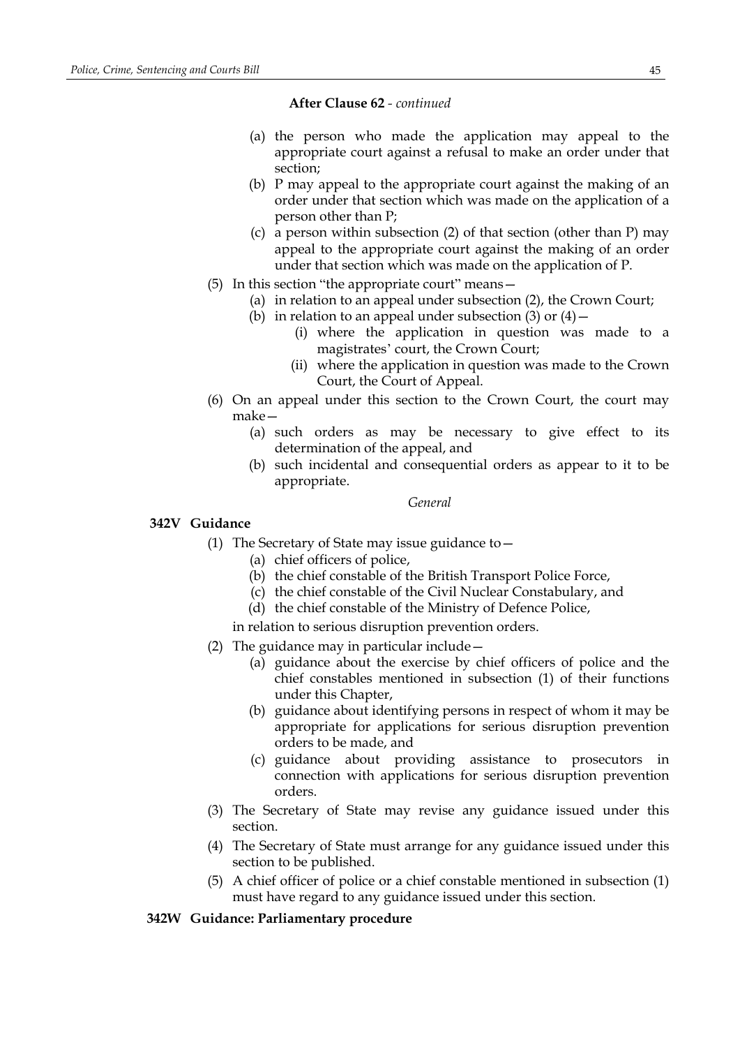**After Clause 62** - *continued*

(a) the person who made the application may appeal to the appropriate court against a refusal to make an order under that section;

(b) P may appeal to the appropriate court against the making of an order under that section which was made on the application of a person other than P;

(c) a person within subsection (2) of that section (other than P) may appeal to the appropriate court against the making of an order under that section which was made on the application of P.

(5) In this section "the appropriate court" means—

(a) in relation to an appeal under subsection (2), the Crown Court;

(b) in relation to an appeal under subsection (3) or (4)—

(i) where the application in question was made to a magistrates' court, the Crown Court;

(ii) where the application in question was made to the Crown Court, the Court of Appeal.

(6) On an appeal under this section to the Crown Court, the court may make—

(a) such orders as may be necessary to give effect to its determination of the appeal, and

(b) such incidental and consequential orders as appear to it to be appropriate.

*General*

**342V Guidance**

(1) The Secretary of State may issue guidance to—

(a) chief officers of police,

(b) the chief constable of the British Transport Police Force,

(c) the chief constable of the Civil Nuclear Constabulary, and

(d) the chief constable of the Ministry of Defence Police,

in relation to serious disruption prevention orders.

(2) The guidance may in particular include—

(a) guidance about the exercise by chief officers of police and the chief constables mentioned in subsection (1) of their functions under this Chapter,

(b) guidance about identifying persons in respect of whom it may be appropriate for applications for serious disruption prevention orders to be made, and

(c) guidance about providing assistance to prosecutors in connection with applications for serious disruption prevention orders.

(3) The Secretary of State may revise any guidance issued under this section.

(4) The Secretary of State must arrange for any guidance issued under this section to be published.

(5) A chief officer of police or a chief constable mentioned in subsection (1) must have regard to any guidance issued under this section.

**342W Guidance: Parliamentary procedure**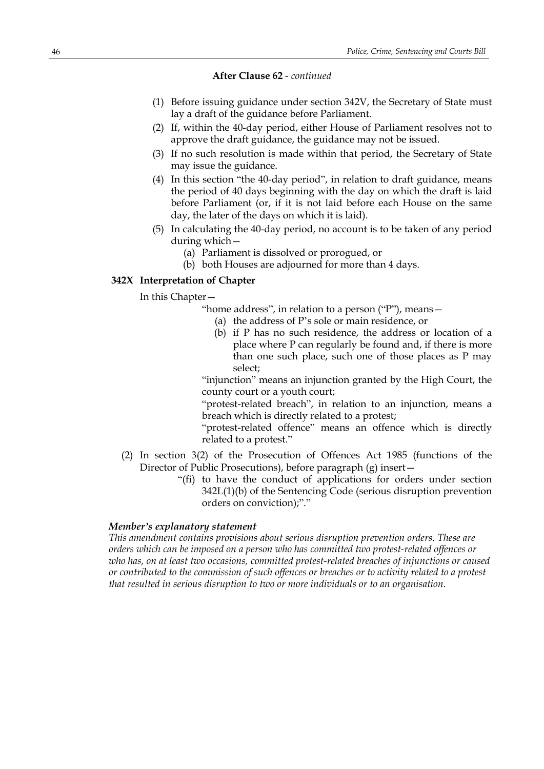**After Clause 62** - *continued*

(1) Before issuing guidance under section 342V, the Secretary of State must lay a draft of the guidance before Parliament.

(2) If, within the 40-day period, either House of Parliament resolves not to approve the draft guidance, the guidance may not be issued.

(3) If no such resolution is made within that period, the Secretary of State may issue the guidance.

(4) In this section "the 40-day period", in relation to draft guidance, means the period of 40 days beginning with the day on which the draft is laid before Parliament (or, if it is not laid before each House on the same day, the later of the days on which it is laid).

(5) In calculating the 40-day period, no account is to be taken of any period during which—

(a) Parliament is dissolved or prorogued, or

(b) both Houses are adjourned for more than 4 days.

**342X Interpretation of Chapter**

In this Chapter—

"home address", in relation to a person ("P"), means—

(a) the address of P's sole or main residence, or

(b) if P has no such residence, the address or location of a place where P can regularly be found and, if there is more than one such place, such one of those places as P may select;

"injunction" means an injunction granted by the High Court, the county court or a youth court;

"protest-related breach", in relation to an injunction, means a breach which is directly related to a protest;

"protest-related offence" means an offence which is directly related to a protest."

(2) In section 3(2) of the Prosecution of Offences Act 1985 (functions of the Director of Public Prosecutions), before paragraph (g) insert—

"(fi) to have the conduct of applications for orders under section 342L(1)(b) of the Sentencing Code (serious disruption prevention orders on conviction);"."

***Member's explanatory statement***

*This amendment contains provisions about serious disruption prevention orders. These are orders which can be imposed on a person who has committed two protest-related offences or who has, on at least two occasions, committed protest-related breaches of injunctions or caused or contributed to the commission of such offences or breaches or to activity related to a protest that resulted in serious disruption to two or more individuals or to an organisation.*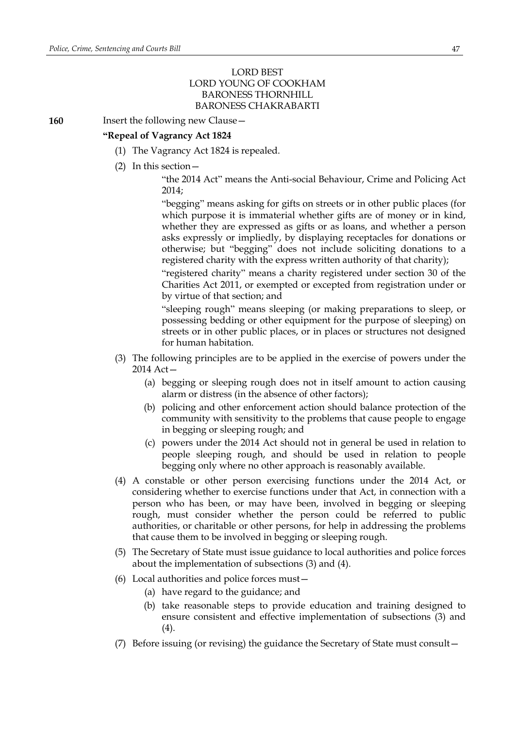LORD BEST
LORD YOUNG OF COOKHAM
BARONESS THORNHILL
BARONESS CHAKRABARTI

**160** Insert the following new Clause—

**"Repeal of Vagrancy Act 1824**

(1) The Vagrancy Act 1824 is repealed.

(2) In this section—

"the 2014 Act" means the Anti-social Behaviour, Crime and Policing Act 2014;

"begging" means asking for gifts on streets or in other public places (for which purpose it is immaterial whether gifts are of money or in kind, whether they are expressed as gifts or as loans, and whether a person asks expressly or impliedly, by displaying receptacles for donations or otherwise; but "begging" does not include soliciting donations to a registered charity with the express written authority of that charity);

"registered charity" means a charity registered under section 30 of the Charities Act 2011, or exempted or excepted from registration under or by virtue of that section; and

"sleeping rough" means sleeping (or making preparations to sleep, or possessing bedding or other equipment for the purpose of sleeping) on streets or in other public places, or in places or structures not designed for human habitation.

(3) The following principles are to be applied in the exercise of powers under the 2014 Act—

(a) begging or sleeping rough does not in itself amount to action causing alarm or distress (in the absence of other factors);

(b) policing and other enforcement action should balance protection of the community with sensitivity to the problems that cause people to engage in begging or sleeping rough; and

(c) powers under the 2014 Act should not in general be used in relation to people sleeping rough, and should be used in relation to people begging only where no other approach is reasonably available.

(4) A constable or other person exercising functions under the 2014 Act, or considering whether to exercise functions under that Act, in connection with a person who has been, or may have been, involved in begging or sleeping rough, must consider whether the person could be referred to public authorities, or charitable or other persons, for help in addressing the problems that cause them to be involved in begging or sleeping rough.

(5) The Secretary of State must issue guidance to local authorities and police forces about the implementation of subsections (3) and (4).

(6) Local authorities and police forces must—

(a) have regard to the guidance; and

(b) take reasonable steps to provide education and training designed to ensure consistent and effective implementation of subsections (3) and (4).

(7) Before issuing (or revising) the guidance the Secretary of State must consult—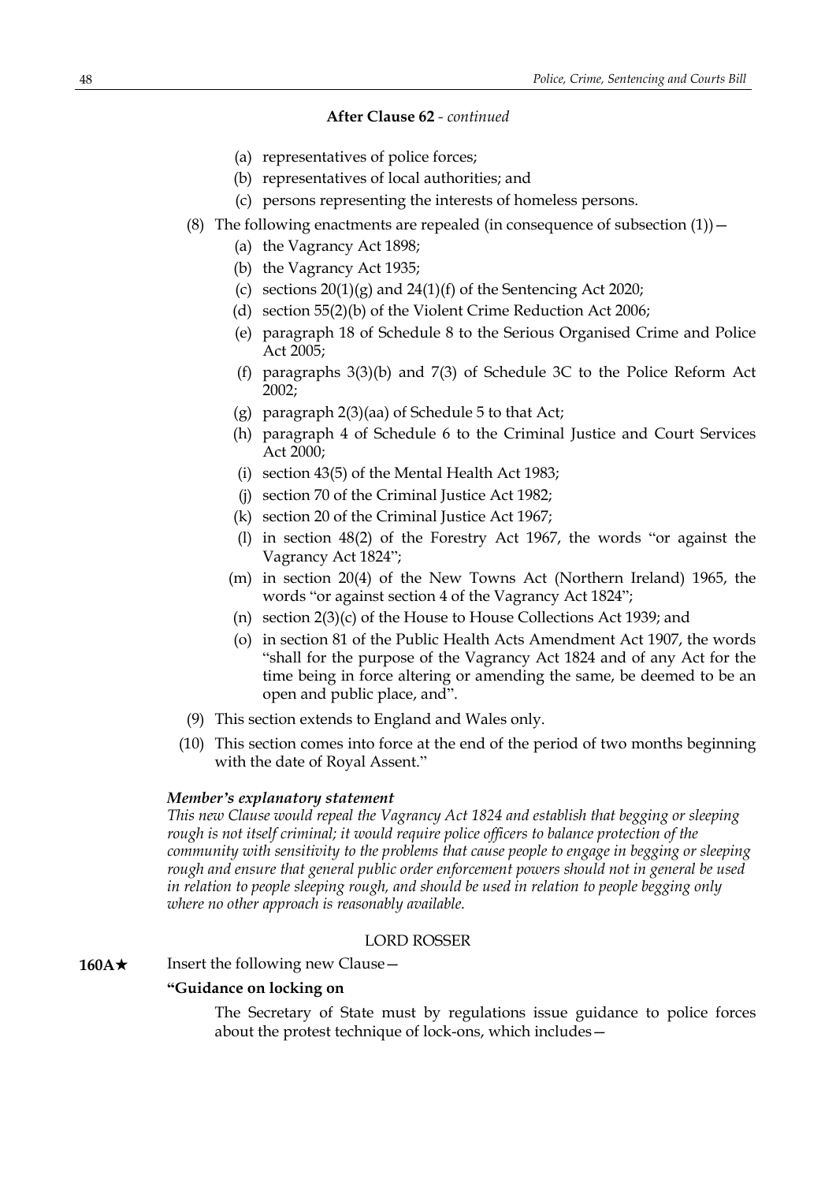**After Clause 62** - *continued*

(a) representatives of police forces;

(b) representatives of local authorities; and

(c) persons representing the interests of homeless persons.

(8) The following enactments are repealed (in consequence of subsection (1))—

(a) the Vagrancy Act 1898;

(b) the Vagrancy Act 1935;

(c) sections 20(1)(g) and 24(1)(f) of the Sentencing Act 2020;

(d) section 55(2)(b) of the Violent Crime Reduction Act 2006;

(e) paragraph 18 of Schedule 8 to the Serious Organised Crime and Police Act 2005;

(f) paragraphs 3(3)(b) and 7(3) of Schedule 3C to the Police Reform Act 2002;

(g) paragraph 2(3)(aa) of Schedule 5 to that Act;

(h) paragraph 4 of Schedule 6 to the Criminal Justice and Court Services Act 2000;

(i) section 43(5) of the Mental Health Act 1983;

(j) section 70 of the Criminal Justice Act 1982;

(k) section 20 of the Criminal Justice Act 1967;

(l) in section 48(2) of the Forestry Act 1967, the words "or against the Vagrancy Act 1824";

(m) in section 20(4) of the New Towns Act (Northern Ireland) 1965, the words "or against section 4 of the Vagrancy Act 1824";

(n) section 2(3)(c) of the House to House Collections Act 1939; and

(o) in section 81 of the Public Health Acts Amendment Act 1907, the words "shall for the purpose of the Vagrancy Act 1824 and of any Act for the time being in force altering or amending the same, be deemed to be an open and public place, and".

(9) This section extends to England and Wales only.

(10) This section comes into force at the end of the period of two months beginning with the date of Royal Assent."

***Member's explanatory statement***

*This new Clause would repeal the Vagrancy Act 1824 and establish that begging or sleeping rough is not itself criminal; it would require police officers to balance protection of the community with sensitivity to the problems that cause people to engage in begging or sleeping rough and ensure that general public order enforcement powers should not in general be used in relation to people sleeping rough, and should be used in relation to people begging only where no other approach is reasonably available.*

LORD ROSSER

**160A★** Insert the following new Clause—

**"Guidance on locking on**

The Secretary of State must by regulations issue guidance to police forces about the protest technique of lock-ons, which includes—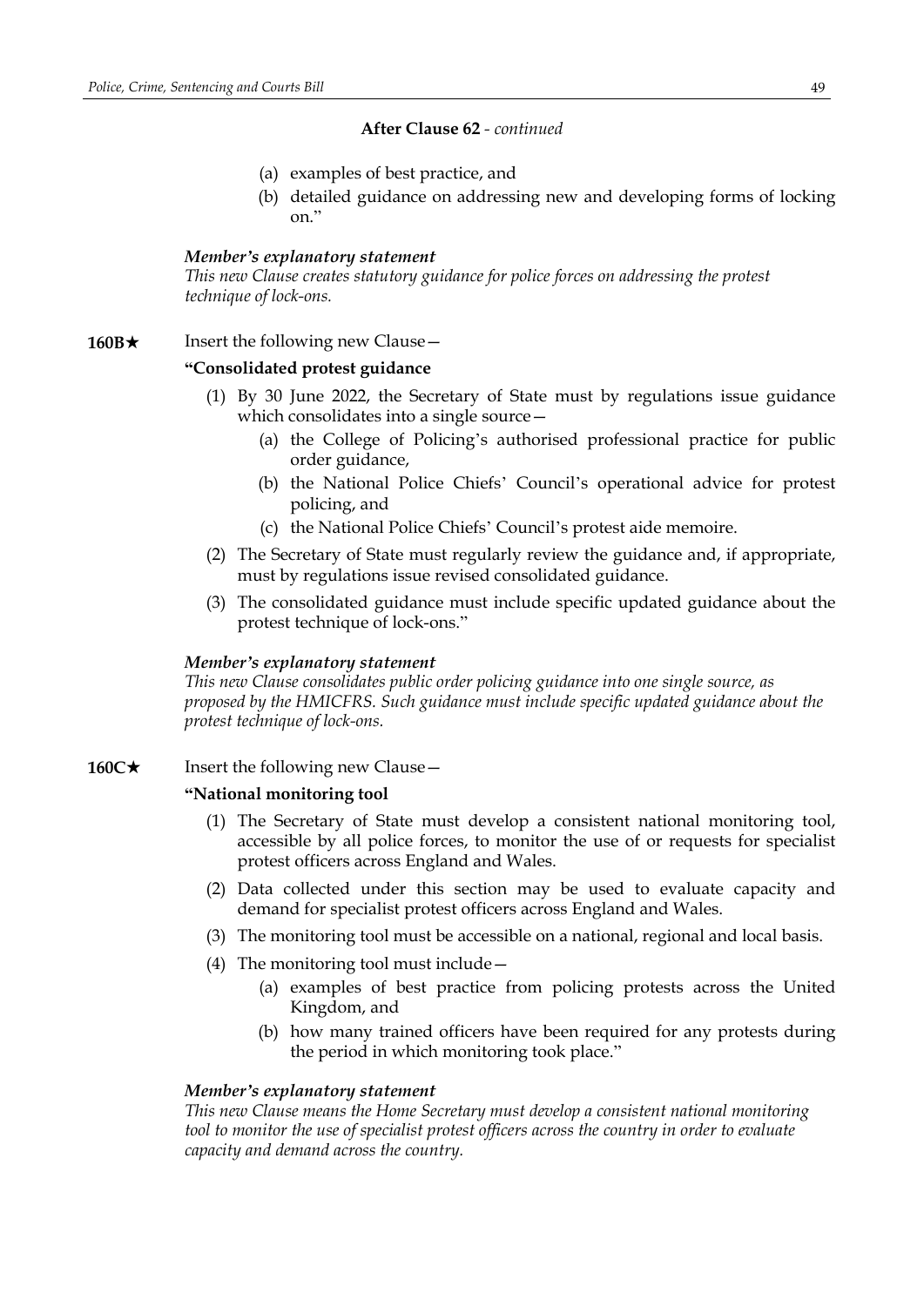**After Clause 62** - *continued*

(a) examples of best practice, and

(b) detailed guidance on addressing new and developing forms of locking on."

***Member's explanatory statement***

*This new Clause creates statutory guidance for police forces on addressing the protest technique of lock-ons.*

**160B★** Insert the following new Clause—

**"Consolidated protest guidance**

(1) By 30 June 2022, the Secretary of State must by regulations issue guidance which consolidates into a single source—

(a) the College of Policing's authorised professional practice for public order guidance,

(b) the National Police Chiefs' Council's operational advice for protest policing, and

(c) the National Police Chiefs' Council's protest aide memoire.

(2) The Secretary of State must regularly review the guidance and, if appropriate, must by regulations issue revised consolidated guidance.

(3) The consolidated guidance must include specific updated guidance about the protest technique of lock-ons."

***Member's explanatory statement***

*This new Clause consolidates public order policing guidance into one single source, as proposed by the HMICFRS. Such guidance must include specific updated guidance about the protest technique of lock-ons.*

**160C★** Insert the following new Clause—

**"National monitoring tool**

(1) The Secretary of State must develop a consistent national monitoring tool, accessible by all police forces, to monitor the use of or requests for specialist protest officers across England and Wales.

(2) Data collected under this section may be used to evaluate capacity and demand for specialist protest officers across England and Wales.

(3) The monitoring tool must be accessible on a national, regional and local basis.

(4) The monitoring tool must include—

(a) examples of best practice from policing protests across the United Kingdom, and

(b) how many trained officers have been required for any protests during the period in which monitoring took place."

***Member's explanatory statement***

*This new Clause means the Home Secretary must develop a consistent national monitoring tool to monitor the use of specialist protest officers across the country in order to evaluate capacity and demand across the country.*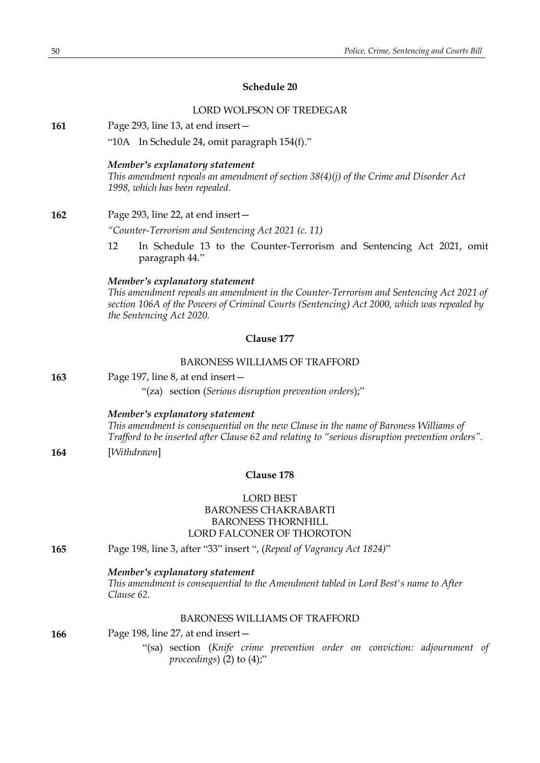## Schedule 20

LORD WOLFSON OF TREDEGAR

**161** Page 293, line 13, at end insert—

"10A In Schedule 24, omit paragraph 154(f)."

***Member's explanatory statement***

*This amendment repeals an amendment of section 38(4)(j) of the Crime and Disorder Act 1998, which has been repealed.*

**162** Page 293, line 22, at end insert—

*"Counter-Terrorism and Sentencing Act 2021 (c. 11)*

12 In Schedule 13 to the Counter-Terrorism and Sentencing Act 2021, omit paragraph 44."

***Member's explanatory statement***

*This amendment repeals an amendment in the Counter-Terrorism and Sentencing Act 2021 of section 106A of the Powers of Criminal Courts (Sentencing) Act 2000, which was repealed by the Sentencing Act 2020.*

## Clause 177

BARONESS WILLIAMS OF TRAFFORD

**163** Page 197, line 8, at end insert—

"(za) section (*Serious disruption prevention orders*);"

***Member's explanatory statement***

*This amendment is consequential on the new Clause in the name of Baroness Williams of Trafford to be inserted after Clause 62 and relating to "serious disruption prevention orders".*

**164** [*Withdrawn*]

## Clause 178

LORD BEST
BARONESS CHAKRABARTI
BARONESS THORNHILL
LORD FALCONER OF THOROTON

**165** Page 198, line 3, after "33" insert ", (*Repeal of Vagrancy Act 1824*)"

***Member's explanatory statement***

*This amendment is consequential to the Amendment tabled in Lord Best's name to After Clause 62.*

BARONESS WILLIAMS OF TRAFFORD

**166** Page 198, line 27, at end insert—

"(sa) section (*Knife crime prevention order on conviction: adjournment of proceedings*) (2) to (4);"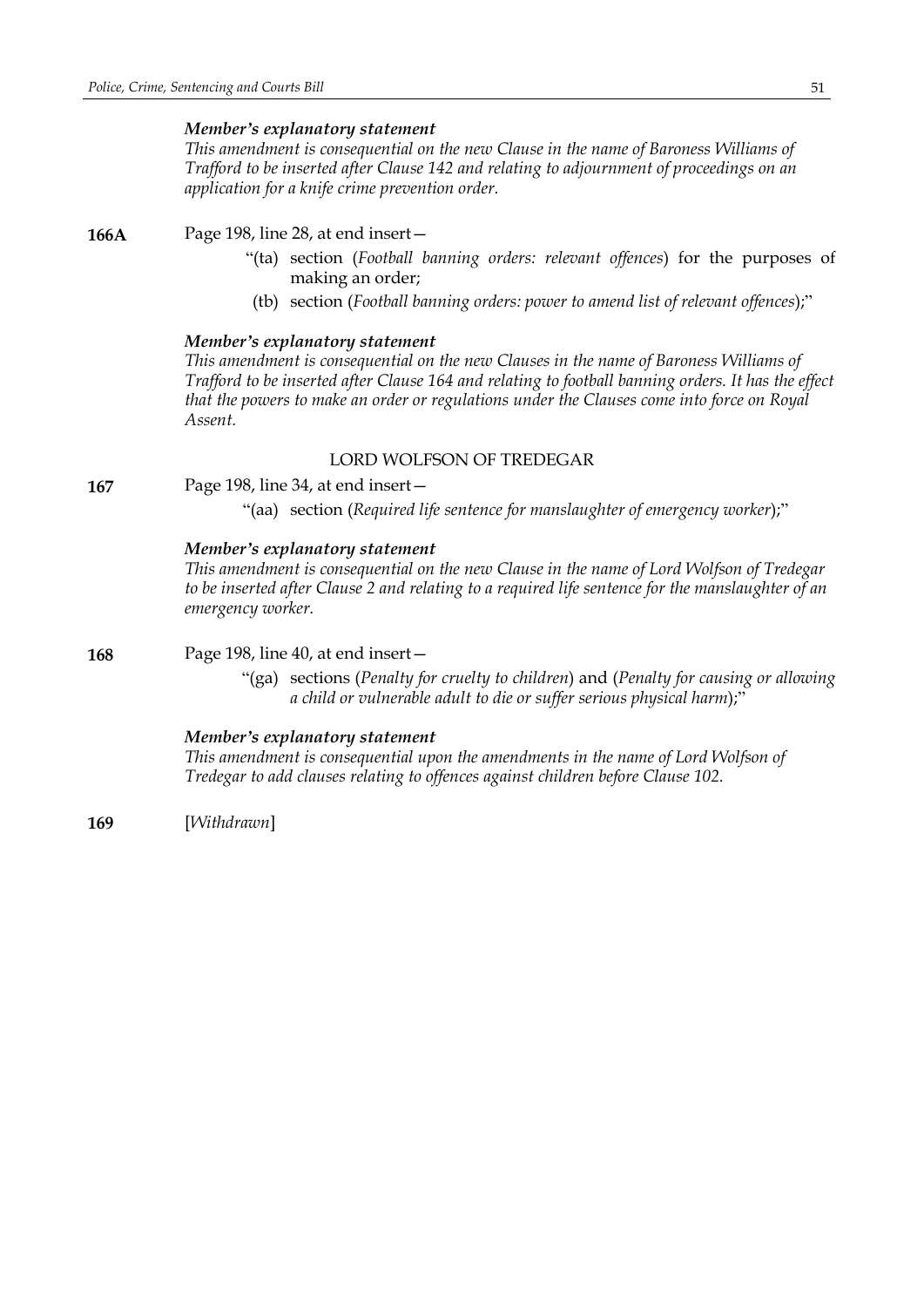*Member's explanatory statement*

*This amendment is consequential on the new Clause in the name of Baroness Williams of Trafford to be inserted after Clause 142 and relating to adjournment of proceedings on an application for a knife crime prevention order.*

**166A** Page 198, line 28, at end insert—

"(ta) section (*Football banning orders: relevant offences*) for the purposes of making an order;

(tb) section (*Football banning orders: power to amend list of relevant offences*);"

*Member's explanatory statement*

*This amendment is consequential on the new Clauses in the name of Baroness Williams of Trafford to be inserted after Clause 164 and relating to football banning orders. It has the effect that the powers to make an order or regulations under the Clauses come into force on Royal Assent.*

LORD WOLFSON OF TREDEGAR

**167** Page 198, line 34, at end insert—

"(aa) section (*Required life sentence for manslaughter of emergency worker*);"

*Member's explanatory statement*

*This amendment is consequential on the new Clause in the name of Lord Wolfson of Tredegar to be inserted after Clause 2 and relating to a required life sentence for the manslaughter of an emergency worker.*

**168** Page 198, line 40, at end insert—

"(ga) sections (*Penalty for cruelty to children*) and (*Penalty for causing or allowing a child or vulnerable adult to die or suffer serious physical harm*);"

*Member's explanatory statement*

*This amendment is consequential upon the amendments in the name of Lord Wolfson of Tredegar to add clauses relating to offences against children before Clause 102.*

**169** [*Withdrawn*]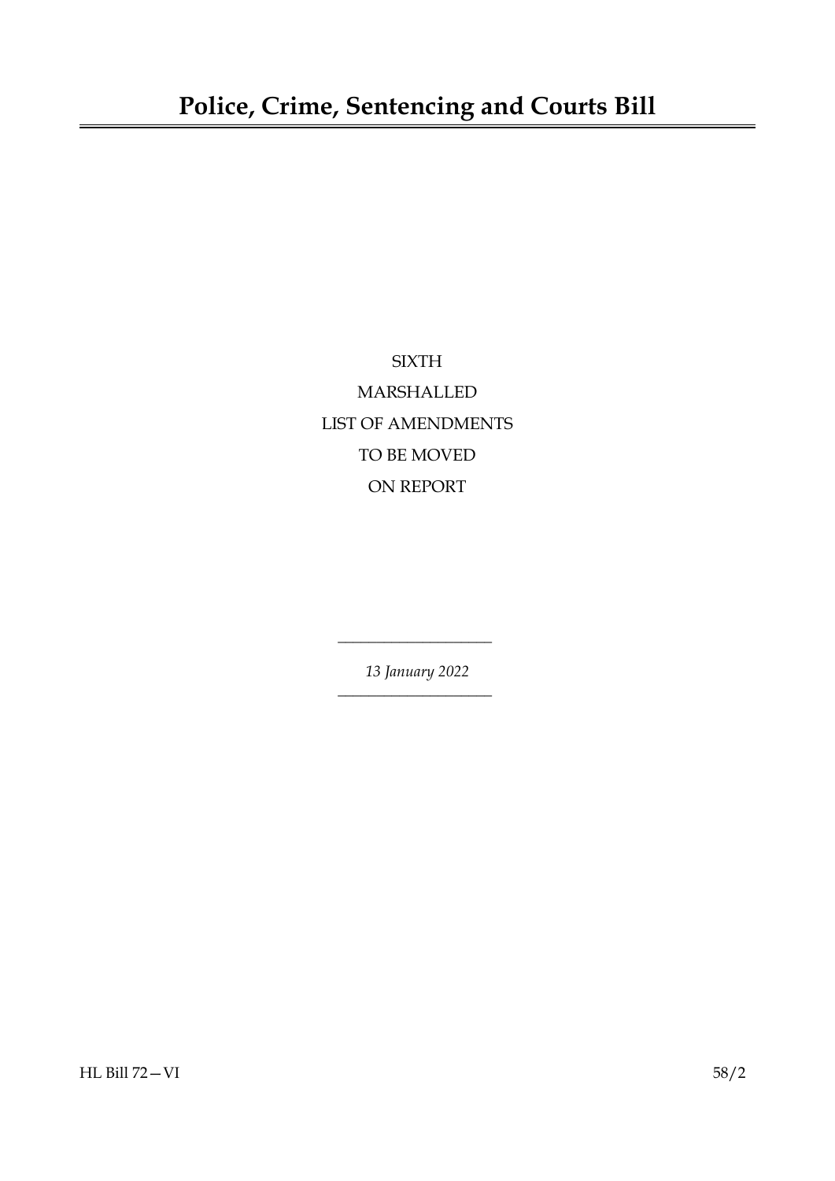# Police, Crime, Sentencing and Courts Bill

SIXTH

MARSHALLED

LIST OF AMENDMENTS

TO BE MOVED

ON REPORT

---

*13 January 2022*

---

HL Bill 72—VI

58/2